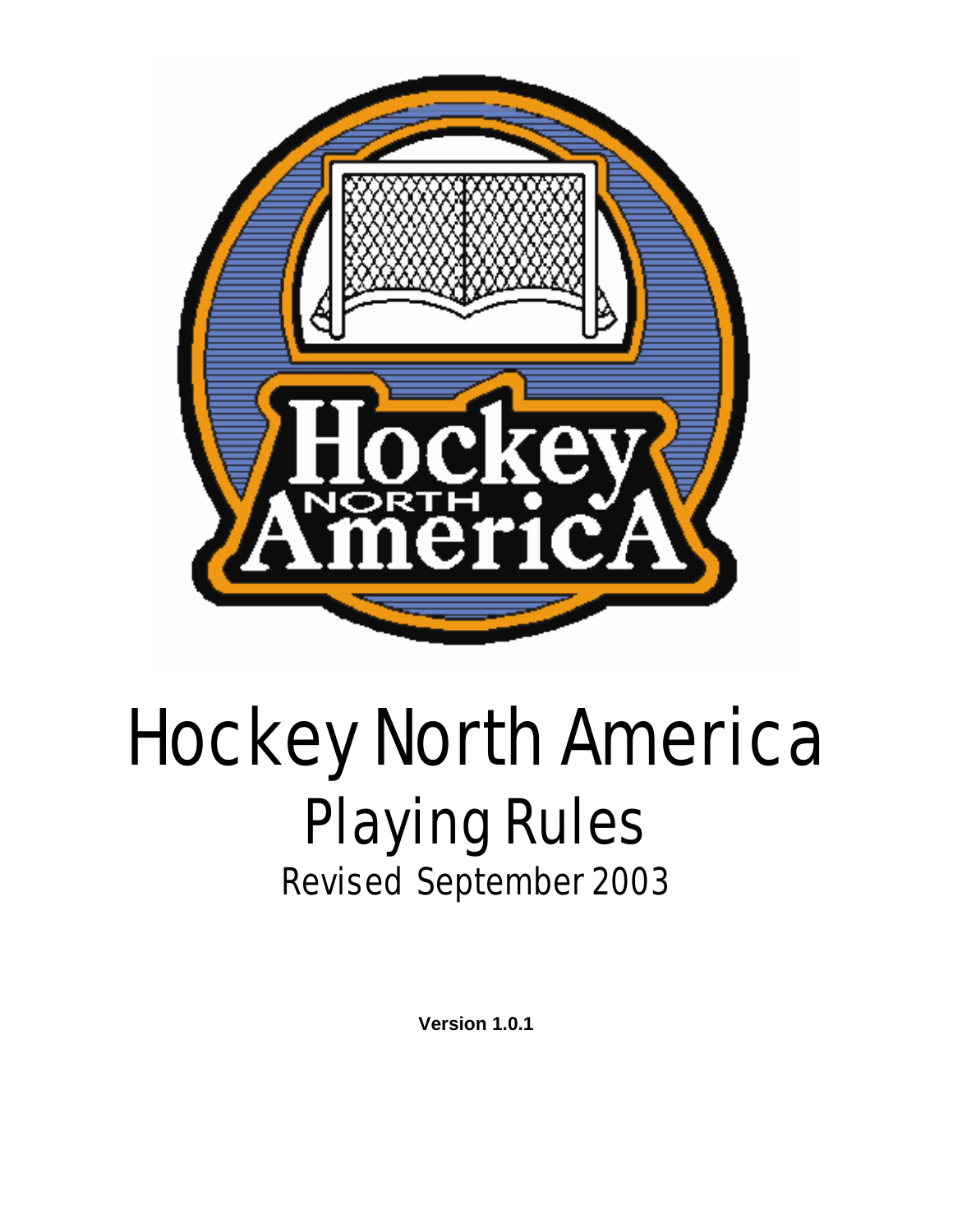# Hockey North America

## Playing Rules

### Revised September 2003

**Version 1.0.1**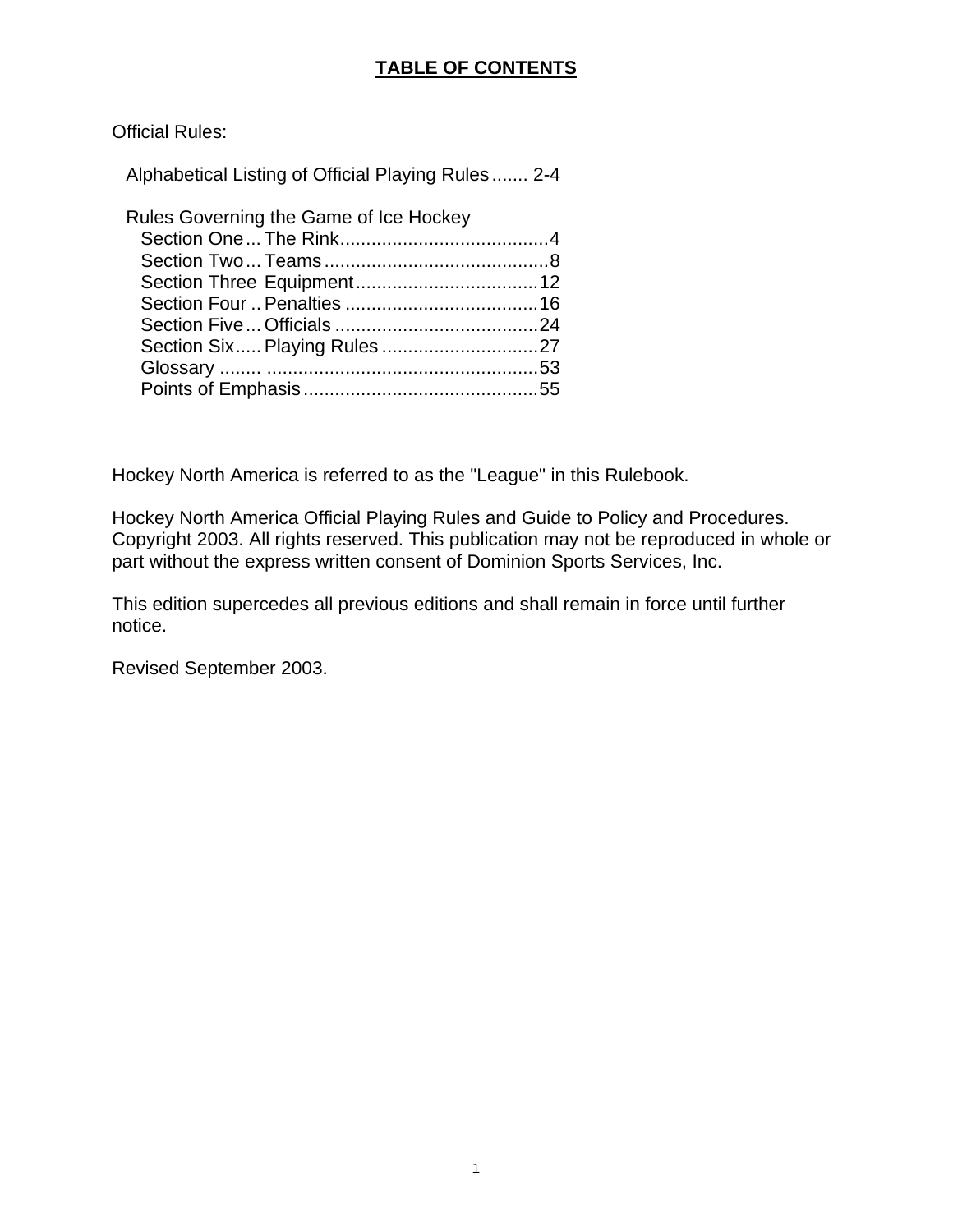# TABLE OF CONTENTS

Official Rules:

Alphabetical Listing of Official Playing Rules....... 2-4

Rules Governing the Game of Ice Hockey

- Section One... The Rink........................................4
- Section Two... Teams...........................................8
- Section Three Equipment...................................12
- Section Four .. Penalties .....................................16
- Section Five... Officials .......................................24
- Section Six..... Playing Rules ..............................27
- Glossary ........ ...................................................53
- Points of Emphasis.............................................55

Hockey North America is referred to as the "League" in this Rulebook.

Hockey North America Official Playing Rules and Guide to Policy and Procedures. Copyright 2003. All rights reserved. This publication may not be reproduced in whole or part without the express written consent of Dominion Sports Services, Inc.

This edition supercedes all previous editions and shall remain in force until further notice.

Revised September 2003.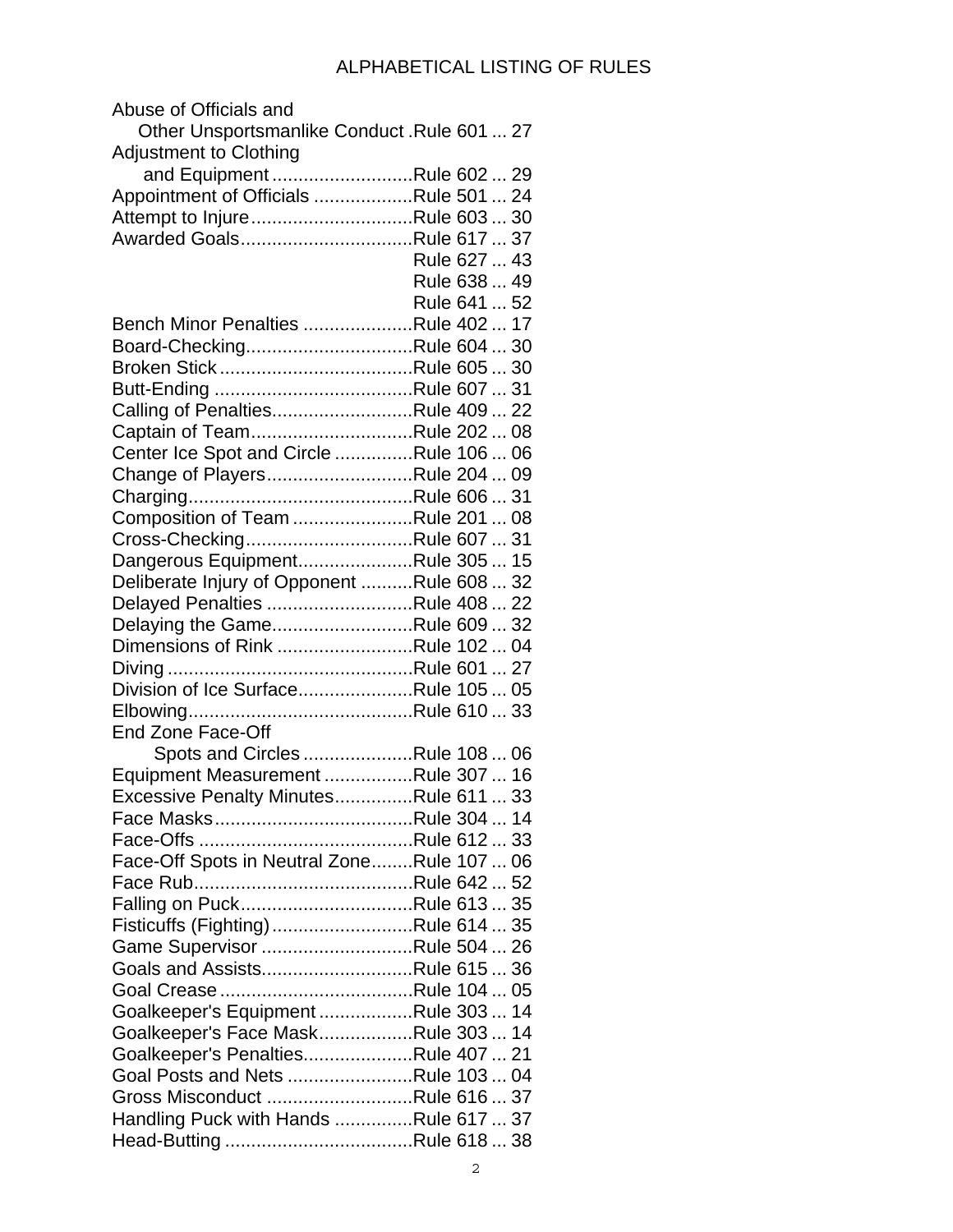# ALPHABETICAL LISTING OF RULES

| Rule | | Page |
|---|---|---|
| Abuse of Officials and Other Unsportsmanlike Conduct | Rule 601 | 27 |
| Adjustment to Clothing and Equipment | Rule 602 | 29 |
| Appointment of Officials | Rule 501 | 24 |
| Attempt to Injure | Rule 603 | 30 |
| Awarded Goals | Rule 617 | 37 |
| | Rule 627 | 43 |
| | Rule 638 | 49 |
| | Rule 641 | 52 |
| Bench Minor Penalties | Rule 402 | 17 |
| Board-Checking | Rule 604 | 30 |
| Broken Stick | Rule 605 | 30 |
| Butt-Ending | Rule 607 | 31 |
| Calling of Penalties | Rule 409 | 22 |
| Captain of Team | Rule 202 | 08 |
| Center Ice Spot and Circle | Rule 106 | 06 |
| Change of Players | Rule 204 | 09 |
| Charging | Rule 606 | 31 |
| Composition of Team | Rule 201 | 08 |
| Cross-Checking | Rule 607 | 31 |
| Dangerous Equipment | Rule 305 | 15 |
| Deliberate Injury of Opponent | Rule 608 | 32 |
| Delayed Penalties | Rule 408 | 22 |
| Delaying the Game | Rule 609 | 32 |
| Dimensions of Rink | Rule 102 | 04 |
| Diving | Rule 601 | 27 |
| Division of Ice Surface | Rule 105 | 05 |
| Elbowing | Rule 610 | 33 |
| End Zone Face-Off Spots and Circles | Rule 108 | 06 |
| Equipment Measurement | Rule 307 | 16 |
| Excessive Penalty Minutes | Rule 611 | 33 |
| Face Masks | Rule 304 | 14 |
| Face-Offs | Rule 612 | 33 |
| Face-Off Spots in Neutral Zone | Rule 107 | 06 |
| Face Rub | Rule 642 | 52 |
| Falling on Puck | Rule 613 | 35 |
| Fisticuffs (Fighting) | Rule 614 | 35 |
| Game Supervisor | Rule 504 | 26 |
| Goals and Assists | Rule 615 | 36 |
| Goal Crease | Rule 104 | 05 |
| Goalkeeper's Equipment | Rule 303 | 14 |
| Goalkeeper's Face Mask | Rule 303 | 14 |
| Goalkeeper's Penalties | Rule 407 | 21 |
| Goal Posts and Nets | Rule 103 | 04 |
| Gross Misconduct | Rule 616 | 37 |
| Handling Puck with Hands | Rule 617 | 37 |
| Head-Butting | Rule 618 | 38 |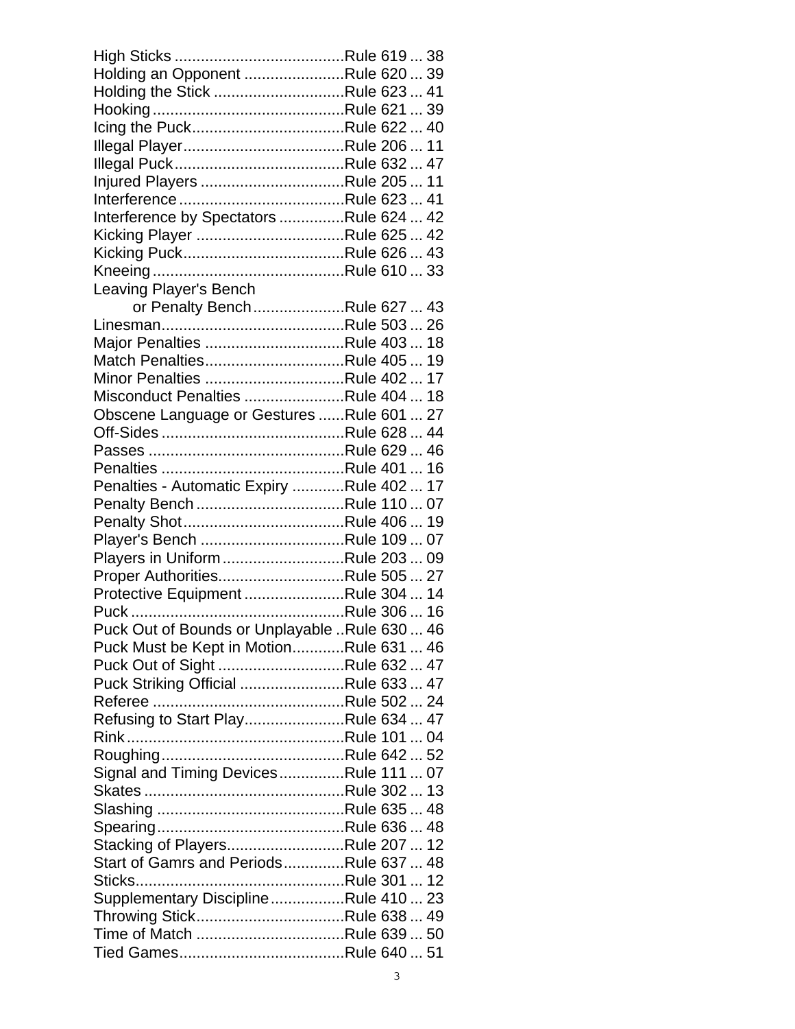High Sticks .......................................Rule 619 ... 38
Holding an Opponent .......................Rule 620 ... 39
Holding the Stick ..............................Rule 623 ... 41
Hooking ............................................Rule 621 ... 39
Icing the Puck...................................Rule 622 ... 40
Illegal Player.....................................Rule 206 ... 11
Illegal Puck.......................................Rule 632 ... 47
Injured Players .................................Rule 205 ... 11
Interference ......................................Rule 623 ... 41
Interference by Spectators ...............Rule 624 ... 42
Kicking Player ..................................Rule 625 ... 42
Kicking Puck.....................................Rule 626 ... 43
Kneeing ............................................Rule 610 ... 33
Leaving Player's Bench
  or Penalty Bench.....................Rule 627 ... 43
Linesman..........................................Rule 503 ... 26
Major Penalties ................................Rule 403 ... 18
Match Penalties................................Rule 405 ... 19
Minor Penalties ................................Rule 402 ... 17
Misconduct Penalties .......................Rule 404 ... 18
Obscene Language or Gestures ......Rule 601 ... 27
Off-Sides ..........................................Rule 628 ... 44
Passes .............................................Rule 629 ... 46
Penalties ..........................................Rule 401 ... 16
Penalties - Automatic Expiry ............Rule 402 ... 17
Penalty Bench ..................................Rule 110 ... 07
Penalty Shot.....................................Rule 406 ... 19
Player's Bench .................................Rule 109 ... 07
Players in Uniform ............................Rule 203 ... 09
Proper Authorities.............................Rule 505 ... 27
Protective Equipment .......................Rule 304 ... 14
Puck .................................................Rule 306 ... 16
Puck Out of Bounds or Unplayable ..Rule 630 ... 46
Puck Must be Kept in Motion............Rule 631 ... 46
Puck Out of Sight .............................Rule 632 ... 47
Puck Striking Official ........................Rule 633 ... 47
Referee ............................................Rule 502 ... 24
Refusing to Start Play.......................Rule 634 ... 47
Rink..................................................Rule 101 ... 04
Roughing..........................................Rule 642 ... 52
Signal and Timing Devices...............Rule 111 ... 07
Skates ..............................................Rule 302 ... 13
Slashing ...........................................Rule 635 ... 48
Spearing...........................................Rule 636 ... 48
Stacking of Players...........................Rule 207 ... 12
Start of Gamrs and Periods..............Rule 637 ... 48
Sticks................................................Rule 301 ... 12
Supplementary Discipline.................Rule 410 ... 23
Throwing Stick..................................Rule 638 ... 49
Time of Match ..................................Rule 639 ... 50
Tied Games......................................Rule 640 ... 51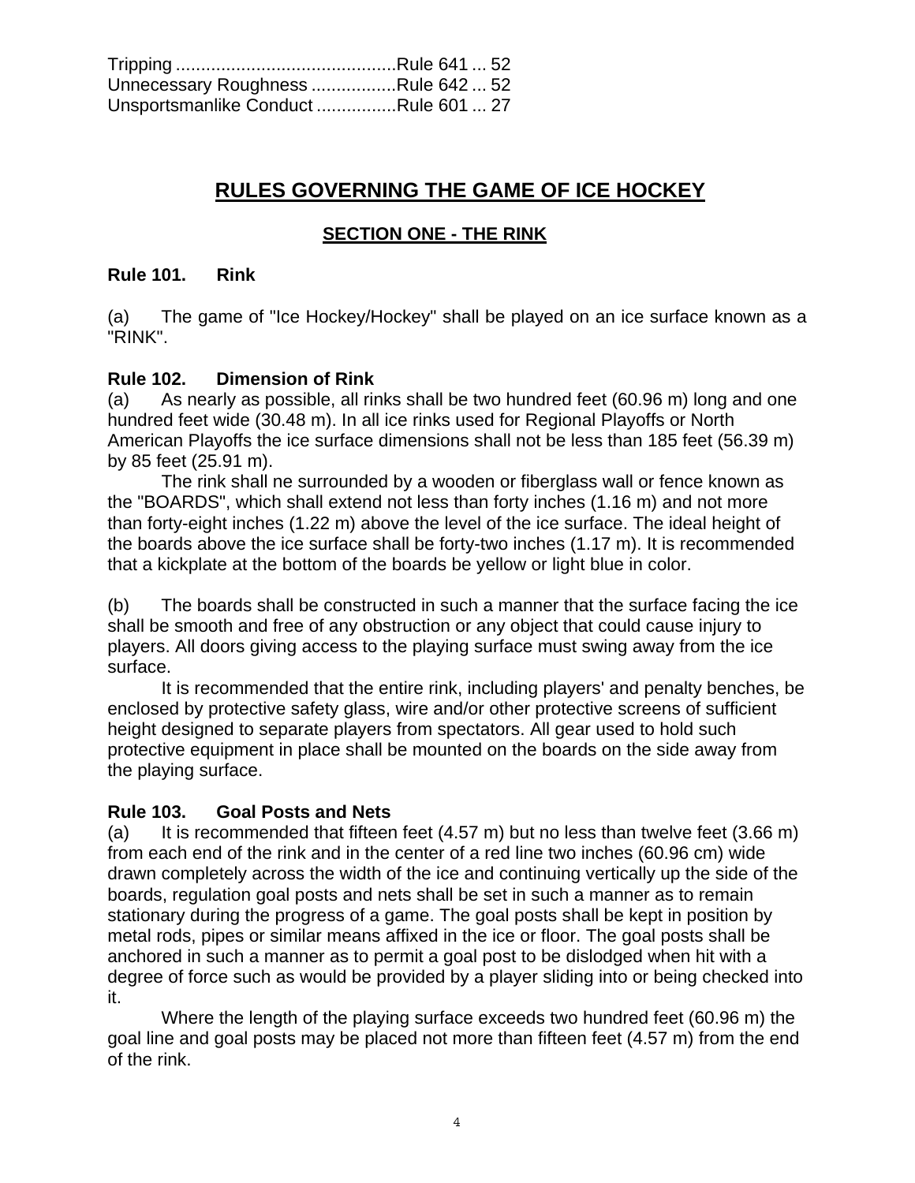Tripping ............................................Rule 641 ... 52
Unnecessary Roughness .................Rule 642 ... 52
Unsportsmanlike Conduct ................Rule 601 ... 27

# RULES GOVERNING THE GAME OF ICE HOCKEY

## SECTION ONE - THE RINK

### Rule 101. Rink

(a) The game of "Ice Hockey/Hockey" shall be played on an ice surface known as a "RINK".

### Rule 102. Dimension of Rink

(a) As nearly as possible, all rinks shall be two hundred feet (60.96 m) long and one hundred feet wide (30.48 m). In all ice rinks used for Regional Playoffs or North American Playoffs the ice surface dimensions shall not be less than 185 feet (56.39 m) by 85 feet (25.91 m).

The rink shall ne surrounded by a wooden or fiberglass wall or fence known as the "BOARDS", which shall extend not less than forty inches (1.16 m) and not more than forty-eight inches (1.22 m) above the level of the ice surface. The ideal height of the boards above the ice surface shall be forty-two inches (1.17 m). It is recommended that a kickplate at the bottom of the boards be yellow or light blue in color.

(b) The boards shall be constructed in such a manner that the surface facing the ice shall be smooth and free of any obstruction or any object that could cause injury to players. All doors giving access to the playing surface must swing away from the ice surface.

It is recommended that the entire rink, including players' and penalty benches, be enclosed by protective safety glass, wire and/or other protective screens of sufficient height designed to separate players from spectators. All gear used to hold such protective equipment in place shall be mounted on the boards on the side away from the playing surface.

### Rule 103. Goal Posts and Nets

(a) It is recommended that fifteen feet (4.57 m) but no less than twelve feet (3.66 m) from each end of the rink and in the center of a red line two inches (60.96 cm) wide drawn completely across the width of the ice and continuing vertically up the side of the boards, regulation goal posts and nets shall be set in such a manner as to remain stationary during the progress of a game. The goal posts shall be kept in position by metal rods, pipes or similar means affixed in the ice or floor. The goal posts shall be anchored in such a manner as to permit a goal post to be dislodged when hit with a degree of force such as would be provided by a player sliding into or being checked into it.

Where the length of the playing surface exceeds two hundred feet (60.96 m) the goal line and goal posts may be placed not more than fifteen feet (4.57 m) from the end of the rink.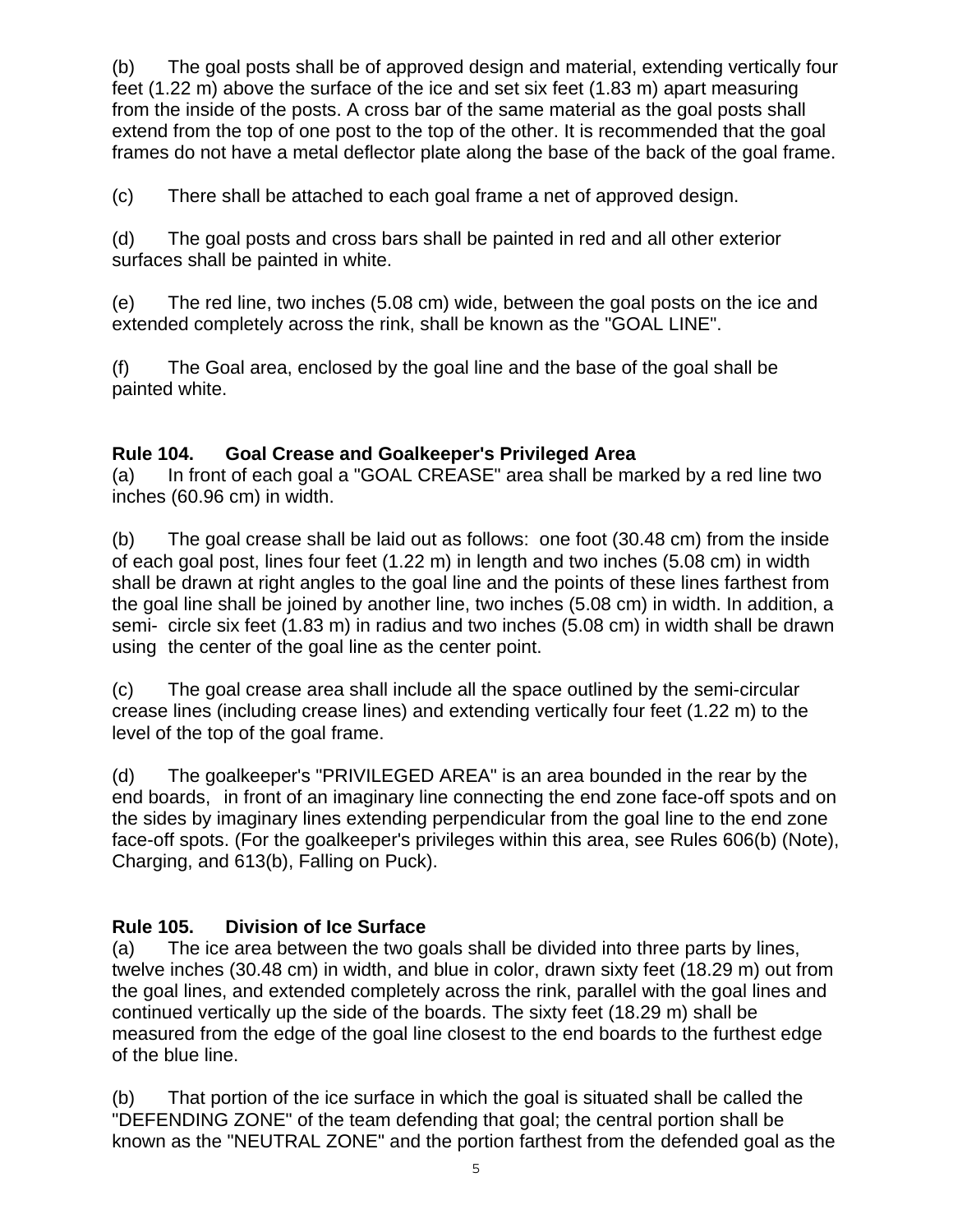(b) The goal posts shall be of approved design and material, extending vertically four feet (1.22 m) above the surface of the ice and set six feet (1.83 m) apart measuring from the inside of the posts. A cross bar of the same material as the goal posts shall extend from the top of one post to the top of the other. It is recommended that the goal frames do not have a metal deflector plate along the base of the back of the goal frame.

(c) There shall be attached to each goal frame a net of approved design.

(d) The goal posts and cross bars shall be painted in red and all other exterior surfaces shall be painted in white.

(e) The red line, two inches (5.08 cm) wide, between the goal posts on the ice and extended completely across the rink, shall be known as the "GOAL LINE".

(f) The Goal area, enclosed by the goal line and the base of the goal shall be painted white.

### Rule 104. Goal Crease and Goalkeeper's Privileged Area

(a) In front of each goal a "GOAL CREASE" area shall be marked by a red line two inches (60.96 cm) in width.

(b) The goal crease shall be laid out as follows: one foot (30.48 cm) from the inside of each goal post, lines four feet (1.22 m) in length and two inches (5.08 cm) in width shall be drawn at right angles to the goal line and the points of these lines farthest from the goal line shall be joined by another line, two inches (5.08 cm) in width. In addition, a semi- circle six feet (1.83 m) in radius and two inches (5.08 cm) in width shall be drawn using the center of the goal line as the center point.

(c) The goal crease area shall include all the space outlined by the semi-circular crease lines (including crease lines) and extending vertically four feet (1.22 m) to the level of the top of the goal frame.

(d) The goalkeeper's "PRIVILEGED AREA" is an area bounded in the rear by the end boards, in front of an imaginary line connecting the end zone face-off spots and on the sides by imaginary lines extending perpendicular from the goal line to the end zone face-off spots. (For the goalkeeper's privileges within this area, see Rules 606(b) (Note), Charging, and 613(b), Falling on Puck).

### Rule 105. Division of Ice Surface

(a) The ice area between the two goals shall be divided into three parts by lines, twelve inches (30.48 cm) in width, and blue in color, drawn sixty feet (18.29 m) out from the goal lines, and extended completely across the rink, parallel with the goal lines and continued vertically up the side of the boards. The sixty feet (18.29 m) shall be measured from the edge of the goal line closest to the end boards to the furthest edge of the blue line.

(b) That portion of the ice surface in which the goal is situated shall be called the "DEFENDING ZONE" of the team defending that goal; the central portion shall be known as the "NEUTRAL ZONE" and the portion farthest from the defended goal as the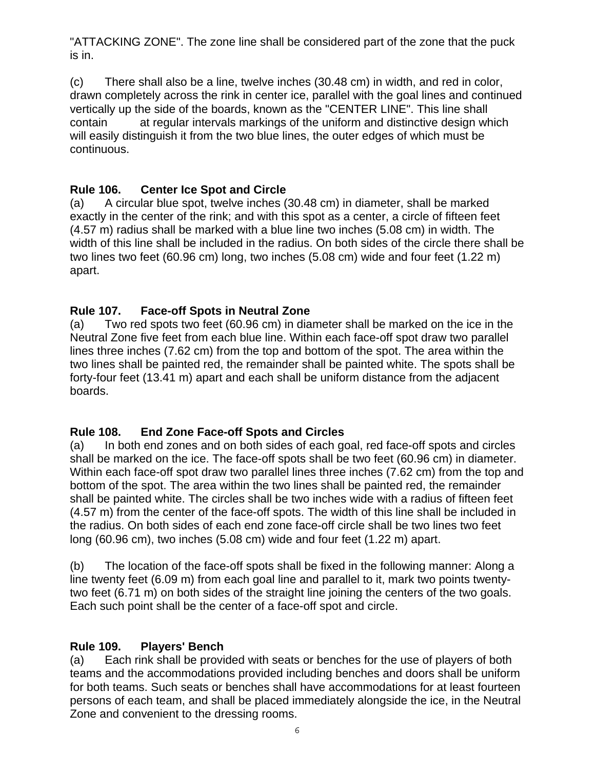"ATTACKING ZONE". The zone line shall be considered part of the zone that the puck is in.

(c) There shall also be a line, twelve inches (30.48 cm) in width, and red in color, drawn completely across the rink in center ice, parallel with the goal lines and continued vertically up the side of the boards, known as the "CENTER LINE". This line shall contain at regular intervals markings of the uniform and distinctive design which will easily distinguish it from the two blue lines, the outer edges of which must be continuous.

### Rule 106. Center Ice Spot and Circle

(a) A circular blue spot, twelve inches (30.48 cm) in diameter, shall be marked exactly in the center of the rink; and with this spot as a center, a circle of fifteen feet (4.57 m) radius shall be marked with a blue line two inches (5.08 cm) in width. The width of this line shall be included in the radius. On both sides of the circle there shall be two lines two feet (60.96 cm) long, two inches (5.08 cm) wide and four feet (1.22 m) apart.

### Rule 107. Face-off Spots in Neutral Zone

(a) Two red spots two feet (60.96 cm) in diameter shall be marked on the ice in the Neutral Zone five feet from each blue line. Within each face-off spot draw two parallel lines three inches (7.62 cm) from the top and bottom of the spot. The area within the two lines shall be painted red, the remainder shall be painted white. The spots shall be forty-four feet (13.41 m) apart and each shall be uniform distance from the adjacent boards.

### Rule 108. End Zone Face-off Spots and Circles

(a) In both end zones and on both sides of each goal, red face-off spots and circles shall be marked on the ice. The face-off spots shall be two feet (60.96 cm) in diameter. Within each face-off spot draw two parallel lines three inches (7.62 cm) from the top and bottom of the spot. The area within the two lines shall be painted red, the remainder shall be painted white. The circles shall be two inches wide with a radius of fifteen feet (4.57 m) from the center of the face-off spots. The width of this line shall be included in the radius. On both sides of each end zone face-off circle shall be two lines two feet long (60.96 cm), two inches (5.08 cm) wide and four feet (1.22 m) apart.

(b) The location of the face-off spots shall be fixed in the following manner: Along a line twenty feet (6.09 m) from each goal line and parallel to it, mark two points twenty-two feet (6.71 m) on both sides of the straight line joining the centers of the two goals. Each such point shall be the center of a face-off spot and circle.

### Rule 109. Players' Bench

(a) Each rink shall be provided with seats or benches for the use of players of both teams and the accommodations provided including benches and doors shall be uniform for both teams. Such seats or benches shall have accommodations for at least fourteen persons of each team, and shall be placed immediately alongside the ice, in the Neutral Zone and convenient to the dressing rooms.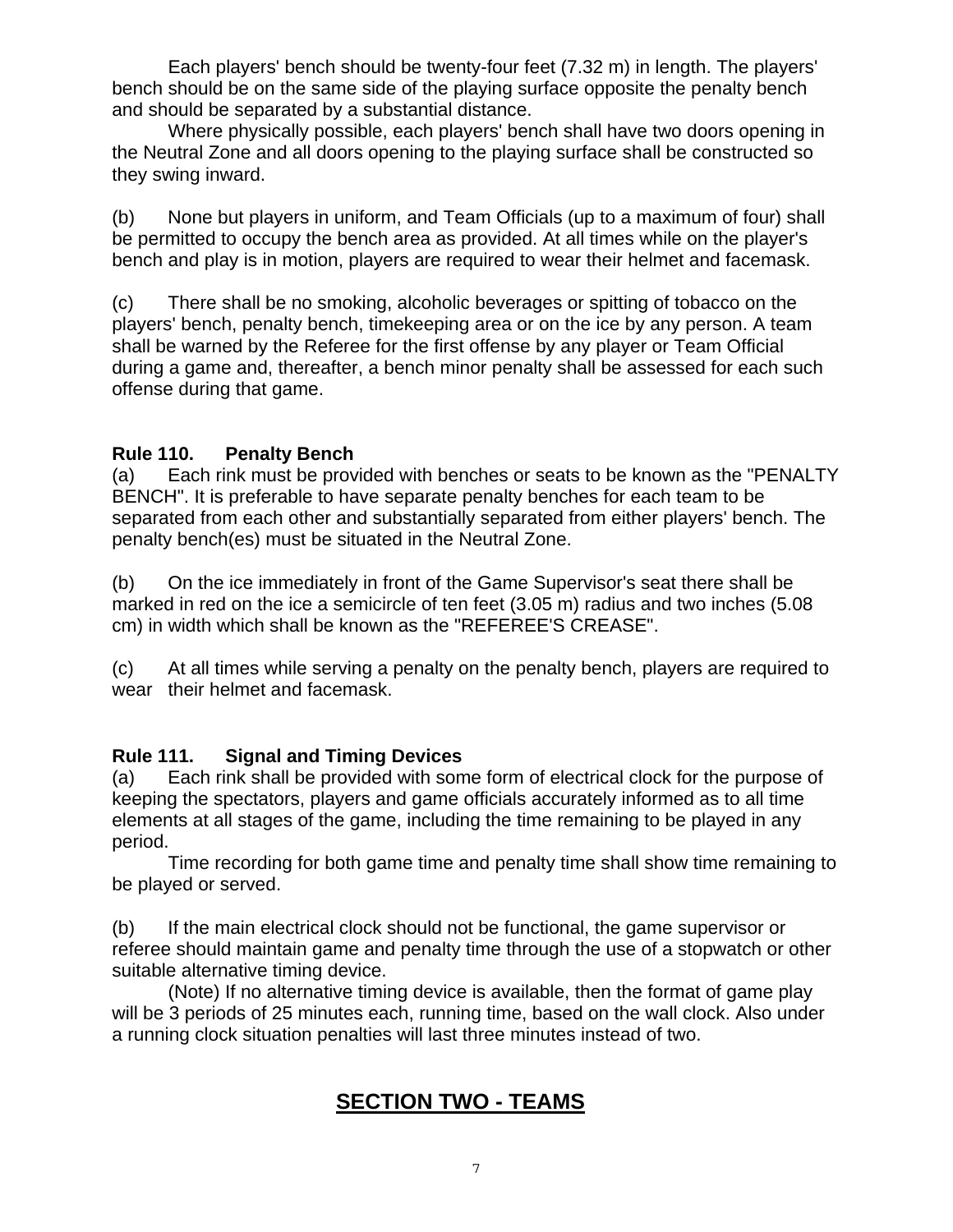Each players' bench should be twenty-four feet (7.32 m) in length. The players' bench should be on the same side of the playing surface opposite the penalty bench and should be separated by a substantial distance.

Where physically possible, each players' bench shall have two doors opening in the Neutral Zone and all doors opening to the playing surface shall be constructed so they swing inward.

(b) None but players in uniform, and Team Officials (up to a maximum of four) shall be permitted to occupy the bench area as provided. At all times while on the player's bench and play is in motion, players are required to wear their helmet and facemask.

(c) There shall be no smoking, alcoholic beverages or spitting of tobacco on the players' bench, penalty bench, timekeeping area or on the ice by any person. A team shall be warned by the Referee for the first offense by any player or Team Official during a game and, thereafter, a bench minor penalty shall be assessed for each such offense during that game.

**Rule 110. Penalty Bench**

(a) Each rink must be provided with benches or seats to be known as the "PENALTY BENCH". It is preferable to have separate penalty benches for each team to be separated from each other and substantially separated from either players' bench. The penalty bench(es) must be situated in the Neutral Zone.

(b) On the ice immediately in front of the Game Supervisor's seat there shall be marked in red on the ice a semicircle of ten feet (3.05 m) radius and two inches (5.08 cm) in width which shall be known as the "REFEREE'S CREASE".

(c) At all times while serving a penalty on the penalty bench, players are required to wear their helmet and facemask.

**Rule 111. Signal and Timing Devices**

(a) Each rink shall be provided with some form of electrical clock for the purpose of keeping the spectators, players and game officials accurately informed as to all time elements at all stages of the game, including the time remaining to be played in any period.

Time recording for both game time and penalty time shall show time remaining to be played or served.

(b) If the main electrical clock should not be functional, the game supervisor or referee should maintain game and penalty time through the use of a stopwatch or other suitable alternative timing device.

(Note) If no alternative timing device is available, then the format of game play will be 3 periods of 25 minutes each, running time, based on the wall clock. Also under a running clock situation penalties will last three minutes instead of two.

# SECTION TWO - TEAMS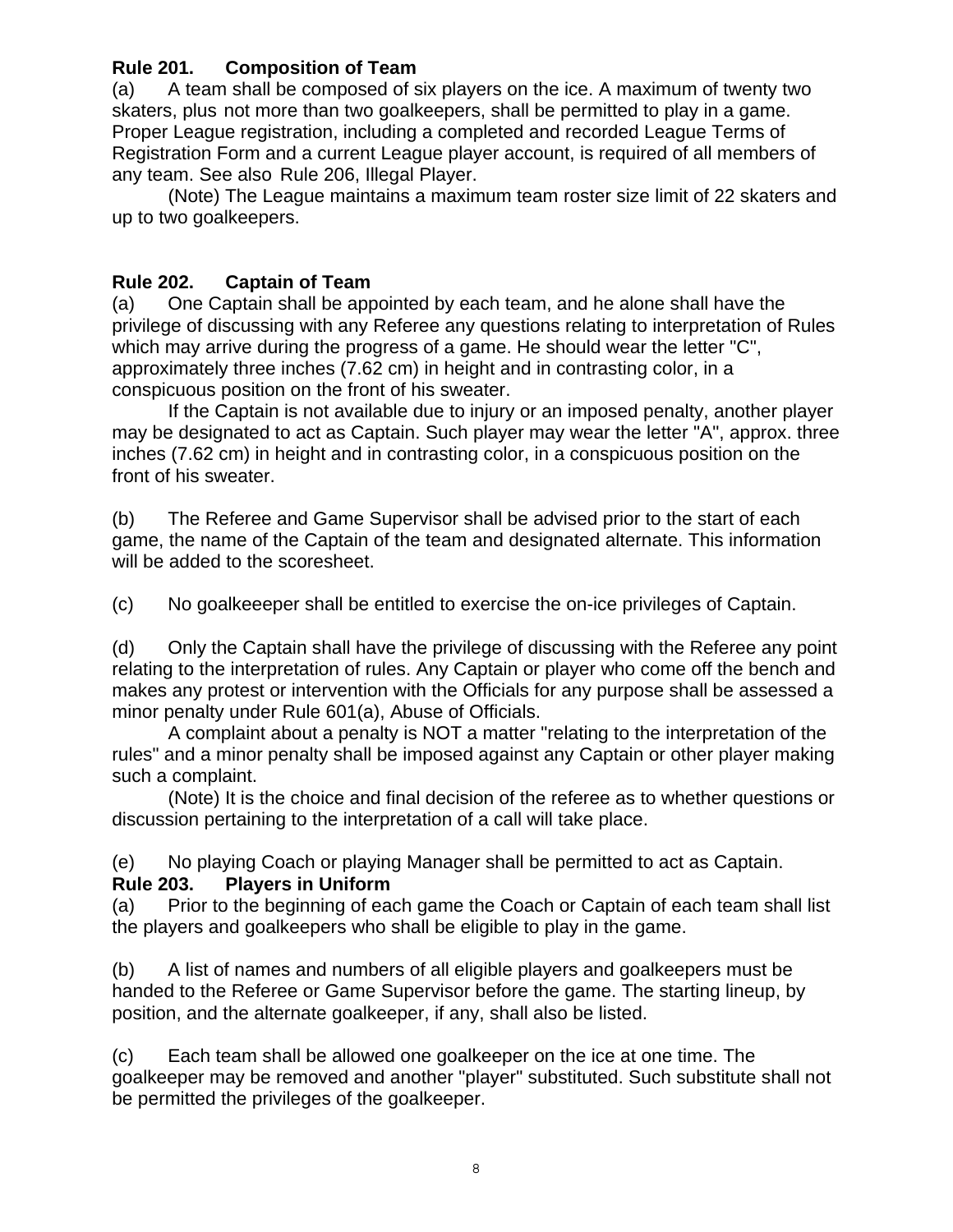**Rule 201. Composition of Team**

(a) A team shall be composed of six players on the ice. A maximum of twenty two skaters, plus not more than two goalkeepers, shall be permitted to play in a game. Proper League registration, including a completed and recorded League Terms of Registration Form and a current League player account, is required of all members of any team. See also Rule 206, Illegal Player.

(Note) The League maintains a maximum team roster size limit of 22 skaters and up to two goalkeepers.

**Rule 202. Captain of Team**

(a) One Captain shall be appointed by each team, and he alone shall have the privilege of discussing with any Referee any questions relating to interpretation of Rules which may arrive during the progress of a game. He should wear the letter "C", approximately three inches (7.62 cm) in height and in contrasting color, in a conspicuous position on the front of his sweater.

If the Captain is not available due to injury or an imposed penalty, another player may be designated to act as Captain. Such player may wear the letter "A", approx. three inches (7.62 cm) in height and in contrasting color, in a conspicuous position on the front of his sweater.

(b) The Referee and Game Supervisor shall be advised prior to the start of each game, the name of the Captain of the team and designated alternate. This information will be added to the scoresheet.

(c) No goalkeeeper shall be entitled to exercise the on-ice privileges of Captain.

(d) Only the Captain shall have the privilege of discussing with the Referee any point relating to the interpretation of rules. Any Captain or player who come off the bench and makes any protest or intervention with the Officials for any purpose shall be assessed a minor penalty under Rule 601(a), Abuse of Officials.

A complaint about a penalty is NOT a matter "relating to the interpretation of the rules" and a minor penalty shall be imposed against any Captain or other player making such a complaint.

(Note) It is the choice and final decision of the referee as to whether questions or discussion pertaining to the interpretation of a call will take place.

(e) No playing Coach or playing Manager shall be permitted to act as Captain.

**Rule 203. Players in Uniform**

(a) Prior to the beginning of each game the Coach or Captain of each team shall list the players and goalkeepers who shall be eligible to play in the game.

(b) A list of names and numbers of all eligible players and goalkeepers must be handed to the Referee or Game Supervisor before the game. The starting lineup, by position, and the alternate goalkeeper, if any, shall also be listed.

(c) Each team shall be allowed one goalkeeper on the ice at one time. The goalkeeper may be removed and another "player" substituted. Such substitute shall not be permitted the privileges of the goalkeeper.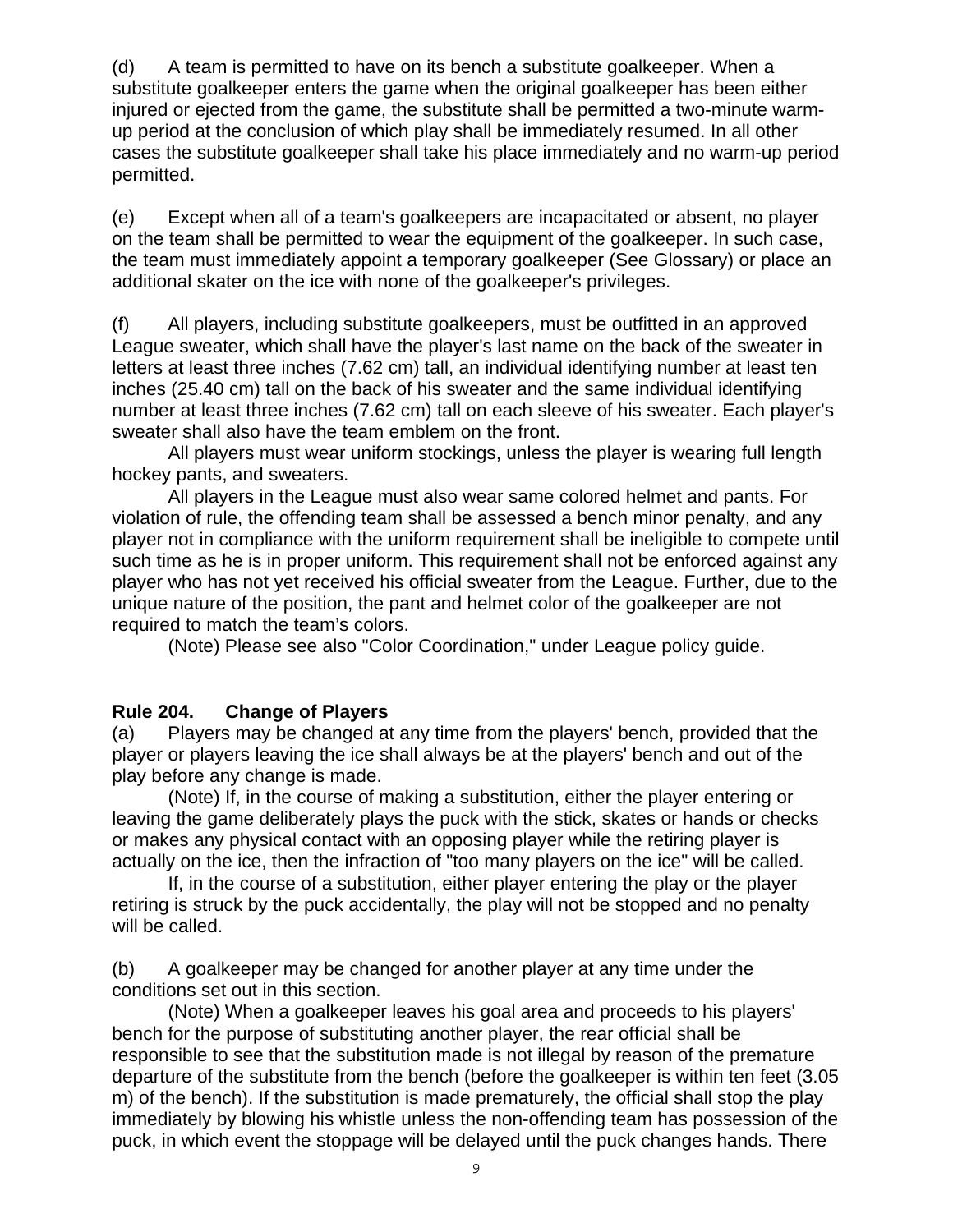(d) A team is permitted to have on its bench a substitute goalkeeper. When a substitute goalkeeper enters the game when the original goalkeeper has been either injured or ejected from the game, the substitute shall be permitted a two-minute warm-up period at the conclusion of which play shall be immediately resumed. In all other cases the substitute goalkeeper shall take his place immediately and no warm-up period permitted.

(e) Except when all of a team's goalkeepers are incapacitated or absent, no player on the team shall be permitted to wear the equipment of the goalkeeper. In such case, the team must immediately appoint a temporary goalkeeper (See Glossary) or place an additional skater on the ice with none of the goalkeeper's privileges.

(f) All players, including substitute goalkeepers, must be outfitted in an approved League sweater, which shall have the player's last name on the back of the sweater in letters at least three inches (7.62 cm) tall, an individual identifying number at least ten inches (25.40 cm) tall on the back of his sweater and the same individual identifying number at least three inches (7.62 cm) tall on each sleeve of his sweater. Each player's sweater shall also have the team emblem on the front.

All players must wear uniform stockings, unless the player is wearing full length hockey pants, and sweaters.

All players in the League must also wear same colored helmet and pants. For violation of rule, the offending team shall be assessed a bench minor penalty, and any player not in compliance with the uniform requirement shall be ineligible to compete until such time as he is in proper uniform. This requirement shall not be enforced against any player who has not yet received his official sweater from the League. Further, due to the unique nature of the position, the pant and helmet color of the goalkeeper are not required to match the team's colors.

(Note) Please see also "Color Coordination," under League policy guide.

**Rule 204. Change of Players**

(a) Players may be changed at any time from the players' bench, provided that the player or players leaving the ice shall always be at the players' bench and out of the play before any change is made.

(Note) If, in the course of making a substitution, either the player entering or leaving the game deliberately plays the puck with the stick, skates or hands or checks or makes any physical contact with an opposing player while the retiring player is actually on the ice, then the infraction of "too many players on the ice" will be called.

If, in the course of a substitution, either player entering the play or the player retiring is struck by the puck accidentally, the play will not be stopped and no penalty will be called.

(b) A goalkeeper may be changed for another player at any time under the conditions set out in this section.

(Note) When a goalkeeper leaves his goal area and proceeds to his players' bench for the purpose of substituting another player, the rear official shall be responsible to see that the substitution made is not illegal by reason of the premature departure of the substitute from the bench (before the goalkeeper is within ten feet (3.05 m) of the bench). If the substitution is made prematurely, the official shall stop the play immediately by blowing his whistle unless the non-offending team has possession of the puck, in which event the stoppage will be delayed until the puck changes hands. There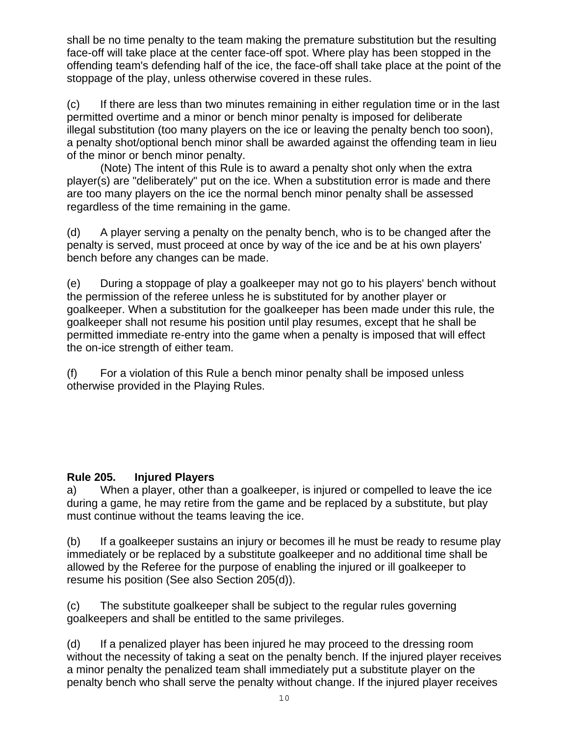shall be no time penalty to the team making the premature substitution but the resulting face-off will take place at the center face-off spot. Where play has been stopped in the offending team's defending half of the ice, the face-off shall take place at the point of the stoppage of the play, unless otherwise covered in these rules.

(c) If there are less than two minutes remaining in either regulation time or in the last permitted overtime and a minor or bench minor penalty is imposed for deliberate illegal substitution (too many players on the ice or leaving the penalty bench too soon), a penalty shot/optional bench minor shall be awarded against the offending team in lieu of the minor or bench minor penalty.

(Note) The intent of this Rule is to award a penalty shot only when the extra player(s) are "deliberately" put on the ice. When a substitution error is made and there are too many players on the ice the normal bench minor penalty shall be assessed regardless of the time remaining in the game.

(d) A player serving a penalty on the penalty bench, who is to be changed after the penalty is served, must proceed at once by way of the ice and be at his own players' bench before any changes can be made.

(e) During a stoppage of play a goalkeeper may not go to his players' bench without the permission of the referee unless he is substituted for by another player or goalkeeper. When a substitution for the goalkeeper has been made under this rule, the goalkeeper shall not resume his position until play resumes, except that he shall be permitted immediate re-entry into the game when a penalty is imposed that will effect the on-ice strength of either team.

(f) For a violation of this Rule a bench minor penalty shall be imposed unless otherwise provided in the Playing Rules.

### Rule 205. Injured Players

a) When a player, other than a goalkeeper, is injured or compelled to leave the ice during a game, he may retire from the game and be replaced by a substitute, but play must continue without the teams leaving the ice.

(b) If a goalkeeper sustains an injury or becomes ill he must be ready to resume play immediately or be replaced by a substitute goalkeeper and no additional time shall be allowed by the Referee for the purpose of enabling the injured or ill goalkeeper to resume his position (See also Section 205(d)).

(c) The substitute goalkeeper shall be subject to the regular rules governing goalkeepers and shall be entitled to the same privileges.

(d) If a penalized player has been injured he may proceed to the dressing room without the necessity of taking a seat on the penalty bench. If the injured player receives a minor penalty the penalized team shall immediately put a substitute player on the penalty bench who shall serve the penalty without change. If the injured player receives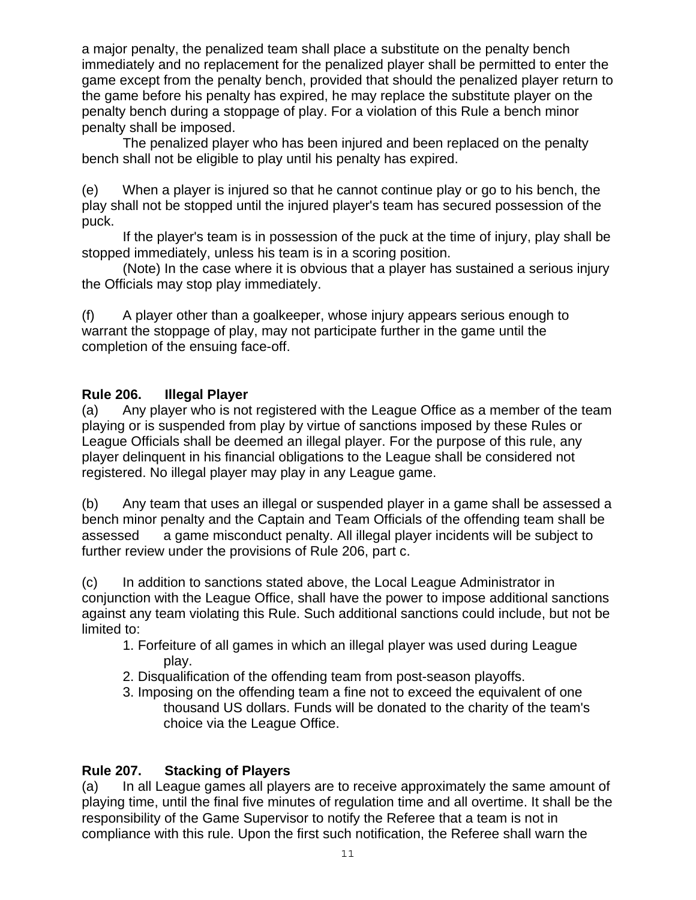a major penalty, the penalized team shall place a substitute on the penalty bench immediately and no replacement for the penalized player shall be permitted to enter the game except from the penalty bench, provided that should the penalized player return to the game before his penalty has expired, he may replace the substitute player on the penalty bench during a stoppage of play. For a violation of this Rule a bench minor penalty shall be imposed.

The penalized player who has been injured and been replaced on the penalty bench shall not be eligible to play until his penalty has expired.

(e) When a player is injured so that he cannot continue play or go to his bench, the play shall not be stopped until the injured player's team has secured possession of the puck.

If the player's team is in possession of the puck at the time of injury, play shall be stopped immediately, unless his team is in a scoring position.

(Note) In the case where it is obvious that a player has sustained a serious injury the Officials may stop play immediately.

(f) A player other than a goalkeeper, whose injury appears serious enough to warrant the stoppage of play, may not participate further in the game until the completion of the ensuing face-off.

## Rule 206. Illegal Player

(a) Any player who is not registered with the League Office as a member of the team playing or is suspended from play by virtue of sanctions imposed by these Rules or League Officials shall be deemed an illegal player. For the purpose of this rule, any player delinquent in his financial obligations to the League shall be considered not registered. No illegal player may play in any League game.

(b) Any team that uses an illegal or suspended player in a game shall be assessed a bench minor penalty and the Captain and Team Officials of the offending team shall be assessed a game misconduct penalty. All illegal player incidents will be subject to further review under the provisions of Rule 206, part c.

(c) In addition to sanctions stated above, the Local League Administrator in conjunction with the League Office, shall have the power to impose additional sanctions against any team violating this Rule. Such additional sanctions could include, but not be limited to:

1. Forfeiture of all games in which an illegal player was used during League play.
2. Disqualification of the offending team from post-season playoffs.
3. Imposing on the offending team a fine not to exceed the equivalent of one thousand US dollars. Funds will be donated to the charity of the team's choice via the League Office.

## Rule 207. Stacking of Players

(a) In all League games all players are to receive approximately the same amount of playing time, until the final five minutes of regulation time and all overtime. It shall be the responsibility of the Game Supervisor to notify the Referee that a team is not in compliance with this rule. Upon the first such notification, the Referee shall warn the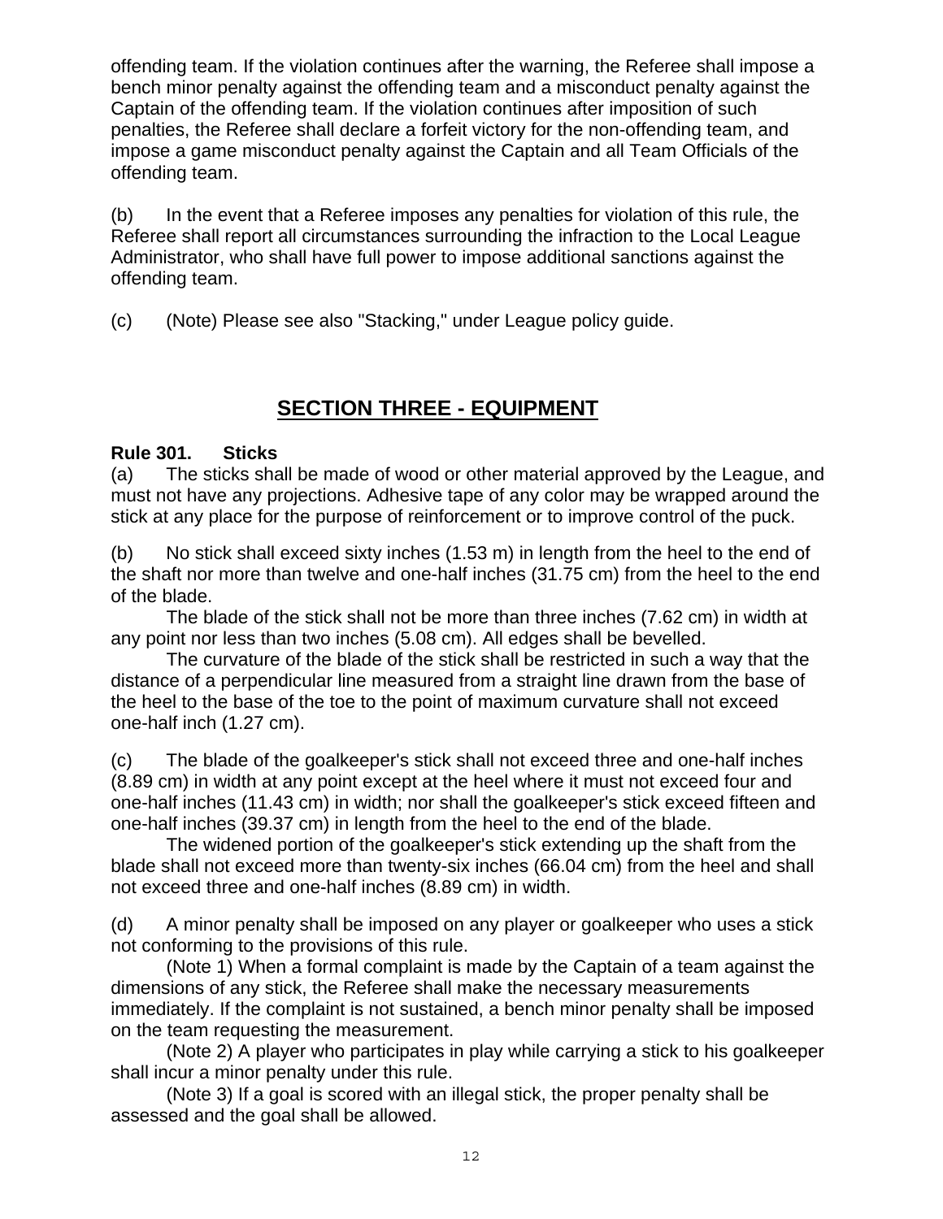offending team. If the violation continues after the warning, the Referee shall impose a bench minor penalty against the offending team and a misconduct penalty against the Captain of the offending team. If the violation continues after imposition of such penalties, the Referee shall declare a forfeit victory for the non-offending team, and impose a game misconduct penalty against the Captain and all Team Officials of the offending team.

(b) In the event that a Referee imposes any penalties for violation of this rule, the Referee shall report all circumstances surrounding the infraction to the Local League Administrator, who shall have full power to impose additional sanctions against the offending team.

(c) (Note) Please see also "Stacking," under League policy guide.

## SECTION THREE - EQUIPMENT

**Rule 301. Sticks**

(a) The sticks shall be made of wood or other material approved by the League, and must not have any projections. Adhesive tape of any color may be wrapped around the stick at any place for the purpose of reinforcement or to improve control of the puck.

(b) No stick shall exceed sixty inches (1.53 m) in length from the heel to the end of the shaft nor more than twelve and one-half inches (31.75 cm) from the heel to the end of the blade.

The blade of the stick shall not be more than three inches (7.62 cm) in width at any point nor less than two inches (5.08 cm). All edges shall be bevelled.

The curvature of the blade of the stick shall be restricted in such a way that the distance of a perpendicular line measured from a straight line drawn from the base of the heel to the base of the toe to the point of maximum curvature shall not exceed one-half inch (1.27 cm).

(c) The blade of the goalkeeper's stick shall not exceed three and one-half inches (8.89 cm) in width at any point except at the heel where it must not exceed four and one-half inches (11.43 cm) in width; nor shall the goalkeeper's stick exceed fifteen and one-half inches (39.37 cm) in length from the heel to the end of the blade.

The widened portion of the goalkeeper's stick extending up the shaft from the blade shall not exceed more than twenty-six inches (66.04 cm) from the heel and shall not exceed three and one-half inches (8.89 cm) in width.

(d) A minor penalty shall be imposed on any player or goalkeeper who uses a stick not conforming to the provisions of this rule.

(Note 1) When a formal complaint is made by the Captain of a team against the dimensions of any stick, the Referee shall make the necessary measurements immediately. If the complaint is not sustained, a bench minor penalty shall be imposed on the team requesting the measurement.

(Note 2) A player who participates in play while carrying a stick to his goalkeeper shall incur a minor penalty under this rule.

(Note 3) If a goal is scored with an illegal stick, the proper penalty shall be assessed and the goal shall be allowed.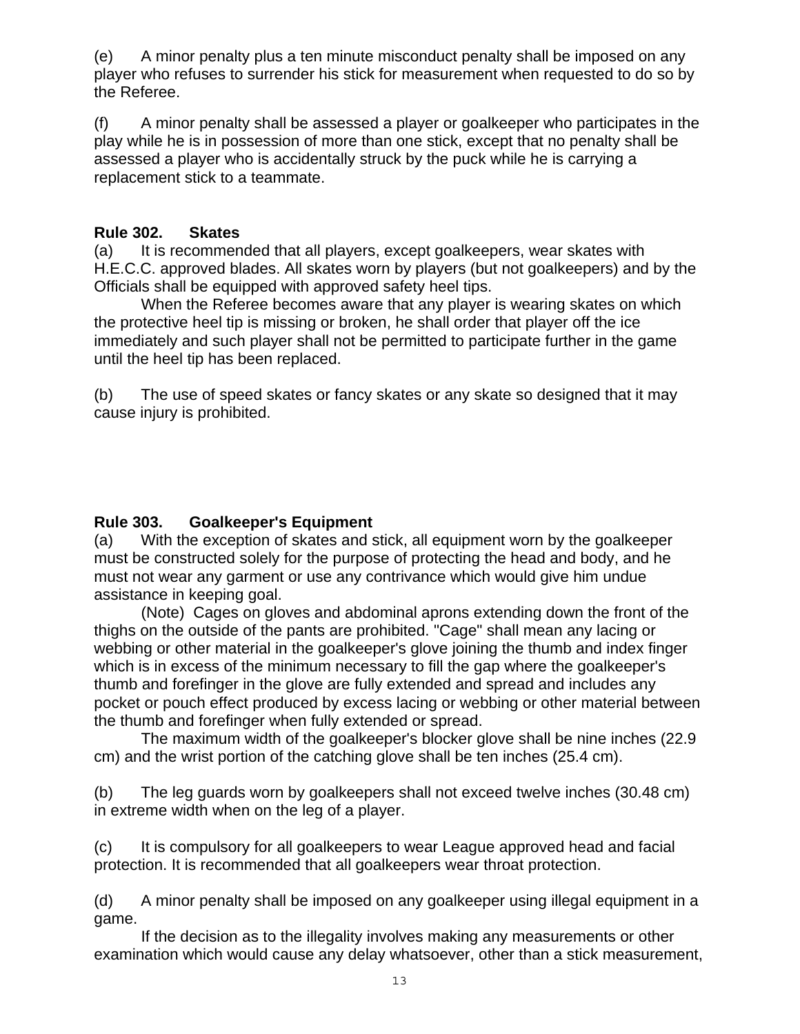(e) A minor penalty plus a ten minute misconduct penalty shall be imposed on any player who refuses to surrender his stick for measurement when requested to do so by the Referee.

(f) A minor penalty shall be assessed a player or goalkeeper who participates in the play while he is in possession of more than one stick, except that no penalty shall be assessed a player who is accidentally struck by the puck while he is carrying a replacement stick to a teammate.

**Rule 302. Skates**

(a) It is recommended that all players, except goalkeepers, wear skates with H.E.C.C. approved blades. All skates worn by players (but not goalkeepers) and by the Officials shall be equipped with approved safety heel tips.

When the Referee becomes aware that any player is wearing skates on which the protective heel tip is missing or broken, he shall order that player off the ice immediately and such player shall not be permitted to participate further in the game until the heel tip has been replaced.

(b) The use of speed skates or fancy skates or any skate so designed that it may cause injury is prohibited.

**Rule 303. Goalkeeper's Equipment**

(a) With the exception of skates and stick, all equipment worn by the goalkeeper must be constructed solely for the purpose of protecting the head and body, and he must not wear any garment or use any contrivance which would give him undue assistance in keeping goal.

(Note) Cages on gloves and abdominal aprons extending down the front of the thighs on the outside of the pants are prohibited. "Cage" shall mean any lacing or webbing or other material in the goalkeeper's glove joining the thumb and index finger which is in excess of the minimum necessary to fill the gap where the goalkeeper's thumb and forefinger in the glove are fully extended and spread and includes any pocket or pouch effect produced by excess lacing or webbing or other material between the thumb and forefinger when fully extended or spread.

The maximum width of the goalkeeper's blocker glove shall be nine inches (22.9 cm) and the wrist portion of the catching glove shall be ten inches (25.4 cm).

(b) The leg guards worn by goalkeepers shall not exceed twelve inches (30.48 cm) in extreme width when on the leg of a player.

(c) It is compulsory for all goalkeepers to wear League approved head and facial protection. It is recommended that all goalkeepers wear throat protection.

(d) A minor penalty shall be imposed on any goalkeeper using illegal equipment in a game.

If the decision as to the illegality involves making any measurements or other examination which would cause any delay whatsoever, other than a stick measurement,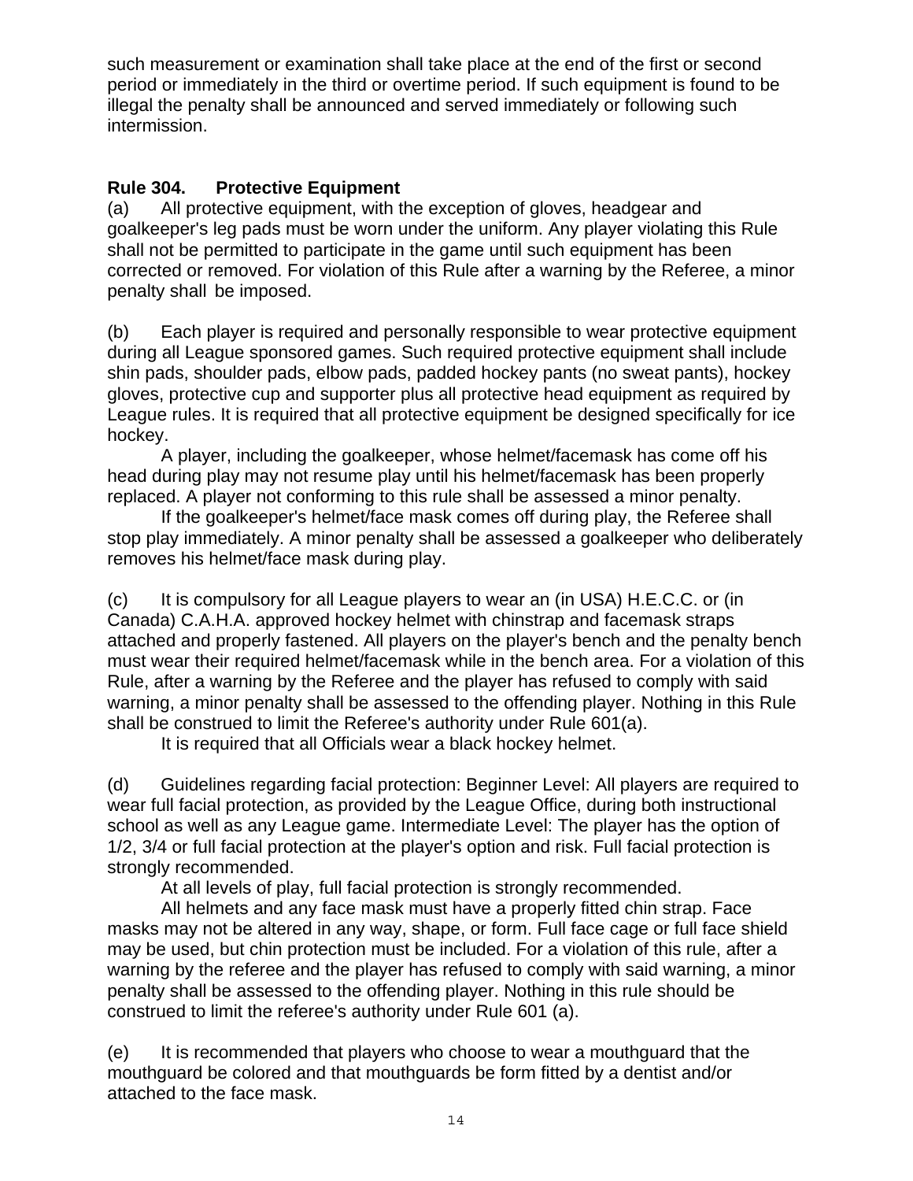such measurement or examination shall take place at the end of the first or second period or immediately in the third or overtime period. If such equipment is found to be illegal the penalty shall be announced and served immediately or following such intermission.

**Rule 304. Protective Equipment**

(a) All protective equipment, with the exception of gloves, headgear and goalkeeper's leg pads must be worn under the uniform. Any player violating this Rule shall not be permitted to participate in the game until such equipment has been corrected or removed. For violation of this Rule after a warning by the Referee, a minor penalty shall be imposed.

(b) Each player is required and personally responsible to wear protective equipment during all League sponsored games. Such required protective equipment shall include shin pads, shoulder pads, elbow pads, padded hockey pants (no sweat pants), hockey gloves, protective cup and supporter plus all protective head equipment as required by League rules. It is required that all protective equipment be designed specifically for ice hockey.

A player, including the goalkeeper, whose helmet/facemask has come off his head during play may not resume play until his helmet/facemask has been properly replaced. A player not conforming to this rule shall be assessed a minor penalty.

If the goalkeeper's helmet/face mask comes off during play, the Referee shall stop play immediately. A minor penalty shall be assessed a goalkeeper who deliberately removes his helmet/face mask during play.

(c) It is compulsory for all League players to wear an (in USA) H.E.C.C. or (in Canada) C.A.H.A. approved hockey helmet with chinstrap and facemask straps attached and properly fastened. All players on the player's bench and the penalty bench must wear their required helmet/facemask while in the bench area. For a violation of this Rule, after a warning by the Referee and the player has refused to comply with said warning, a minor penalty shall be assessed to the offending player. Nothing in this Rule shall be construed to limit the Referee's authority under Rule 601(a).

It is required that all Officials wear a black hockey helmet.

(d) Guidelines regarding facial protection: Beginner Level: All players are required to wear full facial protection, as provided by the League Office, during both instructional school as well as any League game. Intermediate Level: The player has the option of 1/2, 3/4 or full facial protection at the player's option and risk. Full facial protection is strongly recommended.

At all levels of play, full facial protection is strongly recommended.

All helmets and any face mask must have a properly fitted chin strap. Face masks may not be altered in any way, shape, or form. Full face cage or full face shield may be used, but chin protection must be included. For a violation of this rule, after a warning by the referee and the player has refused to comply with said warning, a minor penalty shall be assessed to the offending player. Nothing in this rule should be construed to limit the referee's authority under Rule 601 (a).

(e) It is recommended that players who choose to wear a mouthguard that the mouthguard be colored and that mouthguards be form fitted by a dentist and/or attached to the face mask.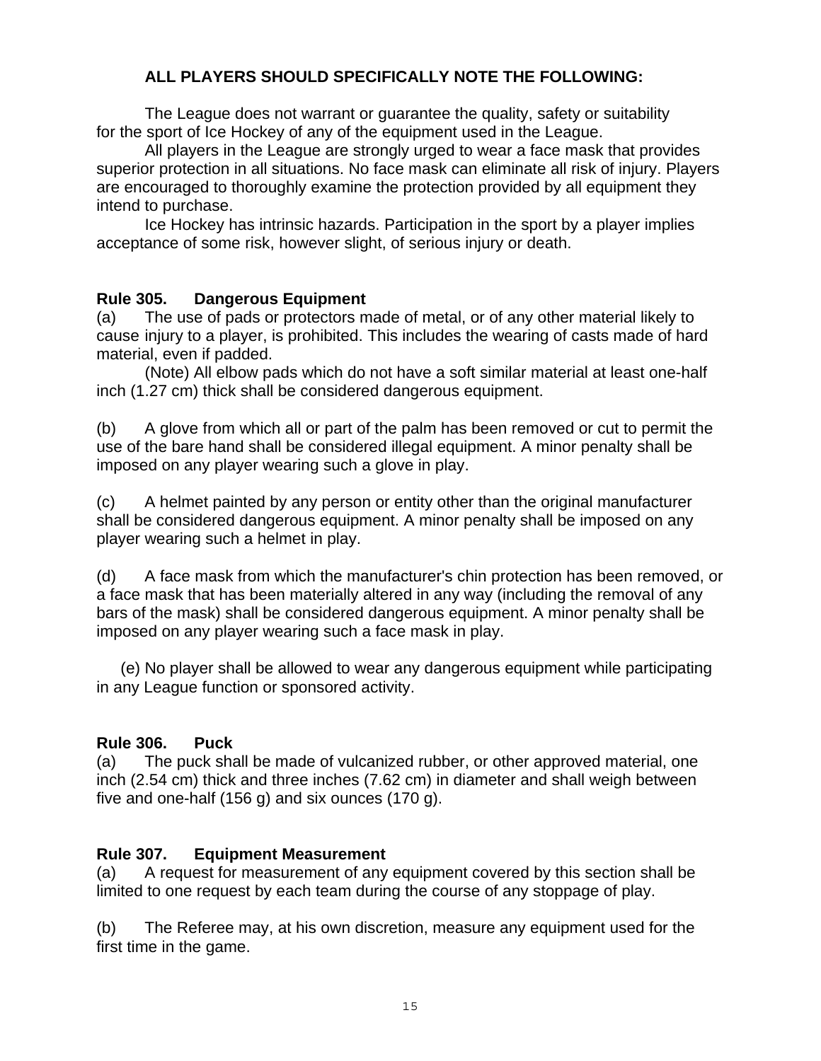**ALL PLAYERS SHOULD SPECIFICALLY NOTE THE FOLLOWING:**

The League does not warrant or guarantee the quality, safety or suitability for the sport of Ice Hockey of any of the equipment used in the League.

All players in the League are strongly urged to wear a face mask that provides superior protection in all situations. No face mask can eliminate all risk of injury. Players are encouraged to thoroughly examine the protection provided by all equipment they intend to purchase.

Ice Hockey has intrinsic hazards. Participation in the sport by a player implies acceptance of some risk, however slight, of serious injury or death.

### Rule 305. Dangerous Equipment

(a) The use of pads or protectors made of metal, or of any other material likely to cause injury to a player, is prohibited. This includes the wearing of casts made of hard material, even if padded.

(Note) All elbow pads which do not have a soft similar material at least one-half inch (1.27 cm) thick shall be considered dangerous equipment.

(b) A glove from which all or part of the palm has been removed or cut to permit the use of the bare hand shall be considered illegal equipment. A minor penalty shall be imposed on any player wearing such a glove in play.

(c) A helmet painted by any person or entity other than the original manufacturer shall be considered dangerous equipment. A minor penalty shall be imposed on any player wearing such a helmet in play.

(d) A face mask from which the manufacturer's chin protection has been removed, or a face mask that has been materially altered in any way (including the removal of any bars of the mask) shall be considered dangerous equipment. A minor penalty shall be imposed on any player wearing such a face mask in play.

(e) No player shall be allowed to wear any dangerous equipment while participating in any League function or sponsored activity.

### Rule 306. Puck

(a) The puck shall be made of vulcanized rubber, or other approved material, one inch (2.54 cm) thick and three inches (7.62 cm) in diameter and shall weigh between five and one-half (156 g) and six ounces (170 g).

### Rule 307. Equipment Measurement

(a) A request for measurement of any equipment covered by this section shall be limited to one request by each team during the course of any stoppage of play.

(b) The Referee may, at his own discretion, measure any equipment used for the first time in the game.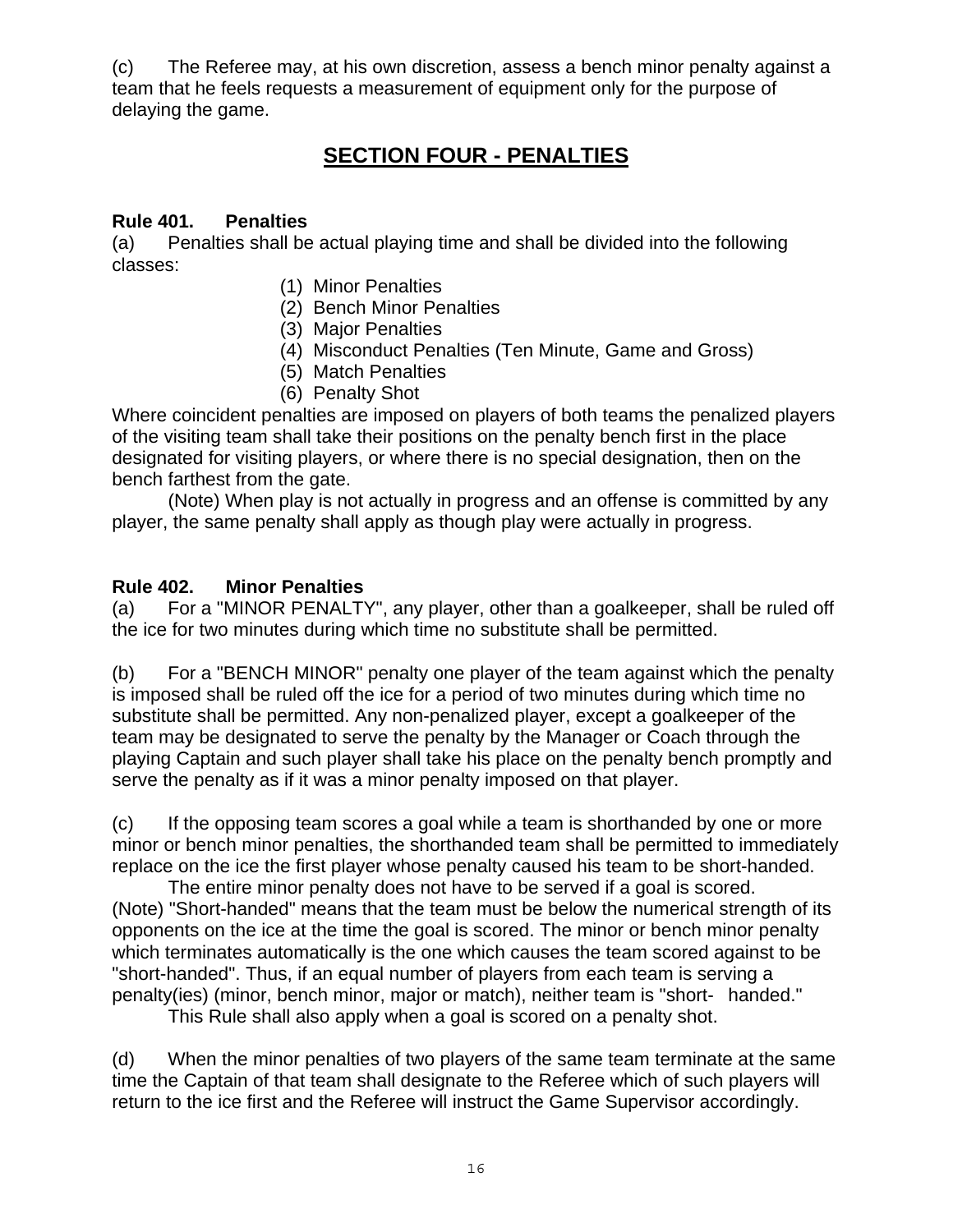(c) The Referee may, at his own discretion, assess a bench minor penalty against a team that he feels requests a measurement of equipment only for the purpose of delaying the game.

## SECTION FOUR - PENALTIES

**Rule 401. Penalties**

(a) Penalties shall be actual playing time and shall be divided into the following classes:

(1) Minor Penalties
(2) Bench Minor Penalties
(3) Major Penalties
(4) Misconduct Penalties (Ten Minute, Game and Gross)
(5) Match Penalties
(6) Penalty Shot

Where coincident penalties are imposed on players of both teams the penalized players of the visiting team shall take their positions on the penalty bench first in the place designated for visiting players, or where there is no special designation, then on the bench farthest from the gate.

(Note) When play is not actually in progress and an offense is committed by any player, the same penalty shall apply as though play were actually in progress.

**Rule 402. Minor Penalties**

(a) For a "MINOR PENALTY", any player, other than a goalkeeper, shall be ruled off the ice for two minutes during which time no substitute shall be permitted.

(b) For a "BENCH MINOR" penalty one player of the team against which the penalty is imposed shall be ruled off the ice for a period of two minutes during which time no substitute shall be permitted. Any non-penalized player, except a goalkeeper of the team may be designated to serve the penalty by the Manager or Coach through the playing Captain and such player shall take his place on the penalty bench promptly and serve the penalty as if it was a minor penalty imposed on that player.

(c) If the opposing team scores a goal while a team is shorthanded by one or more minor or bench minor penalties, the shorthanded team shall be permitted to immediately replace on the ice the first player whose penalty caused his team to be short-handed.

The entire minor penalty does not have to be served if a goal is scored.

(Note) "Short-handed" means that the team must be below the numerical strength of its opponents on the ice at the time the goal is scored. The minor or bench minor penalty which terminates automatically is the one which causes the team scored against to be "short-handed". Thus, if an equal number of players from each team is serving a penalty(ies) (minor, bench minor, major or match), neither team is "short- handed."

This Rule shall also apply when a goal is scored on a penalty shot.

(d) When the minor penalties of two players of the same team terminate at the same time the Captain of that team shall designate to the Referee which of such players will return to the ice first and the Referee will instruct the Game Supervisor accordingly.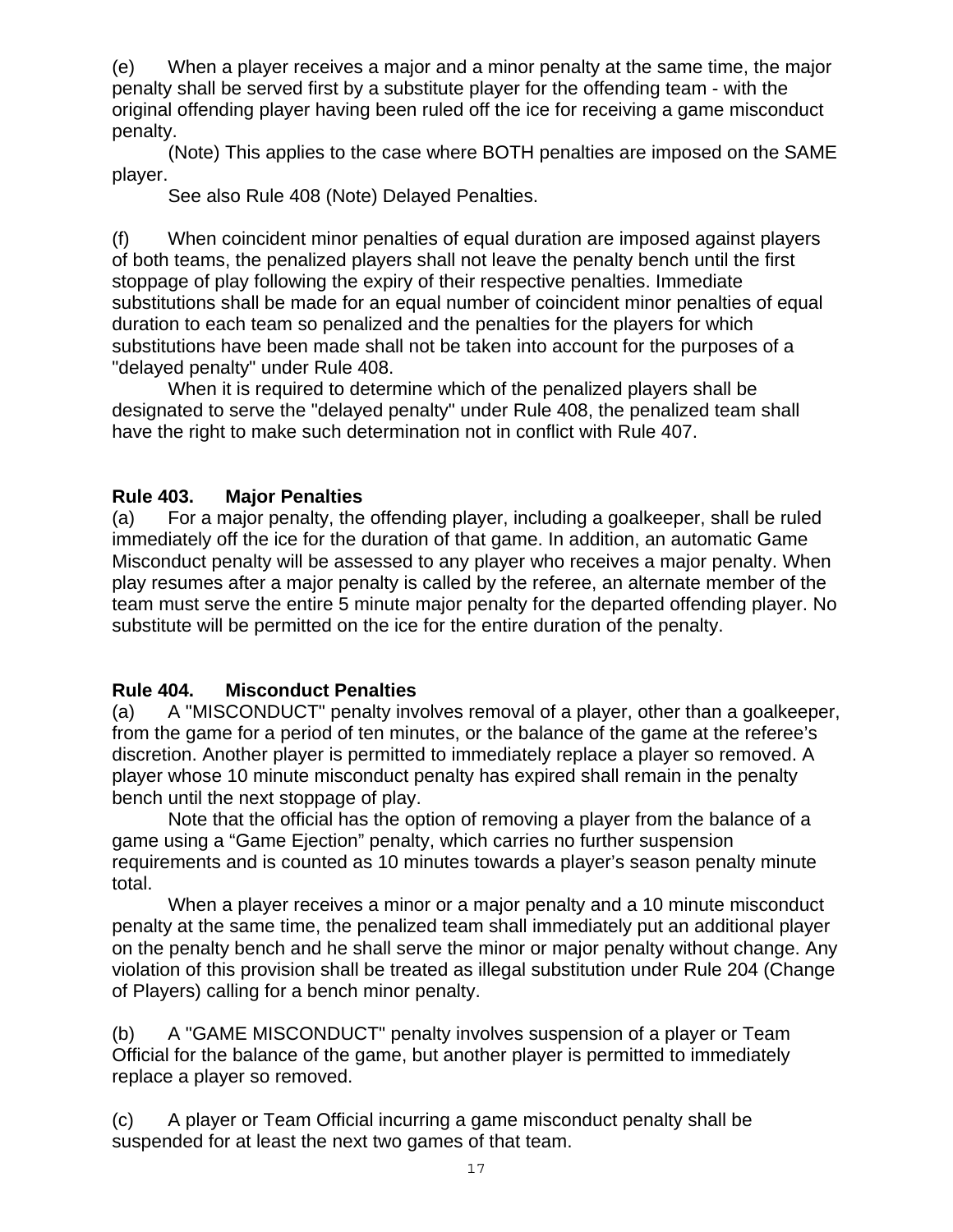(e) When a player receives a major and a minor penalty at the same time, the major penalty shall be served first by a substitute player for the offending team - with the original offending player having been ruled off the ice for receiving a game misconduct penalty.

(Note) This applies to the case where BOTH penalties are imposed on the SAME player.

See also Rule 408 (Note) Delayed Penalties.

(f) When coincident minor penalties of equal duration are imposed against players of both teams, the penalized players shall not leave the penalty bench until the first stoppage of play following the expiry of their respective penalties. Immediate substitutions shall be made for an equal number of coincident minor penalties of equal duration to each team so penalized and the penalties for the players for which substitutions have been made shall not be taken into account for the purposes of a "delayed penalty" under Rule 408.

When it is required to determine which of the penalized players shall be designated to serve the "delayed penalty" under Rule 408, the penalized team shall have the right to make such determination not in conflict with Rule 407.

## Rule 403. Major Penalties

(a) For a major penalty, the offending player, including a goalkeeper, shall be ruled immediately off the ice for the duration of that game. In addition, an automatic Game Misconduct penalty will be assessed to any player who receives a major penalty. When play resumes after a major penalty is called by the referee, an alternate member of the team must serve the entire 5 minute major penalty for the departed offending player. No substitute will be permitted on the ice for the entire duration of the penalty.

## Rule 404. Misconduct Penalties

(a) A "MISCONDUCT" penalty involves removal of a player, other than a goalkeeper, from the game for a period of ten minutes, or the balance of the game at the referee's discretion. Another player is permitted to immediately replace a player so removed. A player whose 10 minute misconduct penalty has expired shall remain in the penalty bench until the next stoppage of play.

Note that the official has the option of removing a player from the balance of a game using a "Game Ejection" penalty, which carries no further suspension requirements and is counted as 10 minutes towards a player's season penalty minute total.

When a player receives a minor or a major penalty and a 10 minute misconduct penalty at the same time, the penalized team shall immediately put an additional player on the penalty bench and he shall serve the minor or major penalty without change. Any violation of this provision shall be treated as illegal substitution under Rule 204 (Change of Players) calling for a bench minor penalty.

(b) A "GAME MISCONDUCT" penalty involves suspension of a player or Team Official for the balance of the game, but another player is permitted to immediately replace a player so removed.

(c) A player or Team Official incurring a game misconduct penalty shall be suspended for at least the next two games of that team.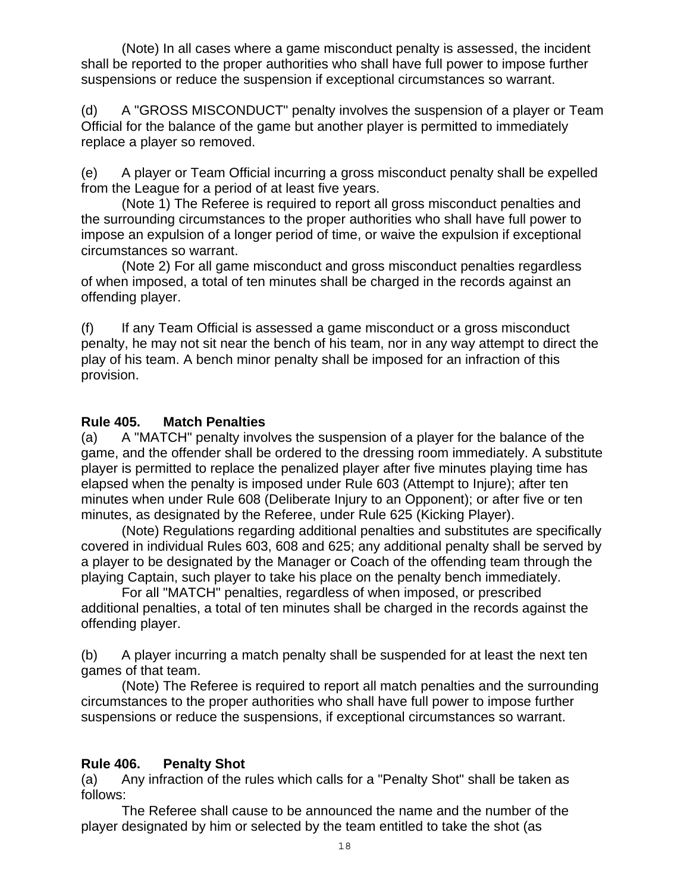(Note) In all cases where a game misconduct penalty is assessed, the incident shall be reported to the proper authorities who shall have full power to impose further suspensions or reduce the suspension if exceptional circumstances so warrant.

(d) A "GROSS MISCONDUCT" penalty involves the suspension of a player or Team Official for the balance of the game but another player is permitted to immediately replace a player so removed.

(e) A player or Team Official incurring a gross misconduct penalty shall be expelled from the League for a period of at least five years.

(Note 1) The Referee is required to report all gross misconduct penalties and the surrounding circumstances to the proper authorities who shall have full power to impose an expulsion of a longer period of time, or waive the expulsion if exceptional circumstances so warrant.

(Note 2) For all game misconduct and gross misconduct penalties regardless of when imposed, a total of ten minutes shall be charged in the records against an offending player.

(f) If any Team Official is assessed a game misconduct or a gross misconduct penalty, he may not sit near the bench of his team, nor in any way attempt to direct the play of his team. A bench minor penalty shall be imposed for an infraction of this provision.

### Rule 405. Match Penalties

(a) A "MATCH" penalty involves the suspension of a player for the balance of the game, and the offender shall be ordered to the dressing room immediately. A substitute player is permitted to replace the penalized player after five minutes playing time has elapsed when the penalty is imposed under Rule 603 (Attempt to Injure); after ten minutes when under Rule 608 (Deliberate Injury to an Opponent); or after five or ten minutes, as designated by the Referee, under Rule 625 (Kicking Player).

(Note) Regulations regarding additional penalties and substitutes are specifically covered in individual Rules 603, 608 and 625; any additional penalty shall be served by a player to be designated by the Manager or Coach of the offending team through the playing Captain, such player to take his place on the penalty bench immediately.

For all "MATCH" penalties, regardless of when imposed, or prescribed additional penalties, a total of ten minutes shall be charged in the records against the offending player.

(b) A player incurring a match penalty shall be suspended for at least the next ten games of that team.

(Note) The Referee is required to report all match penalties and the surrounding circumstances to the proper authorities who shall have full power to impose further suspensions or reduce the suspensions, if exceptional circumstances so warrant.

### Rule 406. Penalty Shot

(a) Any infraction of the rules which calls for a "Penalty Shot" shall be taken as follows:

The Referee shall cause to be announced the name and the number of the player designated by him or selected by the team entitled to take the shot (as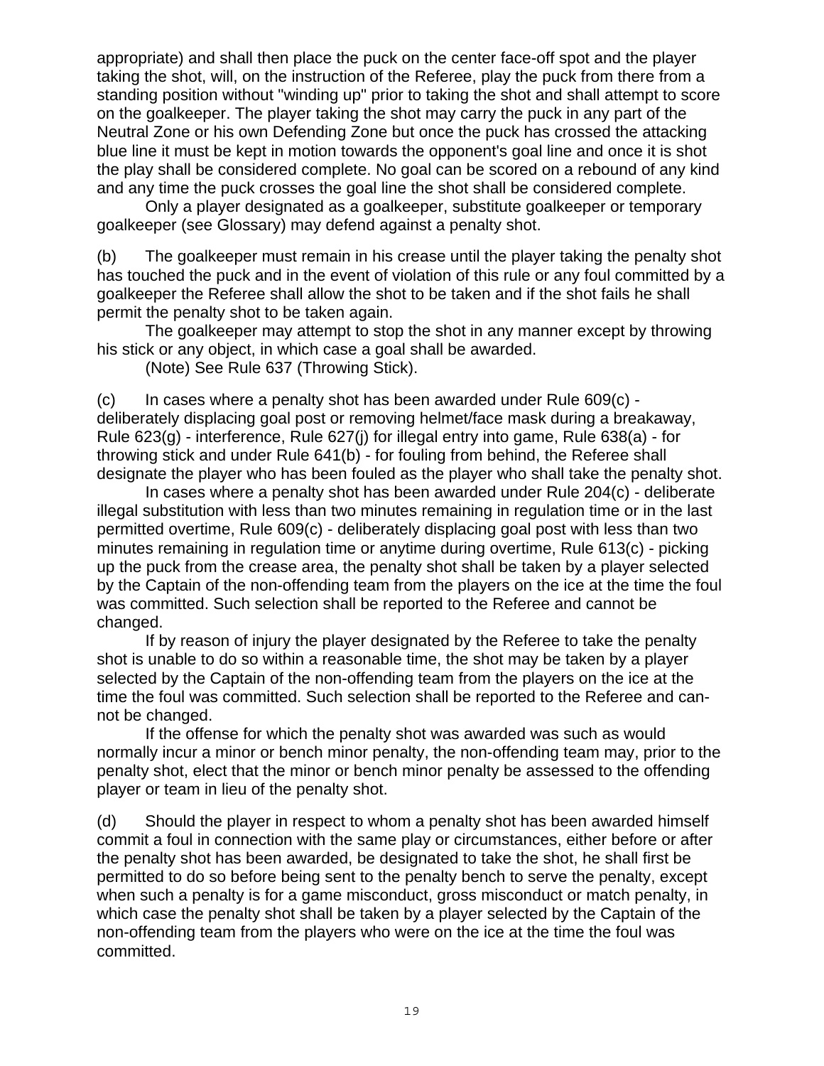appropriate) and shall then place the puck on the center face-off spot and the player taking the shot, will, on the instruction of the Referee, play the puck from there from a standing position without "winding up" prior to taking the shot and shall attempt to score on the goalkeeper. The player taking the shot may carry the puck in any part of the Neutral Zone or his own Defending Zone but once the puck has crossed the attacking blue line it must be kept in motion towards the opponent's goal line and once it is shot the play shall be considered complete. No goal can be scored on a rebound of any kind and any time the puck crosses the goal line the shot shall be considered complete.

Only a player designated as a goalkeeper, substitute goalkeeper or temporary goalkeeper (see Glossary) may defend against a penalty shot.

(b) The goalkeeper must remain in his crease until the player taking the penalty shot has touched the puck and in the event of violation of this rule or any foul committed by a goalkeeper the Referee shall allow the shot to be taken and if the shot fails he shall permit the penalty shot to be taken again.

The goalkeeper may attempt to stop the shot in any manner except by throwing his stick or any object, in which case a goal shall be awarded.

(Note) See Rule 637 (Throwing Stick).

(c) In cases where a penalty shot has been awarded under Rule 609(c) - deliberately displacing goal post or removing helmet/face mask during a breakaway, Rule 623(g) - interference, Rule 627(j) for illegal entry into game, Rule 638(a) - for throwing stick and under Rule 641(b) - for fouling from behind, the Referee shall designate the player who has been fouled as the player who shall take the penalty shot.

In cases where a penalty shot has been awarded under Rule 204(c) - deliberate illegal substitution with less than two minutes remaining in regulation time or in the last permitted overtime, Rule 609(c) - deliberately displacing goal post with less than two minutes remaining in regulation time or anytime during overtime, Rule 613(c) - picking up the puck from the crease area, the penalty shot shall be taken by a player selected by the Captain of the non-offending team from the players on the ice at the time the foul was committed. Such selection shall be reported to the Referee and cannot be changed.

If by reason of injury the player designated by the Referee to take the penalty shot is unable to do so within a reasonable time, the shot may be taken by a player selected by the Captain of the non-offending team from the players on the ice at the time the foul was committed. Such selection shall be reported to the Referee and cannot be changed.

If the offense for which the penalty shot was awarded was such as would normally incur a minor or bench minor penalty, the non-offending team may, prior to the penalty shot, elect that the minor or bench minor penalty be assessed to the offending player or team in lieu of the penalty shot.

(d) Should the player in respect to whom a penalty shot has been awarded himself commit a foul in connection with the same play or circumstances, either before or after the penalty shot has been awarded, be designated to take the shot, he shall first be permitted to do so before being sent to the penalty bench to serve the penalty, except when such a penalty is for a game misconduct, gross misconduct or match penalty, in which case the penalty shot shall be taken by a player selected by the Captain of the non-offending team from the players who were on the ice at the time the foul was committed.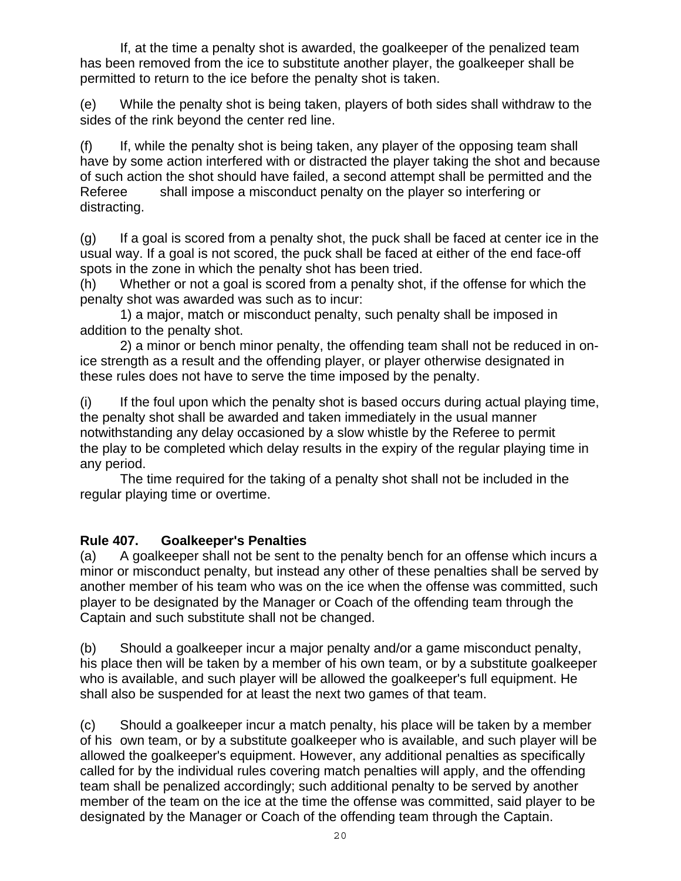If, at the time a penalty shot is awarded, the goalkeeper of the penalized team has been removed from the ice to substitute another player, the goalkeeper shall be permitted to return to the ice before the penalty shot is taken.

(e) While the penalty shot is being taken, players of both sides shall withdraw to the sides of the rink beyond the center red line.

(f) If, while the penalty shot is being taken, any player of the opposing team shall have by some action interfered with or distracted the player taking the shot and because of such action the shot should have failed, a second attempt shall be permitted and the Referee shall impose a misconduct penalty on the player so interfering or distracting.

(g) If a goal is scored from a penalty shot, the puck shall be faced at center ice in the usual way. If a goal is not scored, the puck shall be faced at either of the end face-off spots in the zone in which the penalty shot has been tried.

(h) Whether or not a goal is scored from a penalty shot, if the offense for which the penalty shot was awarded was such as to incur:

1) a major, match or misconduct penalty, such penalty shall be imposed in addition to the penalty shot.

2) a minor or bench minor penalty, the offending team shall not be reduced in on-ice strength as a result and the offending player, or player otherwise designated in these rules does not have to serve the time imposed by the penalty.

(i) If the foul upon which the penalty shot is based occurs during actual playing time, the penalty shot shall be awarded and taken immediately in the usual manner notwithstanding any delay occasioned by a slow whistle by the Referee to permit the play to be completed which delay results in the expiry of the regular playing time in any period.

The time required for the taking of a penalty shot shall not be included in the regular playing time or overtime.

**Rule 407. Goalkeeper's Penalties**

(a) A goalkeeper shall not be sent to the penalty bench for an offense which incurs a minor or misconduct penalty, but instead any other of these penalties shall be served by another member of his team who was on the ice when the offense was committed, such player to be designated by the Manager or Coach of the offending team through the Captain and such substitute shall not be changed.

(b) Should a goalkeeper incur a major penalty and/or a game misconduct penalty, his place then will be taken by a member of his own team, or by a substitute goalkeeper who is available, and such player will be allowed the goalkeeper's full equipment. He shall also be suspended for at least the next two games of that team.

(c) Should a goalkeeper incur a match penalty, his place will be taken by a member of his own team, or by a substitute goalkeeper who is available, and such player will be allowed the goalkeeper's equipment. However, any additional penalties as specifically called for by the individual rules covering match penalties will apply, and the offending team shall be penalized accordingly; such additional penalty to be served by another member of the team on the ice at the time the offense was committed, said player to be designated by the Manager or Coach of the offending team through the Captain.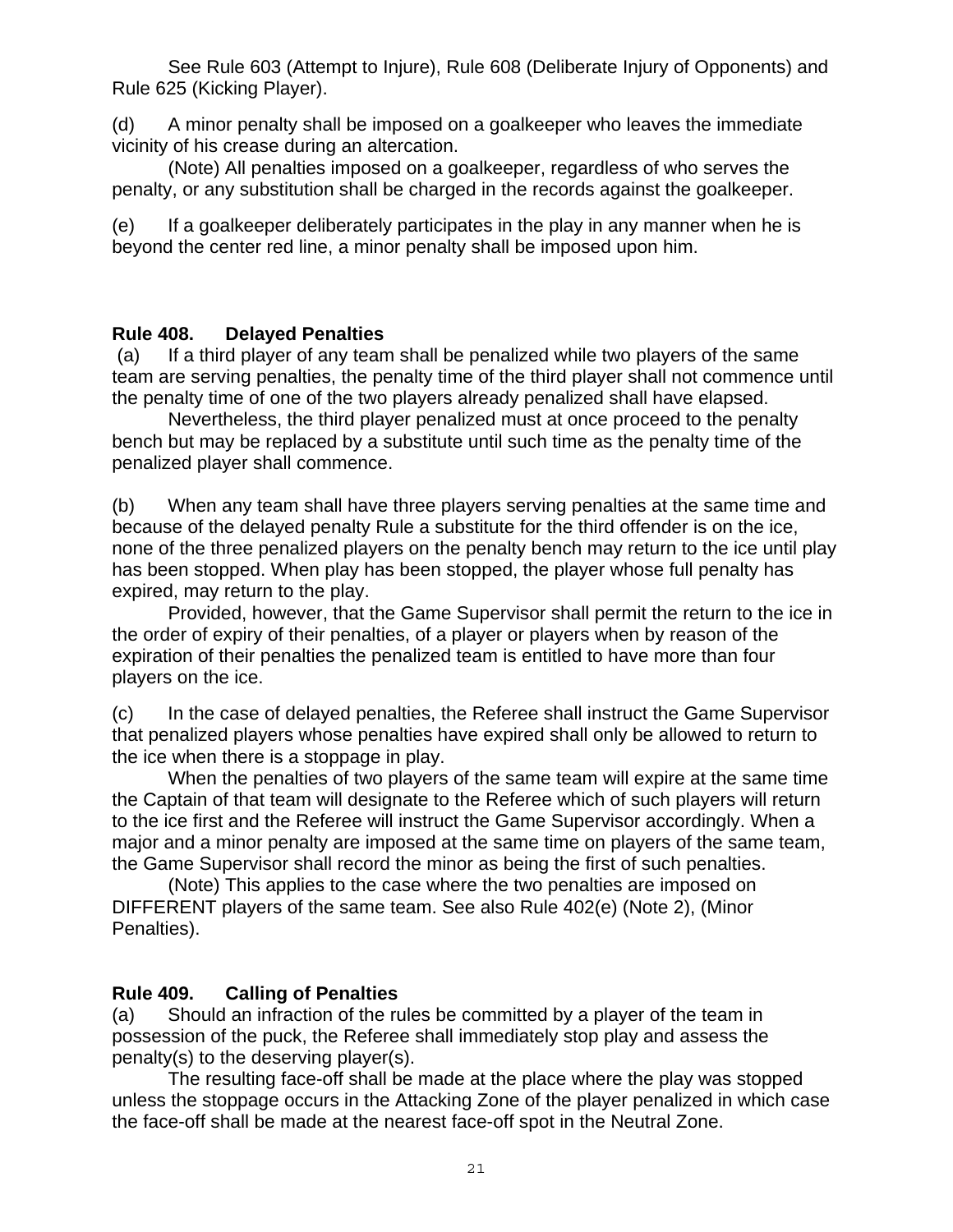See Rule 603 (Attempt to Injure), Rule 608 (Deliberate Injury of Opponents) and Rule 625 (Kicking Player).

(d) A minor penalty shall be imposed on a goalkeeper who leaves the immediate vicinity of his crease during an altercation.

(Note) All penalties imposed on a goalkeeper, regardless of who serves the penalty, or any substitution shall be charged in the records against the goalkeeper.

(e) If a goalkeeper deliberately participates in the play in any manner when he is beyond the center red line, a minor penalty shall be imposed upon him.

## Rule 408. Delayed Penalties

(a) If a third player of any team shall be penalized while two players of the same team are serving penalties, the penalty time of the third player shall not commence until the penalty time of one of the two players already penalized shall have elapsed.

Nevertheless, the third player penalized must at once proceed to the penalty bench but may be replaced by a substitute until such time as the penalty time of the penalized player shall commence.

(b) When any team shall have three players serving penalties at the same time and because of the delayed penalty Rule a substitute for the third offender is on the ice, none of the three penalized players on the penalty bench may return to the ice until play has been stopped. When play has been stopped, the player whose full penalty has expired, may return to the play.

Provided, however, that the Game Supervisor shall permit the return to the ice in the order of expiry of their penalties, of a player or players when by reason of the expiration of their penalties the penalized team is entitled to have more than four players on the ice.

(c) In the case of delayed penalties, the Referee shall instruct the Game Supervisor that penalized players whose penalties have expired shall only be allowed to return to the ice when there is a stoppage in play.

When the penalties of two players of the same team will expire at the same time the Captain of that team will designate to the Referee which of such players will return to the ice first and the Referee will instruct the Game Supervisor accordingly. When a major and a minor penalty are imposed at the same time on players of the same team, the Game Supervisor shall record the minor as being the first of such penalties.

(Note) This applies to the case where the two penalties are imposed on DIFFERENT players of the same team. See also Rule 402(e) (Note 2), (Minor Penalties).

## Rule 409. Calling of Penalties

(a) Should an infraction of the rules be committed by a player of the team in possession of the puck, the Referee shall immediately stop play and assess the penalty(s) to the deserving player(s).

The resulting face-off shall be made at the place where the play was stopped unless the stoppage occurs in the Attacking Zone of the player penalized in which case the face-off shall be made at the nearest face-off spot in the Neutral Zone.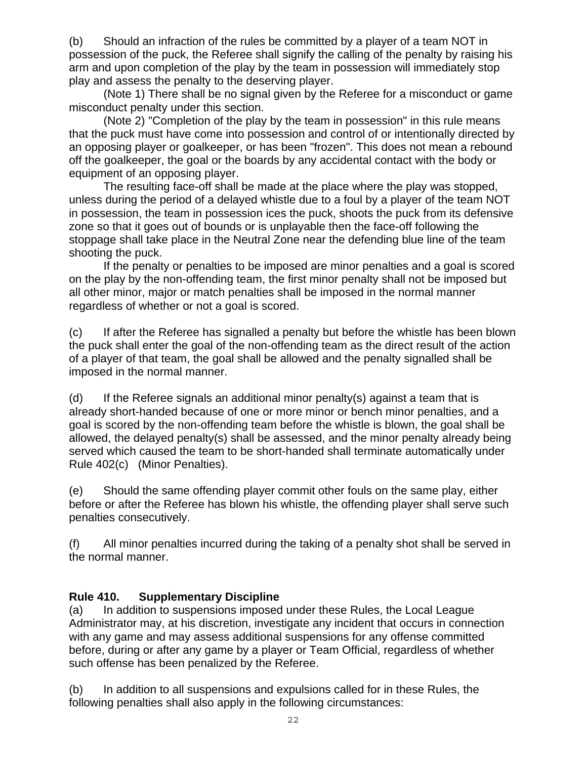(b) Should an infraction of the rules be committed by a player of a team NOT in possession of the puck, the Referee shall signify the calling of the penalty by raising his arm and upon completion of the play by the team in possession will immediately stop play and assess the penalty to the deserving player.

(Note 1) There shall be no signal given by the Referee for a misconduct or game misconduct penalty under this section.

(Note 2) "Completion of the play by the team in possession" in this rule means that the puck must have come into possession and control of or intentionally directed by an opposing player or goalkeeper, or has been "frozen". This does not mean a rebound off the goalkeeper, the goal or the boards by any accidental contact with the body or equipment of an opposing player.

The resulting face-off shall be made at the place where the play was stopped, unless during the period of a delayed whistle due to a foul by a player of the team NOT in possession, the team in possession ices the puck, shoots the puck from its defensive zone so that it goes out of bounds or is unplayable then the face-off following the stoppage shall take place in the Neutral Zone near the defending blue line of the team shooting the puck.

If the penalty or penalties to be imposed are minor penalties and a goal is scored on the play by the non-offending team, the first minor penalty shall not be imposed but all other minor, major or match penalties shall be imposed in the normal manner regardless of whether or not a goal is scored.

(c) If after the Referee has signalled a penalty but before the whistle has been blown the puck shall enter the goal of the non-offending team as the direct result of the action of a player of that team, the goal shall be allowed and the penalty signalled shall be imposed in the normal manner.

(d) If the Referee signals an additional minor penalty(s) against a team that is already short-handed because of one or more minor or bench minor penalties, and a goal is scored by the non-offending team before the whistle is blown, the goal shall be allowed, the delayed penalty(s) shall be assessed, and the minor penalty already being served which caused the team to be short-handed shall terminate automatically under Rule 402(c) (Minor Penalties).

(e) Should the same offending player commit other fouls on the same play, either before or after the Referee has blown his whistle, the offending player shall serve such penalties consecutively.

(f) All minor penalties incurred during the taking of a penalty shot shall be served in the normal manner.

### Rule 410. Supplementary Discipline

(a) In addition to suspensions imposed under these Rules, the Local League Administrator may, at his discretion, investigate any incident that occurs in connection with any game and may assess additional suspensions for any offense committed before, during or after any game by a player or Team Official, regardless of whether such offense has been penalized by the Referee.

(b) In addition to all suspensions and expulsions called for in these Rules, the following penalties shall also apply in the following circumstances: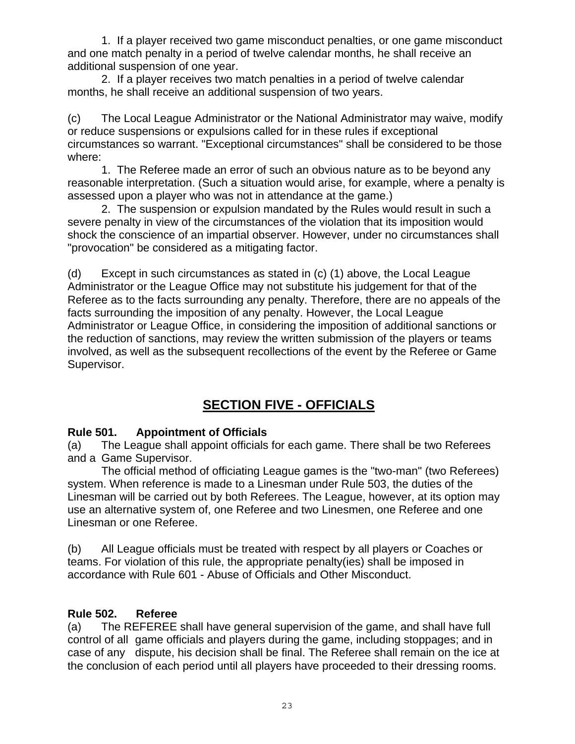1. If a player received two game misconduct penalties, or one game misconduct and one match penalty in a period of twelve calendar months, he shall receive an additional suspension of one year.

2. If a player receives two match penalties in a period of twelve calendar months, he shall receive an additional suspension of two years.

(c) The Local League Administrator or the National Administrator may waive, modify or reduce suspensions or expulsions called for in these rules if exceptional circumstances so warrant. "Exceptional circumstances" shall be considered to be those where:

1. The Referee made an error of such an obvious nature as to be beyond any reasonable interpretation. (Such a situation would arise, for example, where a penalty is assessed upon a player who was not in attendance at the game.)

2. The suspension or expulsion mandated by the Rules would result in such a severe penalty in view of the circumstances of the violation that its imposition would shock the conscience of an impartial observer. However, under no circumstances shall "provocation" be considered as a mitigating factor.

(d) Except in such circumstances as stated in (c) (1) above, the Local League Administrator or the League Office may not substitute his judgement for that of the Referee as to the facts surrounding any penalty. Therefore, there are no appeals of the facts surrounding the imposition of any penalty. However, the Local League Administrator or League Office, in considering the imposition of additional sanctions or the reduction of sanctions, may review the written submission of the players or teams involved, as well as the subsequent recollections of the event by the Referee or Game Supervisor.

## SECTION FIVE - OFFICIALS

**Rule 501. Appointment of Officials**

(a) The League shall appoint officials for each game. There shall be two Referees and a Game Supervisor.

The official method of officiating League games is the "two-man" (two Referees) system. When reference is made to a Linesman under Rule 503, the duties of the Linesman will be carried out by both Referees. The League, however, at its option may use an alternative system of, one Referee and two Linesmen, one Referee and one Linesman or one Referee.

(b) All League officials must be treated with respect by all players or Coaches or teams. For violation of this rule, the appropriate penalty(ies) shall be imposed in accordance with Rule 601 - Abuse of Officials and Other Misconduct.

**Rule 502. Referee**

(a) The REFEREE shall have general supervision of the game, and shall have full control of all game officials and players during the game, including stoppages; and in case of any dispute, his decision shall be final. The Referee shall remain on the ice at the conclusion of each period until all players have proceeded to their dressing rooms.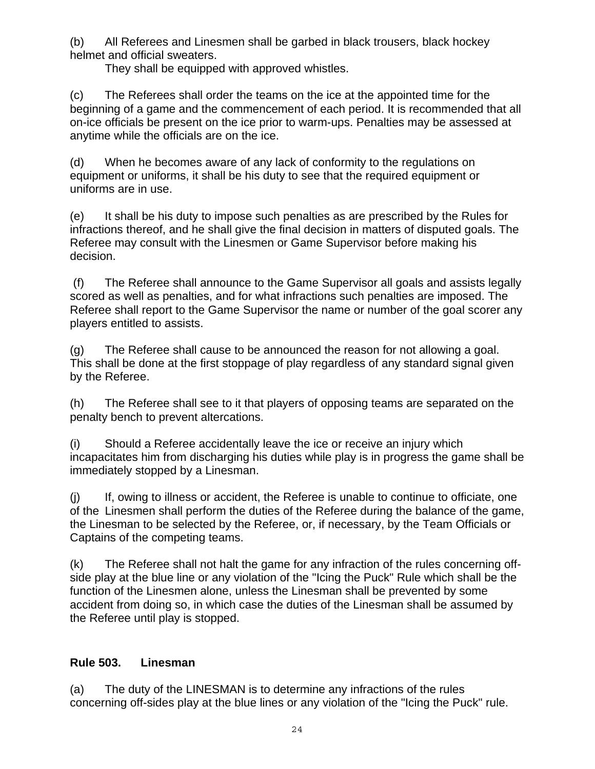(b) All Referees and Linesmen shall be garbed in black trousers, black hockey helmet and official sweaters.

They shall be equipped with approved whistles.

(c) The Referees shall order the teams on the ice at the appointed time for the beginning of a game and the commencement of each period. It is recommended that all on-ice officials be present on the ice prior to warm-ups. Penalties may be assessed at anytime while the officials are on the ice.

(d) When he becomes aware of any lack of conformity to the regulations on equipment or uniforms, it shall be his duty to see that the required equipment or uniforms are in use.

(e) It shall be his duty to impose such penalties as are prescribed by the Rules for infractions thereof, and he shall give the final decision in matters of disputed goals. The Referee may consult with the Linesmen or Game Supervisor before making his decision.

(f) The Referee shall announce to the Game Supervisor all goals and assists legally scored as well as penalties, and for what infractions such penalties are imposed. The Referee shall report to the Game Supervisor the name or number of the goal scorer any players entitled to assists.

(g) The Referee shall cause to be announced the reason for not allowing a goal. This shall be done at the first stoppage of play regardless of any standard signal given by the Referee.

(h) The Referee shall see to it that players of opposing teams are separated on the penalty bench to prevent altercations.

(i) Should a Referee accidentally leave the ice or receive an injury which incapacitates him from discharging his duties while play is in progress the game shall be immediately stopped by a Linesman.

(j) If, owing to illness or accident, the Referee is unable to continue to officiate, one of the Linesmen shall perform the duties of the Referee during the balance of the game, the Linesman to be selected by the Referee, or, if necessary, by the Team Officials or Captains of the competing teams.

(k) The Referee shall not halt the game for any infraction of the rules concerning off-side play at the blue line or any violation of the "Icing the Puck" Rule which shall be the function of the Linesmen alone, unless the Linesman shall be prevented by some accident from doing so, in which case the duties of the Linesman shall be assumed by the Referee until play is stopped.

## Rule 503. Linesman

(a) The duty of the LINESMAN is to determine any infractions of the rules concerning off-sides play at the blue lines or any violation of the "Icing the Puck" rule.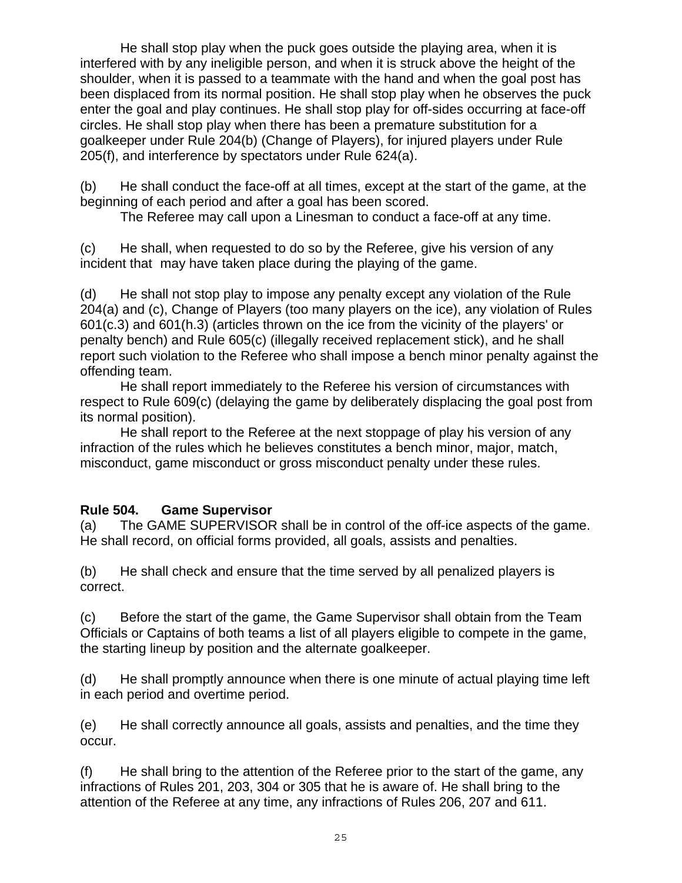He shall stop play when the puck goes outside the playing area, when it is interfered with by any ineligible person, and when it is struck above the height of the shoulder, when it is passed to a teammate with the hand and when the goal post has been displaced from its normal position. He shall stop play when he observes the puck enter the goal and play continues. He shall stop play for off-sides occurring at face-off circles. He shall stop play when there has been a premature substitution for a goalkeeper under Rule 204(b) (Change of Players), for injured players under Rule 205(f), and interference by spectators under Rule 624(a).

(b) He shall conduct the face-off at all times, except at the start of the game, at the beginning of each period and after a goal has been scored.

The Referee may call upon a Linesman to conduct a face-off at any time.

(c) He shall, when requested to do so by the Referee, give his version of any incident that may have taken place during the playing of the game.

(d) He shall not stop play to impose any penalty except any violation of the Rule 204(a) and (c), Change of Players (too many players on the ice), any violation of Rules 601(c.3) and 601(h.3) (articles thrown on the ice from the vicinity of the players' or penalty bench) and Rule 605(c) (illegally received replacement stick), and he shall report such violation to the Referee who shall impose a bench minor penalty against the offending team.

He shall report immediately to the Referee his version of circumstances with respect to Rule 609(c) (delaying the game by deliberately displacing the goal post from its normal position).

He shall report to the Referee at the next stoppage of play his version of any infraction of the rules which he believes constitutes a bench minor, major, match, misconduct, game misconduct or gross misconduct penalty under these rules.

**Rule 504. Game Supervisor**

(a) The GAME SUPERVISOR shall be in control of the off-ice aspects of the game. He shall record, on official forms provided, all goals, assists and penalties.

(b) He shall check and ensure that the time served by all penalized players is correct.

(c) Before the start of the game, the Game Supervisor shall obtain from the Team Officials or Captains of both teams a list of all players eligible to compete in the game, the starting lineup by position and the alternate goalkeeper.

(d) He shall promptly announce when there is one minute of actual playing time left in each period and overtime period.

(e) He shall correctly announce all goals, assists and penalties, and the time they occur.

(f) He shall bring to the attention of the Referee prior to the start of the game, any infractions of Rules 201, 203, 304 or 305 that he is aware of. He shall bring to the attention of the Referee at any time, any infractions of Rules 206, 207 and 611.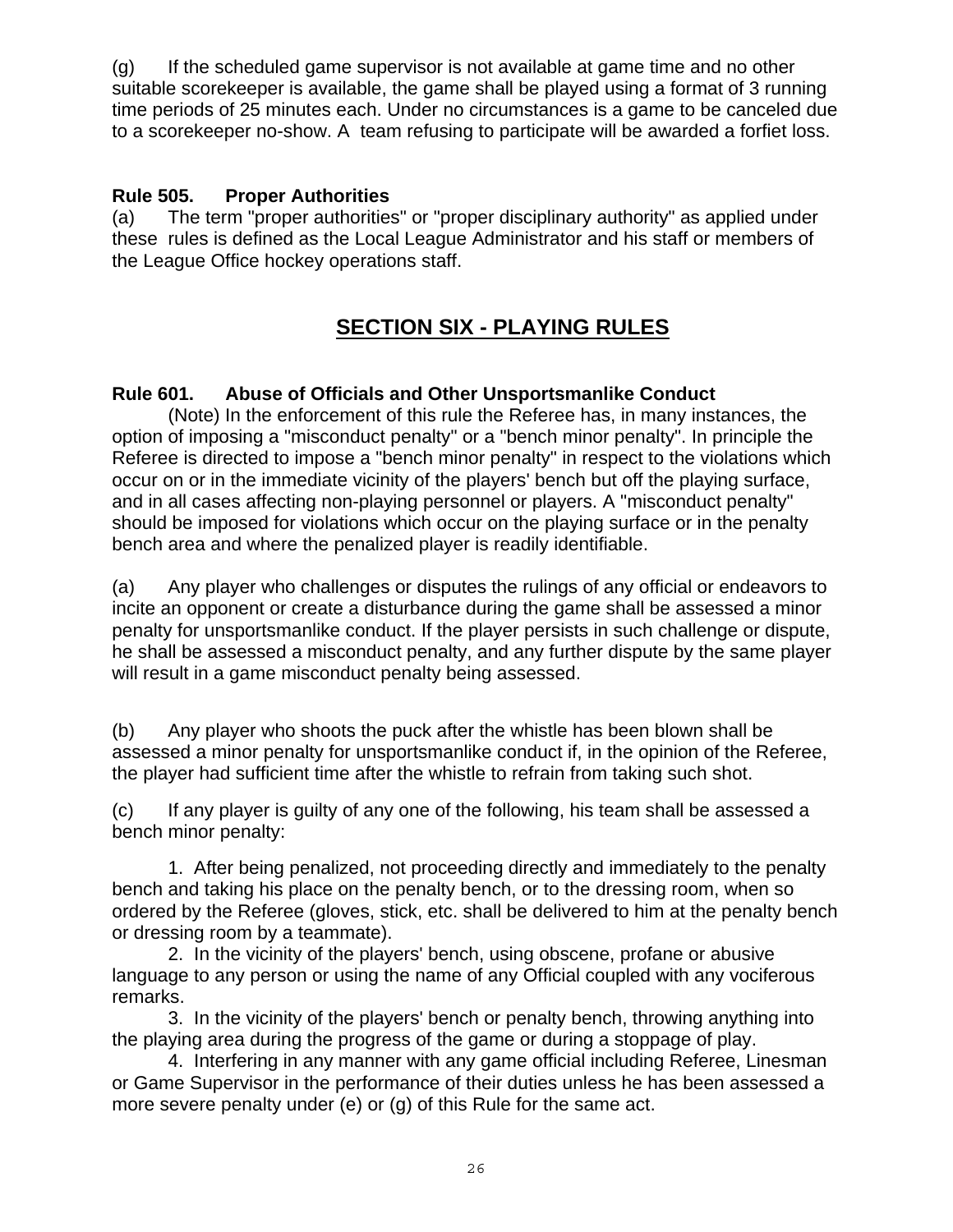(g) If the scheduled game supervisor is not available at game time and no other suitable scorekeeper is available, the game shall be played using a format of 3 running time periods of 25 minutes each. Under no circumstances is a game to be canceled due to a scorekeeper no-show. A team refusing to participate will be awarded a forfiet loss.

**Rule 505. Proper Authorities**

(a) The term "proper authorities" or "proper disciplinary authority" as applied under these rules is defined as the Local League Administrator and his staff or members of the League Office hockey operations staff.

## SECTION SIX - PLAYING RULES

**Rule 601. Abuse of Officials and Other Unsportsmanlike Conduct**

(Note) In the enforcement of this rule the Referee has, in many instances, the option of imposing a "misconduct penalty" or a "bench minor penalty". In principle the Referee is directed to impose a "bench minor penalty" in respect to the violations which occur on or in the immediate vicinity of the players' bench but off the playing surface, and in all cases affecting non-playing personnel or players. A "misconduct penalty" should be imposed for violations which occur on the playing surface or in the penalty bench area and where the penalized player is readily identifiable.

(a) Any player who challenges or disputes the rulings of any official or endeavors to incite an opponent or create a disturbance during the game shall be assessed a minor penalty for unsportsmanlike conduct. If the player persists in such challenge or dispute, he shall be assessed a misconduct penalty, and any further dispute by the same player will result in a game misconduct penalty being assessed.

(b) Any player who shoots the puck after the whistle has been blown shall be assessed a minor penalty for unsportsmanlike conduct if, in the opinion of the Referee, the player had sufficient time after the whistle to refrain from taking such shot.

(c) If any player is guilty of any one of the following, his team shall be assessed a bench minor penalty:

1. After being penalized, not proceeding directly and immediately to the penalty bench and taking his place on the penalty bench, or to the dressing room, when so ordered by the Referee (gloves, stick, etc. shall be delivered to him at the penalty bench or dressing room by a teammate).
2. In the vicinity of the players' bench, using obscene, profane or abusive language to any person or using the name of any Official coupled with any vociferous remarks.
3. In the vicinity of the players' bench or penalty bench, throwing anything into the playing area during the progress of the game or during a stoppage of play.
4. Interfering in any manner with any game official including Referee, Linesman or Game Supervisor in the performance of their duties unless he has been assessed a more severe penalty under (e) or (g) of this Rule for the same act.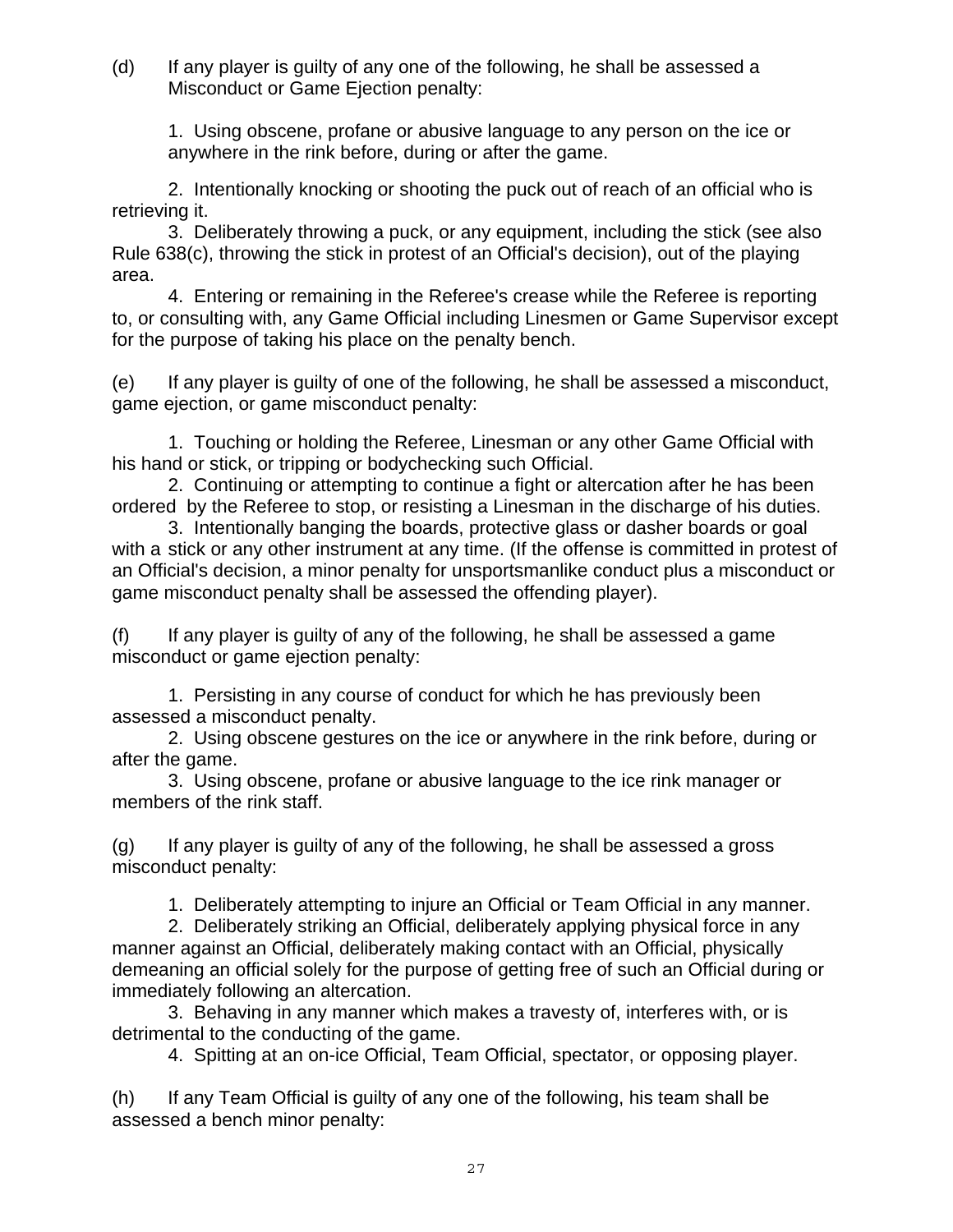(d) If any player is guilty of any one of the following, he shall be assessed a Misconduct or Game Ejection penalty:

1. Using obscene, profane or abusive language to any person on the ice or anywhere in the rink before, during or after the game.

2. Intentionally knocking or shooting the puck out of reach of an official who is retrieving it.

3. Deliberately throwing a puck, or any equipment, including the stick (see also Rule 638(c), throwing the stick in protest of an Official's decision), out of the playing area.

4. Entering or remaining in the Referee's crease while the Referee is reporting to, or consulting with, any Game Official including Linesmen or Game Supervisor except for the purpose of taking his place on the penalty bench.

(e) If any player is guilty of one of the following, he shall be assessed a misconduct, game ejection, or game misconduct penalty:

1. Touching or holding the Referee, Linesman or any other Game Official with his hand or stick, or tripping or bodychecking such Official.

2. Continuing or attempting to continue a fight or altercation after he has been ordered by the Referee to stop, or resisting a Linesman in the discharge of his duties.

3. Intentionally banging the boards, protective glass or dasher boards or goal with a stick or any other instrument at any time. (If the offense is committed in protest of an Official's decision, a minor penalty for unsportsmanlike conduct plus a misconduct or game misconduct penalty shall be assessed the offending player).

(f) If any player is guilty of any of the following, he shall be assessed a game misconduct or game ejection penalty:

1. Persisting in any course of conduct for which he has previously been assessed a misconduct penalty.

2. Using obscene gestures on the ice or anywhere in the rink before, during or after the game.

3. Using obscene, profane or abusive language to the ice rink manager or members of the rink staff.

(g) If any player is guilty of any of the following, he shall be assessed a gross misconduct penalty:

1. Deliberately attempting to injure an Official or Team Official in any manner.

2. Deliberately striking an Official, deliberately applying physical force in any manner against an Official, deliberately making contact with an Official, physically demeaning an official solely for the purpose of getting free of such an Official during or immediately following an altercation.

3. Behaving in any manner which makes a travesty of, interferes with, or is detrimental to the conducting of the game.

4. Spitting at an on-ice Official, Team Official, spectator, or opposing player.

(h) If any Team Official is guilty of any one of the following, his team shall be assessed a bench minor penalty: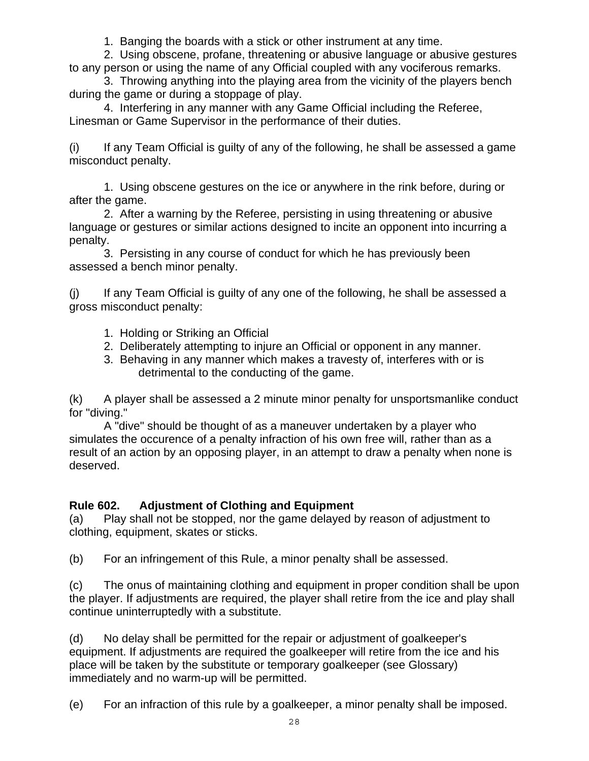1. Banging the boards with a stick or other instrument at any time.
2. Using obscene, profane, threatening or abusive language or abusive gestures to any person or using the name of any Official coupled with any vociferous remarks.
3. Throwing anything into the playing area from the vicinity of the players bench during the game or during a stoppage of play.
4. Interfering in any manner with any Game Official including the Referee, Linesman or Game Supervisor in the performance of their duties.

(i) If any Team Official is guilty of any of the following, he shall be assessed a game misconduct penalty.

1. Using obscene gestures on the ice or anywhere in the rink before, during or after the game.
2. After a warning by the Referee, persisting in using threatening or abusive language or gestures or similar actions designed to incite an opponent into incurring a penalty.
3. Persisting in any course of conduct for which he has previously been assessed a bench minor penalty.

(j) If any Team Official is guilty of any one of the following, he shall be assessed a gross misconduct penalty:

1. Holding or Striking an Official
2. Deliberately attempting to injure an Official or opponent in any manner.
3. Behaving in any manner which makes a travesty of, interferes with or is detrimental to the conducting of the game.

(k) A player shall be assessed a 2 minute minor penalty for unsportsmanlike conduct for "diving."

A "dive" should be thought of as a maneuver undertaken by a player who simulates the occurence of a penalty infraction of his own free will, rather than as a result of an action by an opposing player, in an attempt to draw a penalty when none is deserved.

### Rule 602. Adjustment of Clothing and Equipment

(a) Play shall not be stopped, nor the game delayed by reason of adjustment to clothing, equipment, skates or sticks.

(b) For an infringement of this Rule, a minor penalty shall be assessed.

(c) The onus of maintaining clothing and equipment in proper condition shall be upon the player. If adjustments are required, the player shall retire from the ice and play shall continue uninterruptedly with a substitute.

(d) No delay shall be permitted for the repair or adjustment of goalkeeper's equipment. If adjustments are required the goalkeeper will retire from the ice and his place will be taken by the substitute or temporary goalkeeper (see Glossary) immediately and no warm-up will be permitted.

(e) For an infraction of this rule by a goalkeeper, a minor penalty shall be imposed.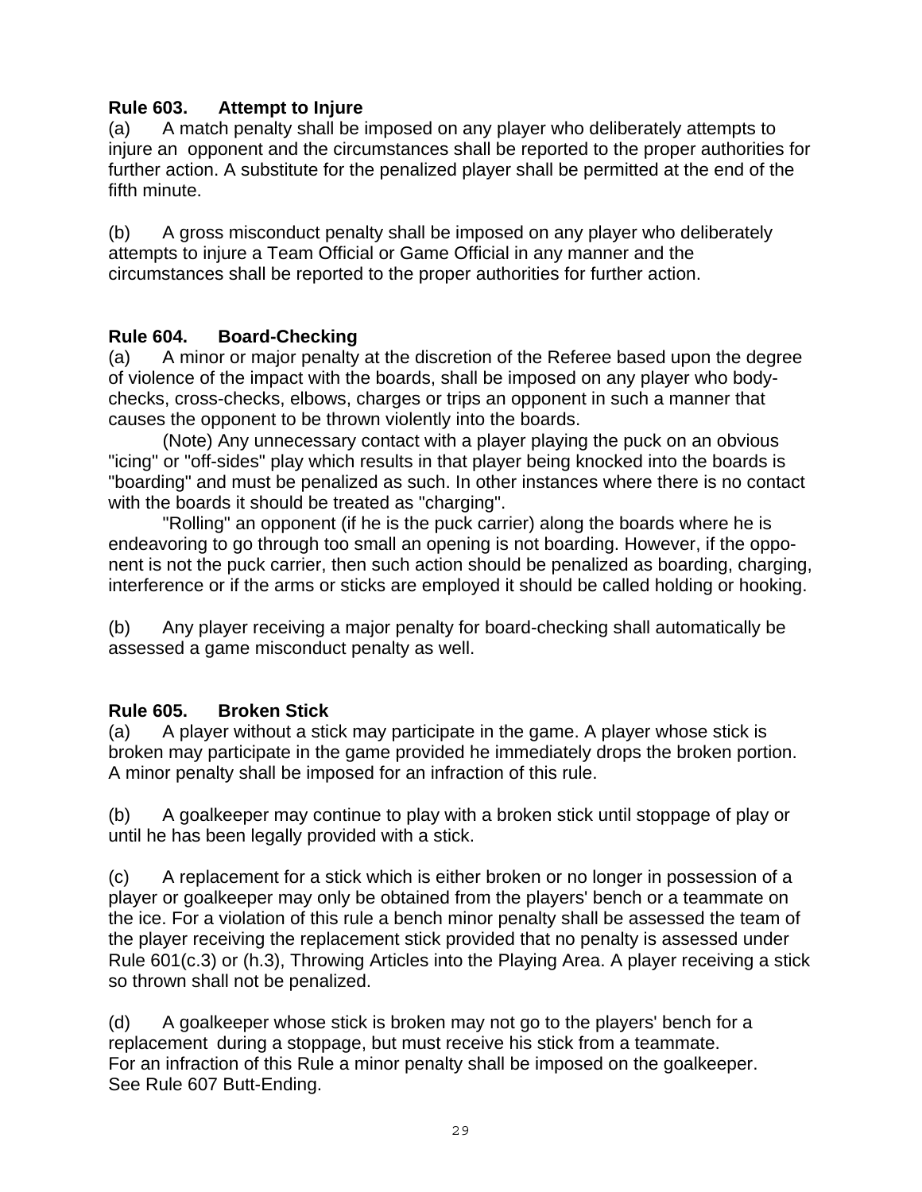**Rule 603. Attempt to Injure**

(a) A match penalty shall be imposed on any player who deliberately attempts to injure an opponent and the circumstances shall be reported to the proper authorities for further action. A substitute for the penalized player shall be permitted at the end of the fifth minute.

(b) A gross misconduct penalty shall be imposed on any player who deliberately attempts to injure a Team Official or Game Official in any manner and the circumstances shall be reported to the proper authorities for further action.

**Rule 604. Board-Checking**

(a) A minor or major penalty at the discretion of the Referee based upon the degree of violence of the impact with the boards, shall be imposed on any player who body-checks, cross-checks, elbows, charges or trips an opponent in such a manner that causes the opponent to be thrown violently into the boards.

(Note) Any unnecessary contact with a player playing the puck on an obvious "icing" or "off-sides" play which results in that player being knocked into the boards is "boarding" and must be penalized as such. In other instances where there is no contact with the boards it should be treated as "charging".

"Rolling" an opponent (if he is the puck carrier) along the boards where he is endeavoring to go through too small an opening is not boarding. However, if the opponent is not the puck carrier, then such action should be penalized as boarding, charging, interference or if the arms or sticks are employed it should be called holding or hooking.

(b) Any player receiving a major penalty for board-checking shall automatically be assessed a game misconduct penalty as well.

**Rule 605. Broken Stick**

(a) A player without a stick may participate in the game. A player whose stick is broken may participate in the game provided he immediately drops the broken portion. A minor penalty shall be imposed for an infraction of this rule.

(b) A goalkeeper may continue to play with a broken stick until stoppage of play or until he has been legally provided with a stick.

(c) A replacement for a stick which is either broken or no longer in possession of a player or goalkeeper may only be obtained from the players' bench or a teammate on the ice. For a violation of this rule a bench minor penalty shall be assessed the team of the player receiving the replacement stick provided that no penalty is assessed under Rule 601(c.3) or (h.3), Throwing Articles into the Playing Area. A player receiving a stick so thrown shall not be penalized.

(d) A goalkeeper whose stick is broken may not go to the players' bench for a replacement during a stoppage, but must receive his stick from a teammate. For an infraction of this Rule a minor penalty shall be imposed on the goalkeeper. See Rule 607 Butt-Ending.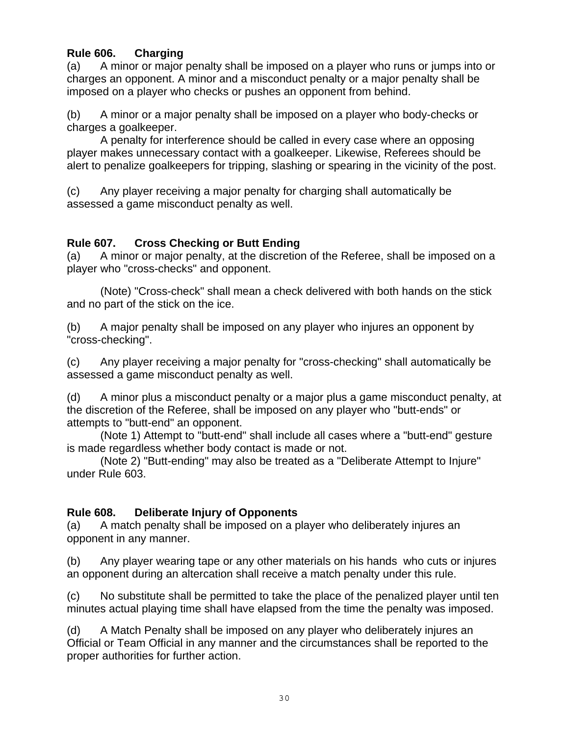**Rule 606. Charging**

(a) A minor or major penalty shall be imposed on a player who runs or jumps into or charges an opponent. A minor and a misconduct penalty or a major penalty shall be imposed on a player who checks or pushes an opponent from behind.

(b) A minor or a major penalty shall be imposed on a player who body-checks or charges a goalkeeper.

A penalty for interference should be called in every case where an opposing player makes unnecessary contact with a goalkeeper. Likewise, Referees should be alert to penalize goalkeepers for tripping, slashing or spearing in the vicinity of the post.

(c) Any player receiving a major penalty for charging shall automatically be assessed a game misconduct penalty as well.

**Rule 607. Cross Checking or Butt Ending**

(a) A minor or major penalty, at the discretion of the Referee, shall be imposed on a player who "cross-checks" and opponent.

(Note) "Cross-check" shall mean a check delivered with both hands on the stick and no part of the stick on the ice.

(b) A major penalty shall be imposed on any player who injures an opponent by "cross-checking".

(c) Any player receiving a major penalty for "cross-checking" shall automatically be assessed a game misconduct penalty as well.

(d) A minor plus a misconduct penalty or a major plus a game misconduct penalty, at the discretion of the Referee, shall be imposed on any player who "butt-ends" or attempts to "butt-end" an opponent.

(Note 1) Attempt to "butt-end" shall include all cases where a "butt-end" gesture is made regardless whether body contact is made or not.

(Note 2) "Butt-ending" may also be treated as a "Deliberate Attempt to Injure" under Rule 603.

**Rule 608. Deliberate Injury of Opponents**

(a) A match penalty shall be imposed on a player who deliberately injures an opponent in any manner.

(b) Any player wearing tape or any other materials on his hands who cuts or injures an opponent during an altercation shall receive a match penalty under this rule.

(c) No substitute shall be permitted to take the place of the penalized player until ten minutes actual playing time shall have elapsed from the time the penalty was imposed.

(d) A Match Penalty shall be imposed on any player who deliberately injures an Official or Team Official in any manner and the circumstances shall be reported to the proper authorities for further action.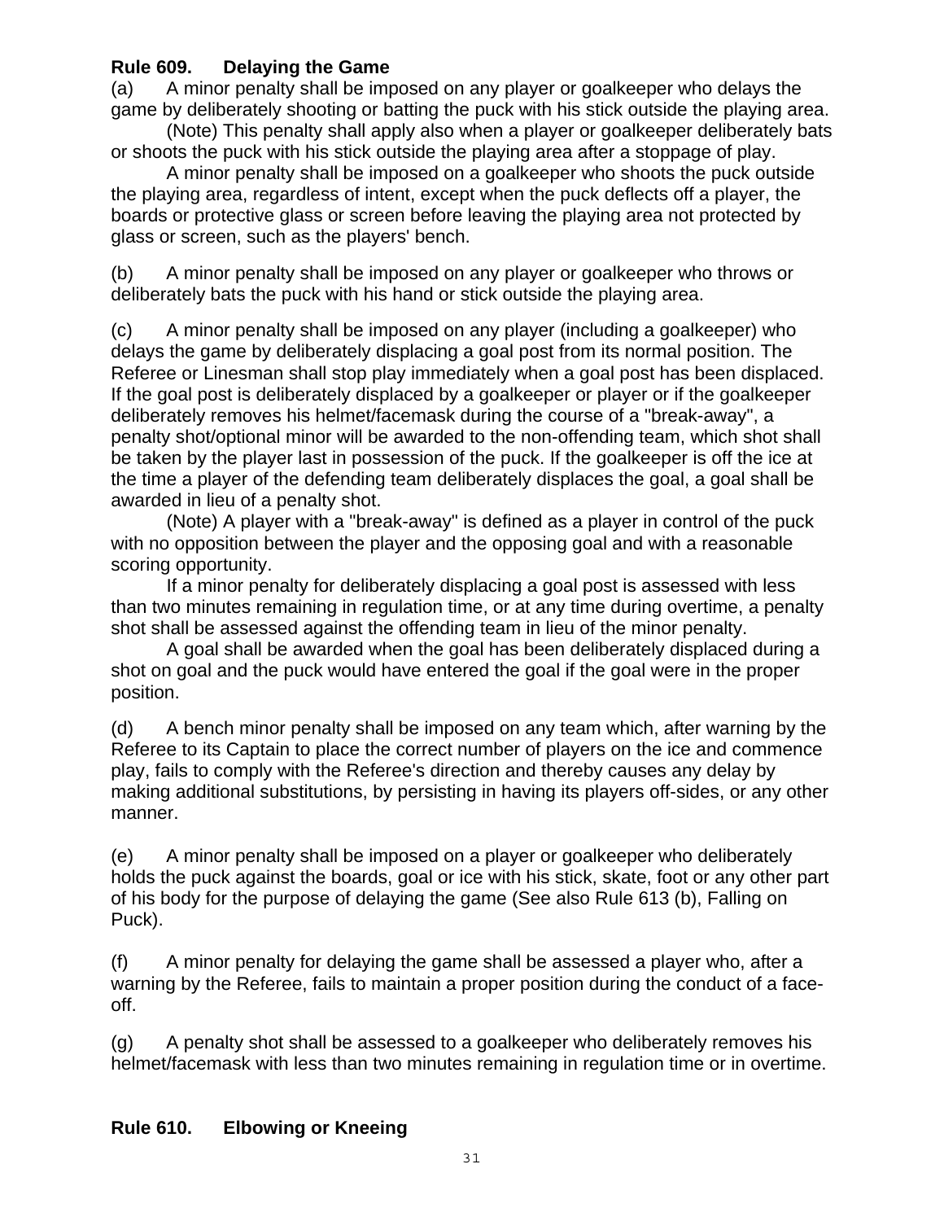## Rule 609. Delaying the Game

(a) A minor penalty shall be imposed on any player or goalkeeper who delays the game by deliberately shooting or batting the puck with his stick outside the playing area.

(Note) This penalty shall apply also when a player or goalkeeper deliberately bats or shoots the puck with his stick outside the playing area after a stoppage of play.

A minor penalty shall be imposed on a goalkeeper who shoots the puck outside the playing area, regardless of intent, except when the puck deflects off a player, the boards or protective glass or screen before leaving the playing area not protected by glass or screen, such as the players' bench.

(b) A minor penalty shall be imposed on any player or goalkeeper who throws or deliberately bats the puck with his hand or stick outside the playing area.

(c) A minor penalty shall be imposed on any player (including a goalkeeper) who delays the game by deliberately displacing a goal post from its normal position. The Referee or Linesman shall stop play immediately when a goal post has been displaced. If the goal post is deliberately displaced by a goalkeeper or player or if the goalkeeper deliberately removes his helmet/facemask during the course of a "break-away", a penalty shot/optional minor will be awarded to the non-offending team, which shot shall be taken by the player last in possession of the puck. If the goalkeeper is off the ice at the time a player of the defending team deliberately displaces the goal, a goal shall be awarded in lieu of a penalty shot.

(Note) A player with a "break-away" is defined as a player in control of the puck with no opposition between the player and the opposing goal and with a reasonable scoring opportunity.

If a minor penalty for deliberately displacing a goal post is assessed with less than two minutes remaining in regulation time, or at any time during overtime, a penalty shot shall be assessed against the offending team in lieu of the minor penalty.

A goal shall be awarded when the goal has been deliberately displaced during a shot on goal and the puck would have entered the goal if the goal were in the proper position.

(d) A bench minor penalty shall be imposed on any team which, after warning by the Referee to its Captain to place the correct number of players on the ice and commence play, fails to comply with the Referee's direction and thereby causes any delay by making additional substitutions, by persisting in having its players off-sides, or any other manner.

(e) A minor penalty shall be imposed on a player or goalkeeper who deliberately holds the puck against the boards, goal or ice with his stick, skate, foot or any other part of his body for the purpose of delaying the game (See also Rule 613 (b), Falling on Puck).

(f) A minor penalty for delaying the game shall be assessed a player who, after a warning by the Referee, fails to maintain a proper position during the conduct of a face-off.

(g) A penalty shot shall be assessed to a goalkeeper who deliberately removes his helmet/facemask with less than two minutes remaining in regulation time or in overtime.

## Rule 610. Elbowing or Kneeing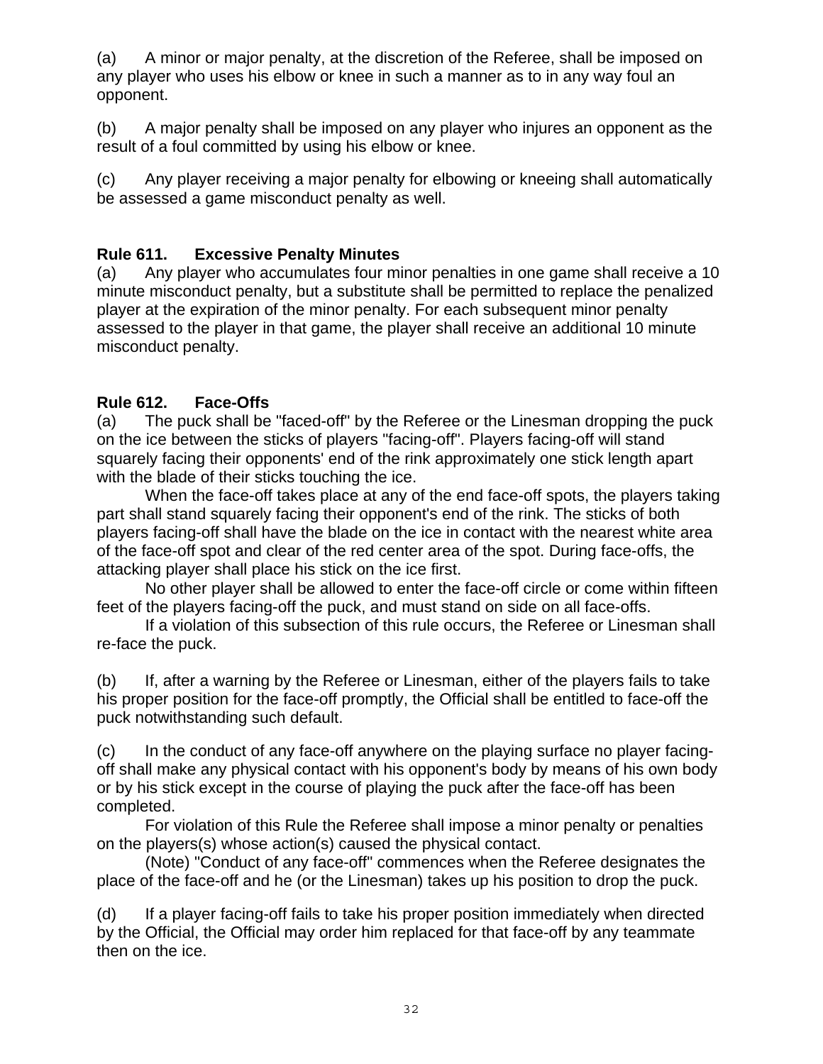(a) A minor or major penalty, at the discretion of the Referee, shall be imposed on any player who uses his elbow or knee in such a manner as to in any way foul an opponent.

(b) A major penalty shall be imposed on any player who injures an opponent as the result of a foul committed by using his elbow or knee.

(c) Any player receiving a major penalty for elbowing or kneeing shall automatically be assessed a game misconduct penalty as well.

**Rule 611. Excessive Penalty Minutes**

(a) Any player who accumulates four minor penalties in one game shall receive a 10 minute misconduct penalty, but a substitute shall be permitted to replace the penalized player at the expiration of the minor penalty. For each subsequent minor penalty assessed to the player in that game, the player shall receive an additional 10 minute misconduct penalty.

**Rule 612. Face-Offs**

(a) The puck shall be "faced-off" by the Referee or the Linesman dropping the puck on the ice between the sticks of players "facing-off". Players facing-off will stand squarely facing their opponents' end of the rink approximately one stick length apart with the blade of their sticks touching the ice.

When the face-off takes place at any of the end face-off spots, the players taking part shall stand squarely facing their opponent's end of the rink. The sticks of both players facing-off shall have the blade on the ice in contact with the nearest white area of the face-off spot and clear of the red center area of the spot. During face-offs, the attacking player shall place his stick on the ice first.

No other player shall be allowed to enter the face-off circle or come within fifteen feet of the players facing-off the puck, and must stand on side on all face-offs.

If a violation of this subsection of this rule occurs, the Referee or Linesman shall re-face the puck.

(b) If, after a warning by the Referee or Linesman, either of the players fails to take his proper position for the face-off promptly, the Official shall be entitled to face-off the puck notwithstanding such default.

(c) In the conduct of any face-off anywhere on the playing surface no player facing-off shall make any physical contact with his opponent's body by means of his own body or by his stick except in the course of playing the puck after the face-off has been completed.

For violation of this Rule the Referee shall impose a minor penalty or penalties on the players(s) whose action(s) caused the physical contact.

(Note) "Conduct of any face-off" commences when the Referee designates the place of the face-off and he (or the Linesman) takes up his position to drop the puck.

(d) If a player facing-off fails to take his proper position immediately when directed by the Official, the Official may order him replaced for that face-off by any teammate then on the ice.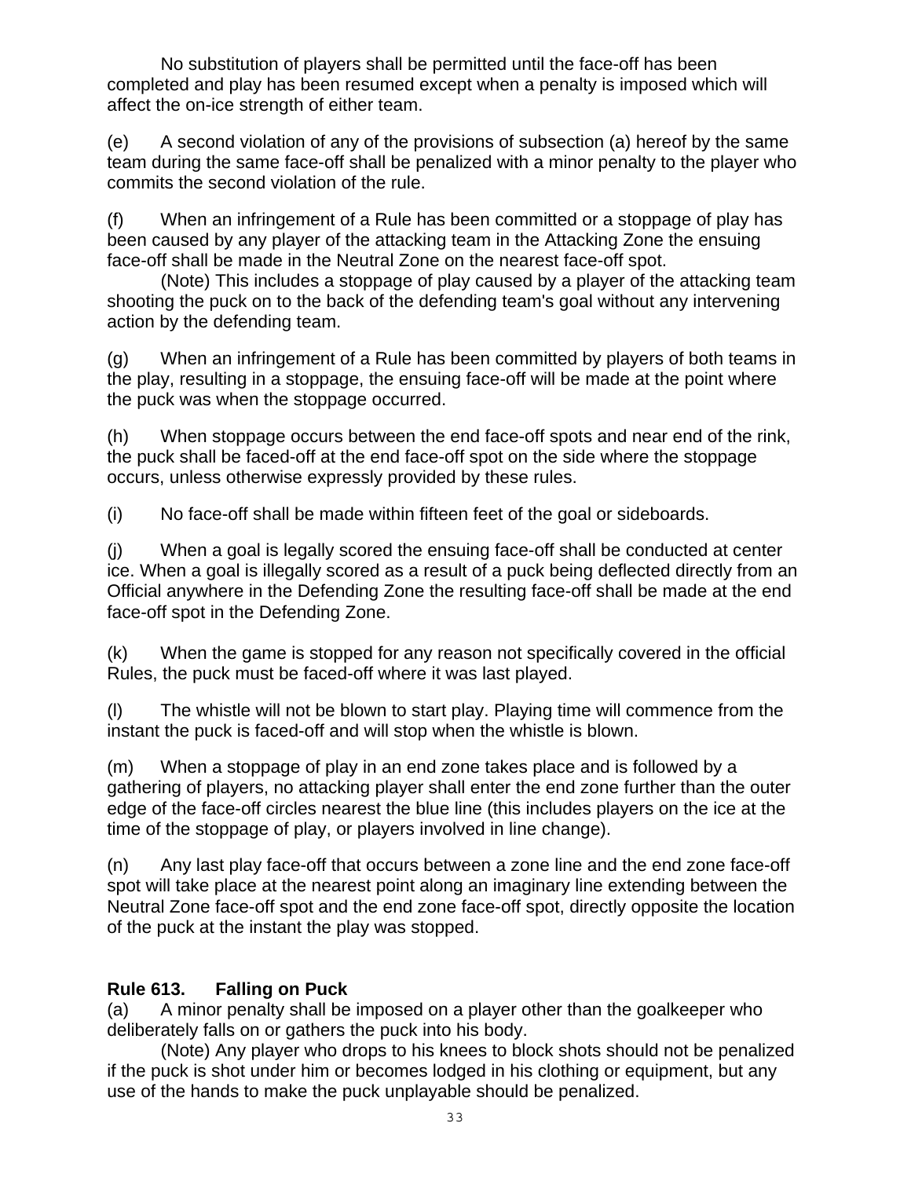No substitution of players shall be permitted until the face-off has been completed and play has been resumed except when a penalty is imposed which will affect the on-ice strength of either team.

(e) A second violation of any of the provisions of subsection (a) hereof by the same team during the same face-off shall be penalized with a minor penalty to the player who commits the second violation of the rule.

(f) When an infringement of a Rule has been committed or a stoppage of play has been caused by any player of the attacking team in the Attacking Zone the ensuing face-off shall be made in the Neutral Zone on the nearest face-off spot.

(Note) This includes a stoppage of play caused by a player of the attacking team shooting the puck on to the back of the defending team's goal without any intervening action by the defending team.

(g) When an infringement of a Rule has been committed by players of both teams in the play, resulting in a stoppage, the ensuing face-off will be made at the point where the puck was when the stoppage occurred.

(h) When stoppage occurs between the end face-off spots and near end of the rink, the puck shall be faced-off at the end face-off spot on the side where the stoppage occurs, unless otherwise expressly provided by these rules.

(i) No face-off shall be made within fifteen feet of the goal or sideboards.

(j) When a goal is legally scored the ensuing face-off shall be conducted at center ice. When a goal is illegally scored as a result of a puck being deflected directly from an Official anywhere in the Defending Zone the resulting face-off shall be made at the end face-off spot in the Defending Zone.

(k) When the game is stopped for any reason not specifically covered in the official Rules, the puck must be faced-off where it was last played.

(l) The whistle will not be blown to start play. Playing time will commence from the instant the puck is faced-off and will stop when the whistle is blown.

(m) When a stoppage of play in an end zone takes place and is followed by a gathering of players, no attacking player shall enter the end zone further than the outer edge of the face-off circles nearest the blue line (this includes players on the ice at the time of the stoppage of play, or players involved in line change).

(n) Any last play face-off that occurs between a zone line and the end zone face-off spot will take place at the nearest point along an imaginary line extending between the Neutral Zone face-off spot and the end zone face-off spot, directly opposite the location of the puck at the instant the play was stopped.

**Rule 613. Falling on Puck**

(a) A minor penalty shall be imposed on a player other than the goalkeeper who deliberately falls on or gathers the puck into his body.

(Note) Any player who drops to his knees to block shots should not be penalized if the puck is shot under him or becomes lodged in his clothing or equipment, but any use of the hands to make the puck unplayable should be penalized.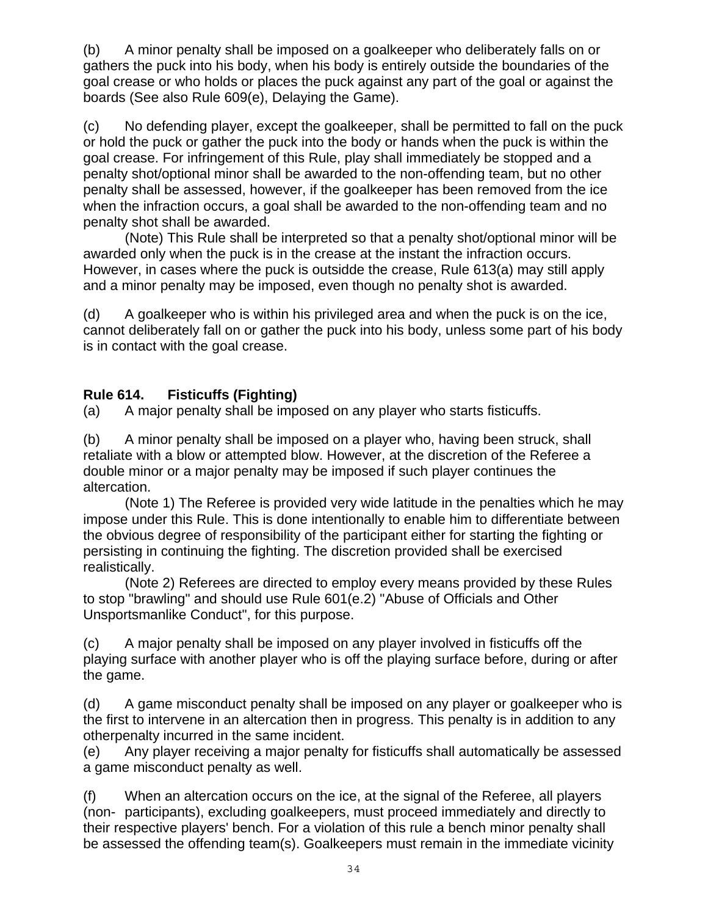(b) A minor penalty shall be imposed on a goalkeeper who deliberately falls on or gathers the puck into his body, when his body is entirely outside the boundaries of the goal crease or who holds or places the puck against any part of the goal or against the boards (See also Rule 609(e), Delaying the Game).

(c) No defending player, except the goalkeeper, shall be permitted to fall on the puck or hold the puck or gather the puck into the body or hands when the puck is within the goal crease. For infringement of this Rule, play shall immediately be stopped and a penalty shot/optional minor shall be awarded to the non-offending team, but no other penalty shall be assessed, however, if the goalkeeper has been removed from the ice when the infraction occurs, a goal shall be awarded to the non-offending team and no penalty shot shall be awarded.

(Note) This Rule shall be interpreted so that a penalty shot/optional minor will be awarded only when the puck is in the crease at the instant the infraction occurs. However, in cases where the puck is outsidde the crease, Rule 613(a) may still apply and a minor penalty may be imposed, even though no penalty shot is awarded.

(d) A goalkeeper who is within his privileged area and when the puck is on the ice, cannot deliberately fall on or gather the puck into his body, unless some part of his body is in contact with the goal crease.

**Rule 614. Fisticuffs (Fighting)**

(a) A major penalty shall be imposed on any player who starts fisticuffs.

(b) A minor penalty shall be imposed on a player who, having been struck, shall retaliate with a blow or attempted blow. However, at the discretion of the Referee a double minor or a major penalty may be imposed if such player continues the altercation.

(Note 1) The Referee is provided very wide latitude in the penalties which he may impose under this Rule. This is done intentionally to enable him to differentiate between the obvious degree of responsibility of the participant either for starting the fighting or persisting in continuing the fighting. The discretion provided shall be exercised realistically.

(Note 2) Referees are directed to employ every means provided by these Rules to stop "brawling" and should use Rule 601(e.2) "Abuse of Officials and Other Unsportsmanlike Conduct", for this purpose.

(c) A major penalty shall be imposed on any player involved in fisticuffs off the playing surface with another player who is off the playing surface before, during or after the game.

(d) A game misconduct penalty shall be imposed on any player or goalkeeper who is the first to intervene in an altercation then in progress. This penalty is in addition to any otherpenalty incurred in the same incident.

(e) Any player receiving a major penalty for fisticuffs shall automatically be assessed a game misconduct penalty as well.

(f) When an altercation occurs on the ice, at the signal of the Referee, all players (non- participants), excluding goalkeepers, must proceed immediately and directly to their respective players' bench. For a violation of this rule a bench minor penalty shall be assessed the offending team(s). Goalkeepers must remain in the immediate vicinity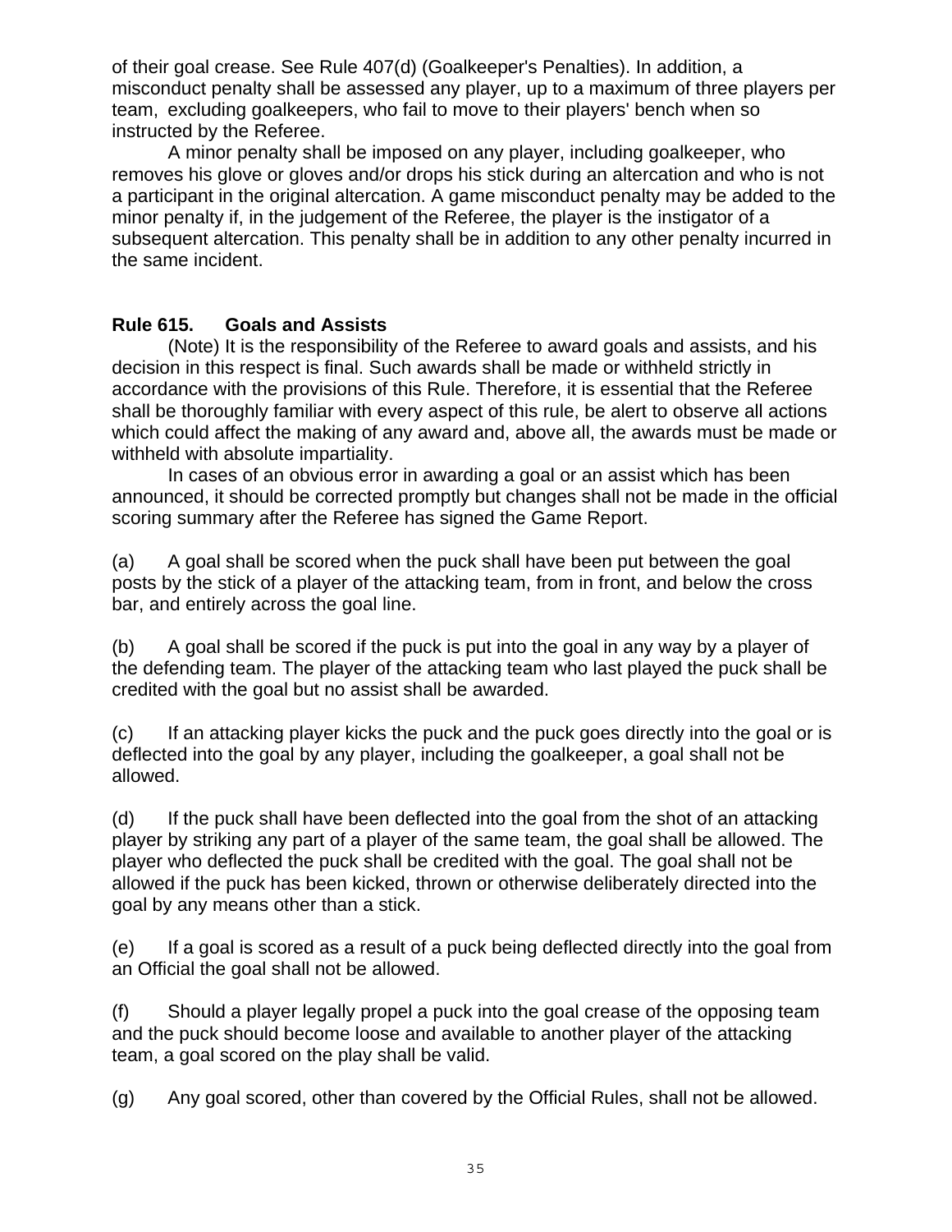of their goal crease. See Rule 407(d) (Goalkeeper's Penalties). In addition, a misconduct penalty shall be assessed any player, up to a maximum of three players per team, excluding goalkeepers, who fail to move to their players' bench when so instructed by the Referee.

A minor penalty shall be imposed on any player, including goalkeeper, who removes his glove or gloves and/or drops his stick during an altercation and who is not a participant in the original altercation. A game misconduct penalty may be added to the minor penalty if, in the judgement of the Referee, the player is the instigator of a subsequent altercation. This penalty shall be in addition to any other penalty incurred in the same incident.

**Rule 615. Goals and Assists**

(Note) It is the responsibility of the Referee to award goals and assists, and his decision in this respect is final. Such awards shall be made or withheld strictly in accordance with the provisions of this Rule. Therefore, it is essential that the Referee shall be thoroughly familiar with every aspect of this rule, be alert to observe all actions which could affect the making of any award and, above all, the awards must be made or withheld with absolute impartiality.

In cases of an obvious error in awarding a goal or an assist which has been announced, it should be corrected promptly but changes shall not be made in the official scoring summary after the Referee has signed the Game Report.

(a) A goal shall be scored when the puck shall have been put between the goal posts by the stick of a player of the attacking team, from in front, and below the cross bar, and entirely across the goal line.

(b) A goal shall be scored if the puck is put into the goal in any way by a player of the defending team. The player of the attacking team who last played the puck shall be credited with the goal but no assist shall be awarded.

(c) If an attacking player kicks the puck and the puck goes directly into the goal or is deflected into the goal by any player, including the goalkeeper, a goal shall not be allowed.

(d) If the puck shall have been deflected into the goal from the shot of an attacking player by striking any part of a player of the same team, the goal shall be allowed. The player who deflected the puck shall be credited with the goal. The goal shall not be allowed if the puck has been kicked, thrown or otherwise deliberately directed into the goal by any means other than a stick.

(e) If a goal is scored as a result of a puck being deflected directly into the goal from an Official the goal shall not be allowed.

(f) Should a player legally propel a puck into the goal crease of the opposing team and the puck should become loose and available to another player of the attacking team, a goal scored on the play shall be valid.

(g) Any goal scored, other than covered by the Official Rules, shall not be allowed.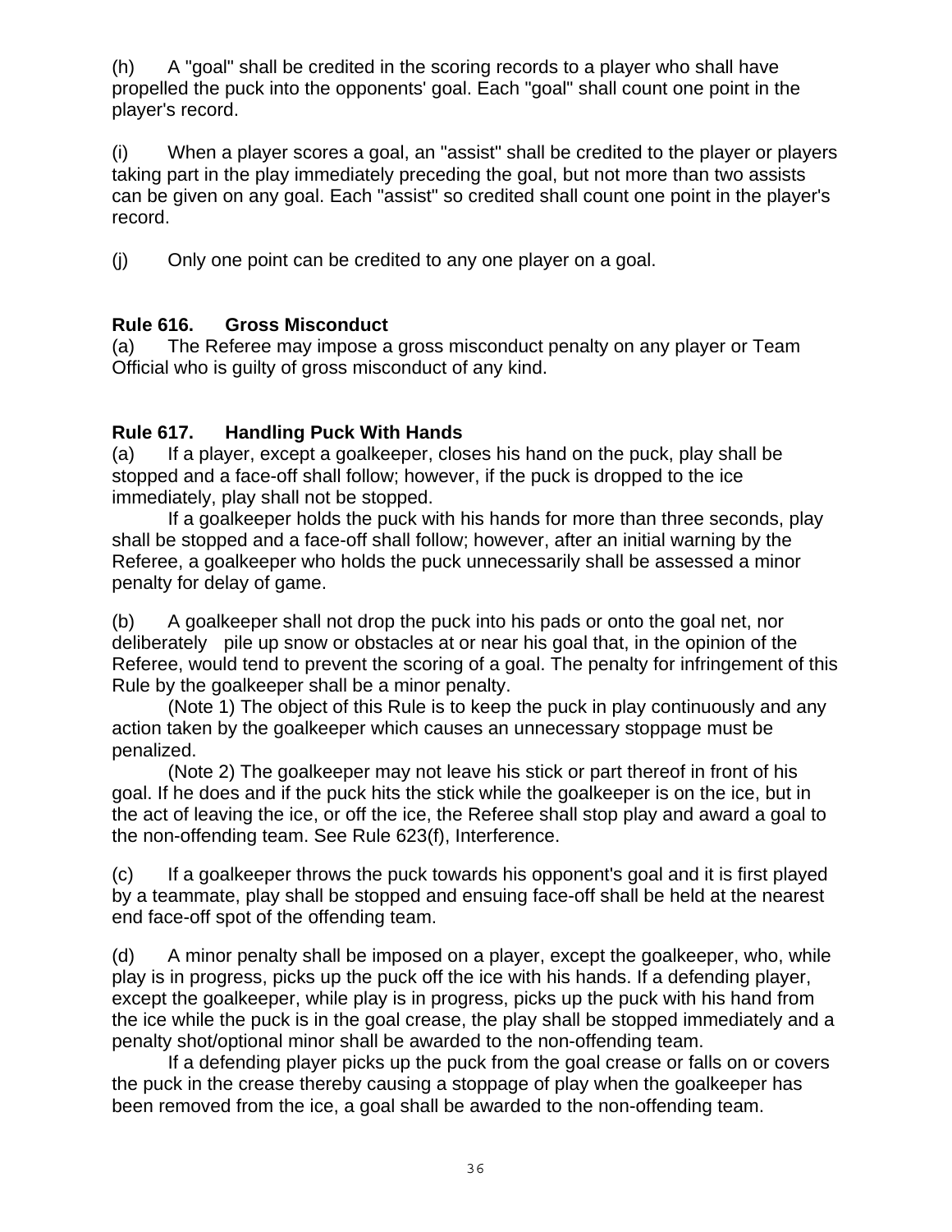(h) A "goal" shall be credited in the scoring records to a player who shall have propelled the puck into the opponents' goal. Each "goal" shall count one point in the player's record.

(i) When a player scores a goal, an "assist" shall be credited to the player or players taking part in the play immediately preceding the goal, but not more than two assists can be given on any goal. Each "assist" so credited shall count one point in the player's record.

(j) Only one point can be credited to any one player on a goal.

**Rule 616. Gross Misconduct**

(a) The Referee may impose a gross misconduct penalty on any player or Team Official who is guilty of gross misconduct of any kind.

**Rule 617. Handling Puck With Hands**

(a) If a player, except a goalkeeper, closes his hand on the puck, play shall be stopped and a face-off shall follow; however, if the puck is dropped to the ice immediately, play shall not be stopped.

If a goalkeeper holds the puck with his hands for more than three seconds, play shall be stopped and a face-off shall follow; however, after an initial warning by the Referee, a goalkeeper who holds the puck unnecessarily shall be assessed a minor penalty for delay of game.

(b) A goalkeeper shall not drop the puck into his pads or onto the goal net, nor deliberately pile up snow or obstacles at or near his goal that, in the opinion of the Referee, would tend to prevent the scoring of a goal. The penalty for infringement of this Rule by the goalkeeper shall be a minor penalty.

(Note 1) The object of this Rule is to keep the puck in play continuously and any action taken by the goalkeeper which causes an unnecessary stoppage must be penalized.

(Note 2) The goalkeeper may not leave his stick or part thereof in front of his goal. If he does and if the puck hits the stick while the goalkeeper is on the ice, but in the act of leaving the ice, or off the ice, the Referee shall stop play and award a goal to the non-offending team. See Rule 623(f), Interference.

(c) If a goalkeeper throws the puck towards his opponent's goal and it is first played by a teammate, play shall be stopped and ensuing face-off shall be held at the nearest end face-off spot of the offending team.

(d) A minor penalty shall be imposed on a player, except the goalkeeper, who, while play is in progress, picks up the puck off the ice with his hands. If a defending player, except the goalkeeper, while play is in progress, picks up the puck with his hand from the ice while the puck is in the goal crease, the play shall be stopped immediately and a penalty shot/optional minor shall be awarded to the non-offending team.

If a defending player picks up the puck from the goal crease or falls on or covers the puck in the crease thereby causing a stoppage of play when the goalkeeper has been removed from the ice, a goal shall be awarded to the non-offending team.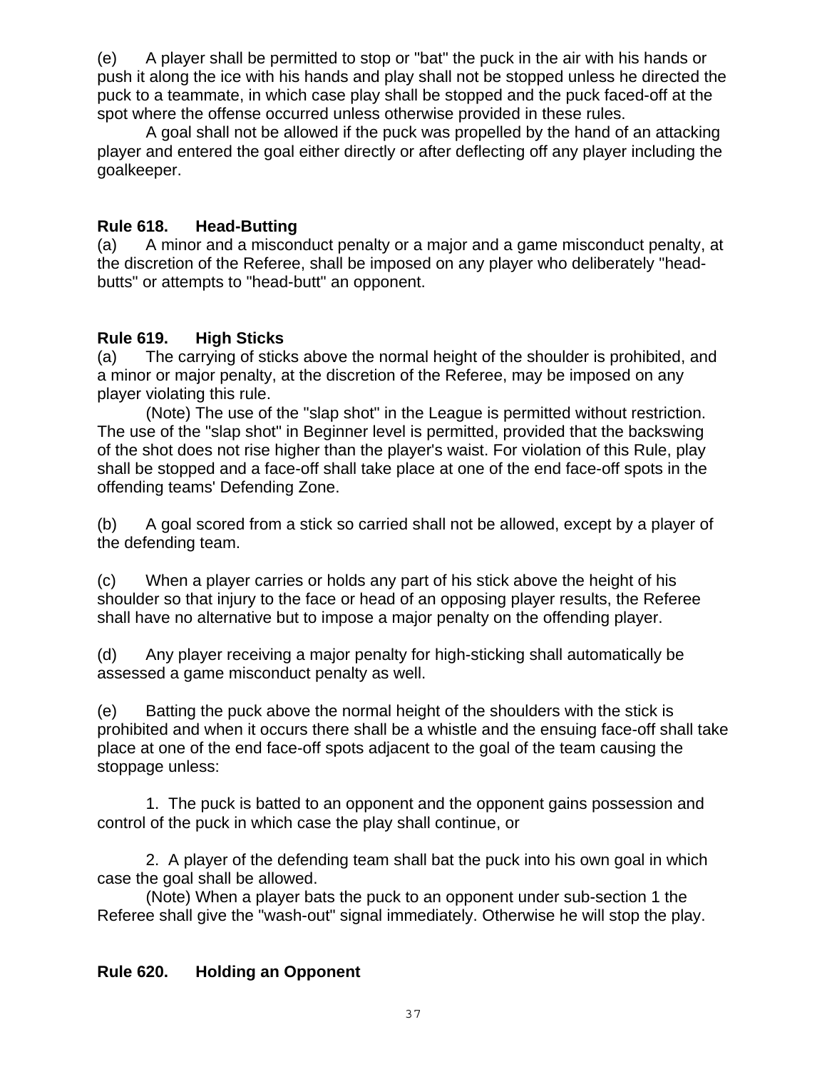(e) A player shall be permitted to stop or "bat" the puck in the air with his hands or push it along the ice with his hands and play shall not be stopped unless he directed the puck to a teammate, in which case play shall be stopped and the puck faced-off at the spot where the offense occurred unless otherwise provided in these rules.

A goal shall not be allowed if the puck was propelled by the hand of an attacking player and entered the goal either directly or after deflecting off any player including the goalkeeper.

## Rule 618. Head-Butting

(a) A minor and a misconduct penalty or a major and a game misconduct penalty, at the discretion of the Referee, shall be imposed on any player who deliberately "head-butts" or attempts to "head-butt" an opponent.

## Rule 619. High Sticks

(a) The carrying of sticks above the normal height of the shoulder is prohibited, and a minor or major penalty, at the discretion of the Referee, may be imposed on any player violating this rule.

(Note) The use of the "slap shot" in the League is permitted without restriction. The use of the "slap shot" in Beginner level is permitted, provided that the backswing of the shot does not rise higher than the player's waist. For violation of this Rule, play shall be stopped and a face-off shall take place at one of the end face-off spots in the offending teams' Defending Zone.

(b) A goal scored from a stick so carried shall not be allowed, except by a player of the defending team.

(c) When a player carries or holds any part of his stick above the height of his shoulder so that injury to the face or head of an opposing player results, the Referee shall have no alternative but to impose a major penalty on the offending player.

(d) Any player receiving a major penalty for high-sticking shall automatically be assessed a game misconduct penalty as well.

(e) Batting the puck above the normal height of the shoulders with the stick is prohibited and when it occurs there shall be a whistle and the ensuing face-off shall take place at one of the end face-off spots adjacent to the goal of the team causing the stoppage unless:

1. The puck is batted to an opponent and the opponent gains possession and control of the puck in which case the play shall continue, or

2. A player of the defending team shall bat the puck into his own goal in which case the goal shall be allowed.

(Note) When a player bats the puck to an opponent under sub-section 1 the Referee shall give the "wash-out" signal immediately. Otherwise he will stop the play.

## Rule 620. Holding an Opponent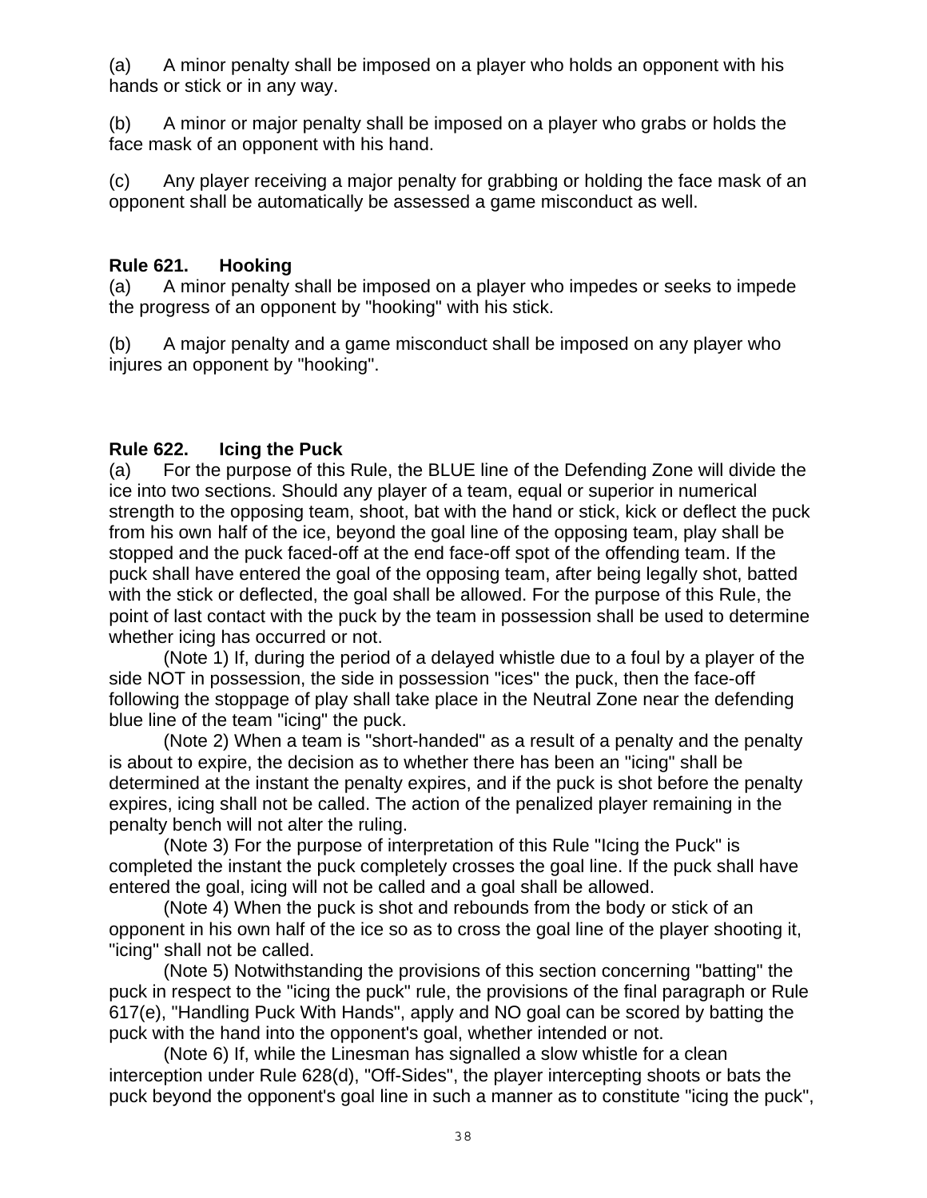(a) A minor penalty shall be imposed on a player who holds an opponent with his hands or stick or in any way.

(b) A minor or major penalty shall be imposed on a player who grabs or holds the face mask of an opponent with his hand.

(c) Any player receiving a major penalty for grabbing or holding the face mask of an opponent shall be automatically be assessed a game misconduct as well.

**Rule 621. Hooking**

(a) A minor penalty shall be imposed on a player who impedes or seeks to impede the progress of an opponent by "hooking" with his stick.

(b) A major penalty and a game misconduct shall be imposed on any player who injures an opponent by "hooking".

**Rule 622. Icing the Puck**

(a) For the purpose of this Rule, the BLUE line of the Defending Zone will divide the ice into two sections. Should any player of a team, equal or superior in numerical strength to the opposing team, shoot, bat with the hand or stick, kick or deflect the puck from his own half of the ice, beyond the goal line of the opposing team, play shall be stopped and the puck faced-off at the end face-off spot of the offending team. If the puck shall have entered the goal of the opposing team, after being legally shot, batted with the stick or deflected, the goal shall be allowed. For the purpose of this Rule, the point of last contact with the puck by the team in possession shall be used to determine whether icing has occurred or not.

(Note 1) If, during the period of a delayed whistle due to a foul by a player of the side NOT in possession, the side in possession "ices" the puck, then the face-off following the stoppage of play shall take place in the Neutral Zone near the defending blue line of the team "icing" the puck.

(Note 2) When a team is "short-handed" as a result of a penalty and the penalty is about to expire, the decision as to whether there has been an "icing" shall be determined at the instant the penalty expires, and if the puck is shot before the penalty expires, icing shall not be called. The action of the penalized player remaining in the penalty bench will not alter the ruling.

(Note 3) For the purpose of interpretation of this Rule "Icing the Puck" is completed the instant the puck completely crosses the goal line. If the puck shall have entered the goal, icing will not be called and a goal shall be allowed.

(Note 4) When the puck is shot and rebounds from the body or stick of an opponent in his own half of the ice so as to cross the goal line of the player shooting it, "icing" shall not be called.

(Note 5) Notwithstanding the provisions of this section concerning "batting" the puck in respect to the "icing the puck" rule, the provisions of the final paragraph or Rule 617(e), "Handling Puck With Hands", apply and NO goal can be scored by batting the puck with the hand into the opponent's goal, whether intended or not.

(Note 6) If, while the Linesman has signalled a slow whistle for a clean interception under Rule 628(d), "Off-Sides", the player intercepting shoots or bats the puck beyond the opponent's goal line in such a manner as to constitute "icing the puck",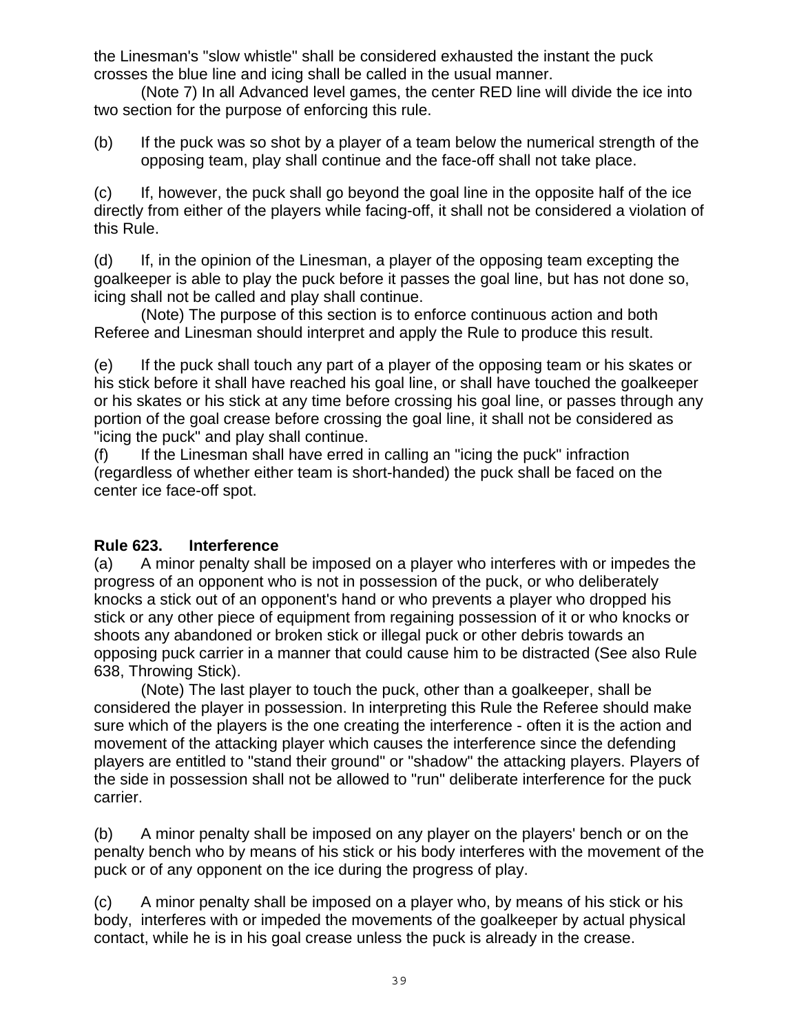the Linesman's "slow whistle" shall be considered exhausted the instant the puck crosses the blue line and icing shall be called in the usual manner.

(Note 7) In all Advanced level games, the center RED line will divide the ice into two section for the purpose of enforcing this rule.

(b) If the puck was so shot by a player of a team below the numerical strength of the opposing team, play shall continue and the face-off shall not take place.

(c) If, however, the puck shall go beyond the goal line in the opposite half of the ice directly from either of the players while facing-off, it shall not be considered a violation of this Rule.

(d) If, in the opinion of the Linesman, a player of the opposing team excepting the goalkeeper is able to play the puck before it passes the goal line, but has not done so, icing shall not be called and play shall continue.

(Note) The purpose of this section is to enforce continuous action and both Referee and Linesman should interpret and apply the Rule to produce this result.

(e) If the puck shall touch any part of a player of the opposing team or his skates or his stick before it shall have reached his goal line, or shall have touched the goalkeeper or his skates or his stick at any time before crossing his goal line, or passes through any portion of the goal crease before crossing the goal line, it shall not be considered as "icing the puck" and play shall continue.

(f) If the Linesman shall have erred in calling an "icing the puck" infraction (regardless of whether either team is short-handed) the puck shall be faced on the center ice face-off spot.

**Rule 623. Interference**

(a) A minor penalty shall be imposed on a player who interferes with or impedes the progress of an opponent who is not in possession of the puck, or who deliberately knocks a stick out of an opponent's hand or who prevents a player who dropped his stick or any other piece of equipment from regaining possession of it or who knocks or shoots any abandoned or broken stick or illegal puck or other debris towards an opposing puck carrier in a manner that could cause him to be distracted (See also Rule 638, Throwing Stick).

(Note) The last player to touch the puck, other than a goalkeeper, shall be considered the player in possession. In interpreting this Rule the Referee should make sure which of the players is the one creating the interference - often it is the action and movement of the attacking player which causes the interference since the defending players are entitled to "stand their ground" or "shadow" the attacking players. Players of the side in possession shall not be allowed to "run" deliberate interference for the puck carrier.

(b) A minor penalty shall be imposed on any player on the players' bench or on the penalty bench who by means of his stick or his body interferes with the movement of the puck or of any opponent on the ice during the progress of play.

(c) A minor penalty shall be imposed on a player who, by means of his stick or his body, interferes with or impeded the movements of the goalkeeper by actual physical contact, while he is in his goal crease unless the puck is already in the crease.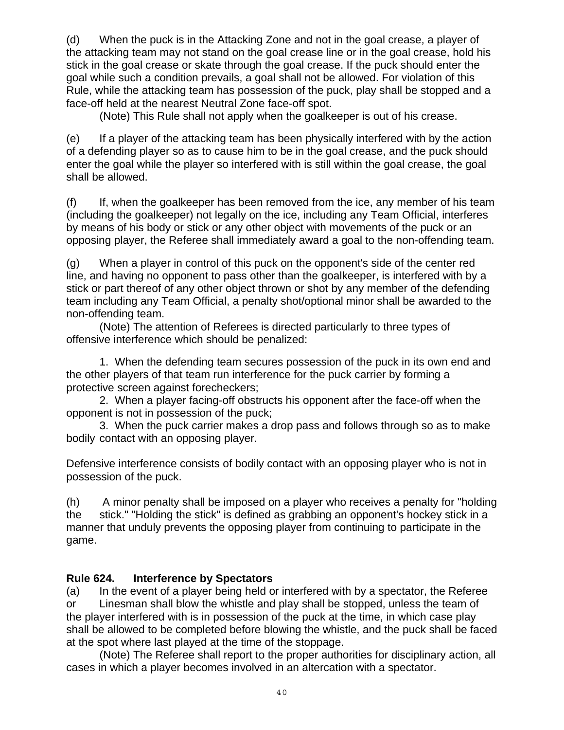(d) When the puck is in the Attacking Zone and not in the goal crease, a player of the attacking team may not stand on the goal crease line or in the goal crease, hold his stick in the goal crease or skate through the goal crease. If the puck should enter the goal while such a condition prevails, a goal shall not be allowed. For violation of this Rule, while the attacking team has possession of the puck, play shall be stopped and a face-off held at the nearest Neutral Zone face-off spot.

(Note) This Rule shall not apply when the goalkeeper is out of his crease.

(e) If a player of the attacking team has been physically interfered with by the action of a defending player so as to cause him to be in the goal crease, and the puck should enter the goal while the player so interfered with is still within the goal crease, the goal shall be allowed.

(f) If, when the goalkeeper has been removed from the ice, any member of his team (including the goalkeeper) not legally on the ice, including any Team Official, interferes by means of his body or stick or any other object with movements of the puck or an opposing player, the Referee shall immediately award a goal to the non-offending team.

(g) When a player in control of this puck on the opponent's side of the center red line, and having no opponent to pass other than the goalkeeper, is interfered with by a stick or part thereof of any other object thrown or shot by any member of the defending team including any Team Official, a penalty shot/optional minor shall be awarded to the non-offending team.

(Note) The attention of Referees is directed particularly to three types of offensive interference which should be penalized:

1. When the defending team secures possession of the puck in its own end and the other players of that team run interference for the puck carrier by forming a protective screen against forecheckers;
2. When a player facing-off obstructs his opponent after the face-off when the opponent is not in possession of the puck;
3. When the puck carrier makes a drop pass and follows through so as to make bodily contact with an opposing player.

Defensive interference consists of bodily contact with an opposing player who is not in possession of the puck.

(h) A minor penalty shall be imposed on a player who receives a penalty for "holding the stick." "Holding the stick" is defined as grabbing an opponent's hockey stick in a manner that unduly prevents the opposing player from continuing to participate in the game.

### Rule 624. Interference by Spectators

(a) In the event of a player being held or interfered with by a spectator, the Referee or Linesman shall blow the whistle and play shall be stopped, unless the team of the player interfered with is in possession of the puck at the time, in which case play shall be allowed to be completed before blowing the whistle, and the puck shall be faced at the spot where last played at the time of the stoppage.

(Note) The Referee shall report to the proper authorities for disciplinary action, all cases in which a player becomes involved in an altercation with a spectator.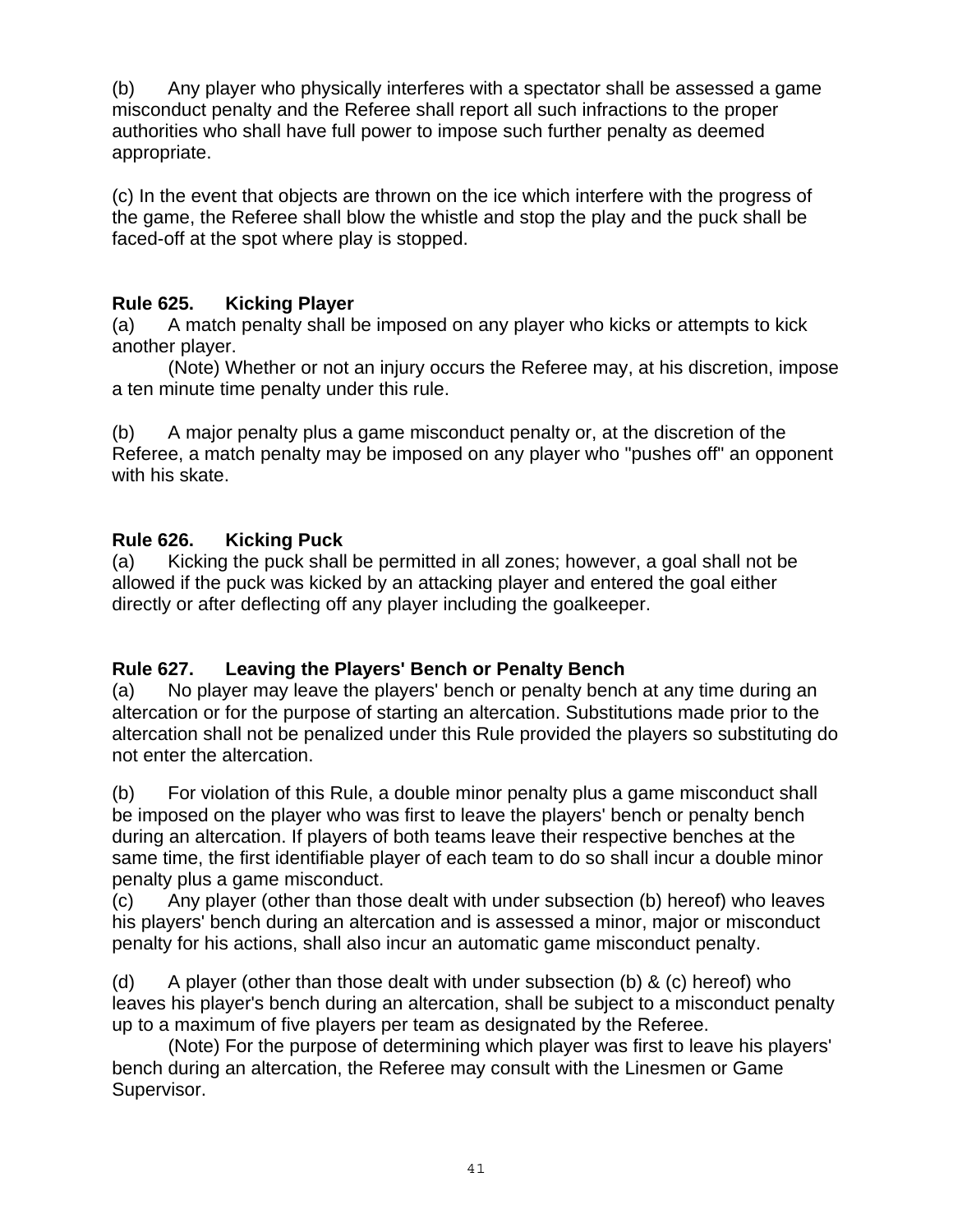(b) Any player who physically interferes with a spectator shall be assessed a game misconduct penalty and the Referee shall report all such infractions to the proper authorities who shall have full power to impose such further penalty as deemed appropriate.

(c) In the event that objects are thrown on the ice which interfere with the progress of the game, the Referee shall blow the whistle and stop the play and the puck shall be faced-off at the spot where play is stopped.

**Rule 625. Kicking Player**

(a) A match penalty shall be imposed on any player who kicks or attempts to kick another player.

(Note) Whether or not an injury occurs the Referee may, at his discretion, impose a ten minute time penalty under this rule.

(b) A major penalty plus a game misconduct penalty or, at the discretion of the Referee, a match penalty may be imposed on any player who "pushes off" an opponent with his skate.

**Rule 626. Kicking Puck**

(a) Kicking the puck shall be permitted in all zones; however, a goal shall not be allowed if the puck was kicked by an attacking player and entered the goal either directly or after deflecting off any player including the goalkeeper.

**Rule 627. Leaving the Players' Bench or Penalty Bench**

(a) No player may leave the players' bench or penalty bench at any time during an altercation or for the purpose of starting an altercation. Substitutions made prior to the altercation shall not be penalized under this Rule provided the players so substituting do not enter the altercation.

(b) For violation of this Rule, a double minor penalty plus a game misconduct shall be imposed on the player who was first to leave the players' bench or penalty bench during an altercation. If players of both teams leave their respective benches at the same time, the first identifiable player of each team to do so shall incur a double minor penalty plus a game misconduct.

(c) Any player (other than those dealt with under subsection (b) hereof) who leaves his players' bench during an altercation and is assessed a minor, major or misconduct penalty for his actions, shall also incur an automatic game misconduct penalty.

(d) A player (other than those dealt with under subsection (b) & (c) hereof) who leaves his player's bench during an altercation, shall be subject to a misconduct penalty up to a maximum of five players per team as designated by the Referee.

(Note) For the purpose of determining which player was first to leave his players' bench during an altercation, the Referee may consult with the Linesmen or Game Supervisor.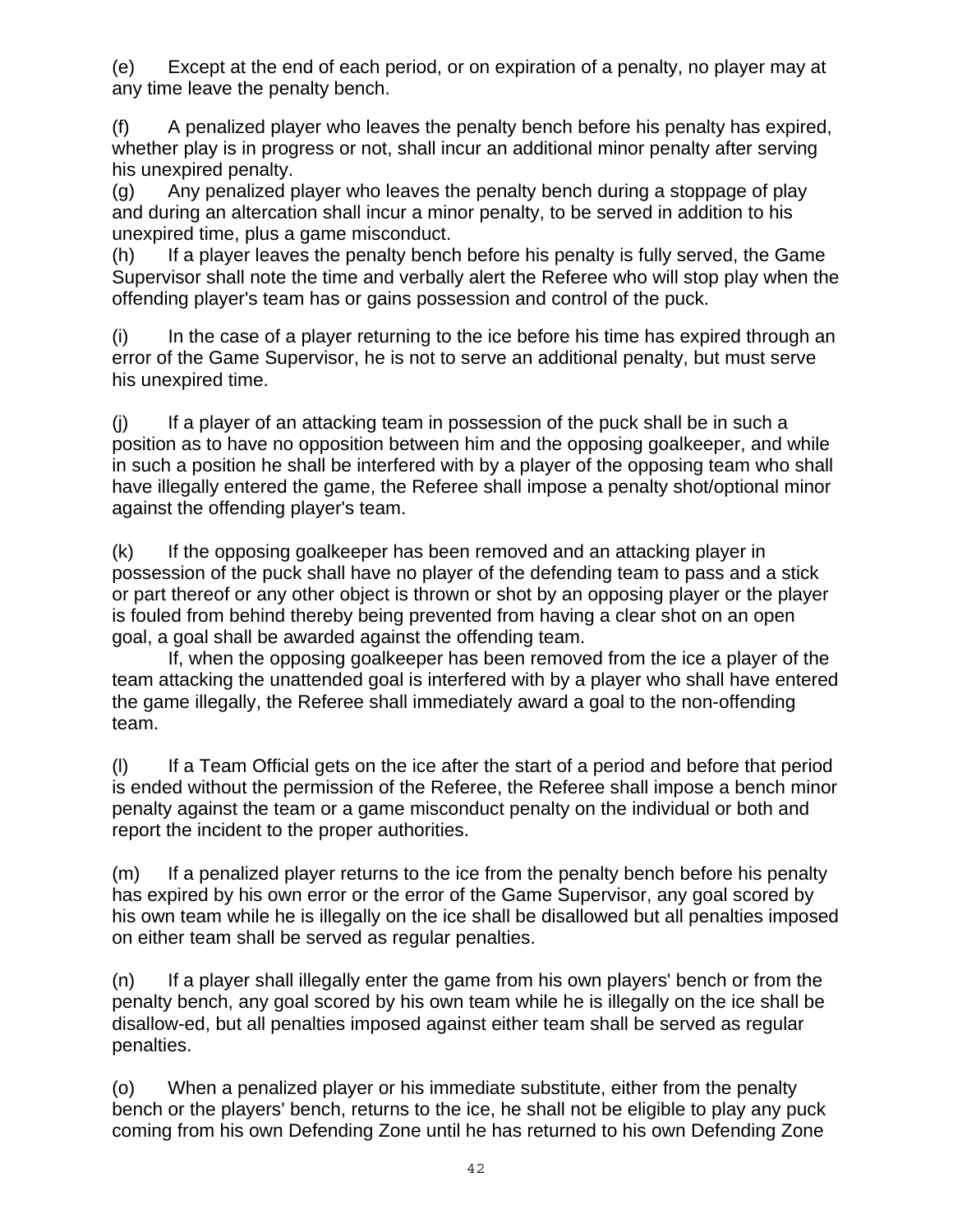(e) Except at the end of each period, or on expiration of a penalty, no player may at any time leave the penalty bench.

(f) A penalized player who leaves the penalty bench before his penalty has expired, whether play is in progress or not, shall incur an additional minor penalty after serving his unexpired penalty.

(g) Any penalized player who leaves the penalty bench during a stoppage of play and during an altercation shall incur a minor penalty, to be served in addition to his unexpired time, plus a game misconduct.

(h) If a player leaves the penalty bench before his penalty is fully served, the Game Supervisor shall note the time and verbally alert the Referee who will stop play when the offending player's team has or gains possession and control of the puck.

(i) In the case of a player returning to the ice before his time has expired through an error of the Game Supervisor, he is not to serve an additional penalty, but must serve his unexpired time.

(j) If a player of an attacking team in possession of the puck shall be in such a position as to have no opposition between him and the opposing goalkeeper, and while in such a position he shall be interfered with by a player of the opposing team who shall have illegally entered the game, the Referee shall impose a penalty shot/optional minor against the offending player's team.

(k) If the opposing goalkeeper has been removed and an attacking player in possession of the puck shall have no player of the defending team to pass and a stick or part thereof or any other object is thrown or shot by an opposing player or the player is fouled from behind thereby being prevented from having a clear shot on an open goal, a goal shall be awarded against the offending team.

If, when the opposing goalkeeper has been removed from the ice a player of the team attacking the unattended goal is interfered with by a player who shall have entered the game illegally, the Referee shall immediately award a goal to the non-offending team.

(l) If a Team Official gets on the ice after the start of a period and before that period is ended without the permission of the Referee, the Referee shall impose a bench minor penalty against the team or a game misconduct penalty on the individual or both and report the incident to the proper authorities.

(m) If a penalized player returns to the ice from the penalty bench before his penalty has expired by his own error or the error of the Game Supervisor, any goal scored by his own team while he is illegally on the ice shall be disallowed but all penalties imposed on either team shall be served as regular penalties.

(n) If a player shall illegally enter the game from his own players' bench or from the penalty bench, any goal scored by his own team while he is illegally on the ice shall be disallow-ed, but all penalties imposed against either team shall be served as regular penalties.

(o) When a penalized player or his immediate substitute, either from the penalty bench or the players' bench, returns to the ice, he shall not be eligible to play any puck coming from his own Defending Zone until he has returned to his own Defending Zone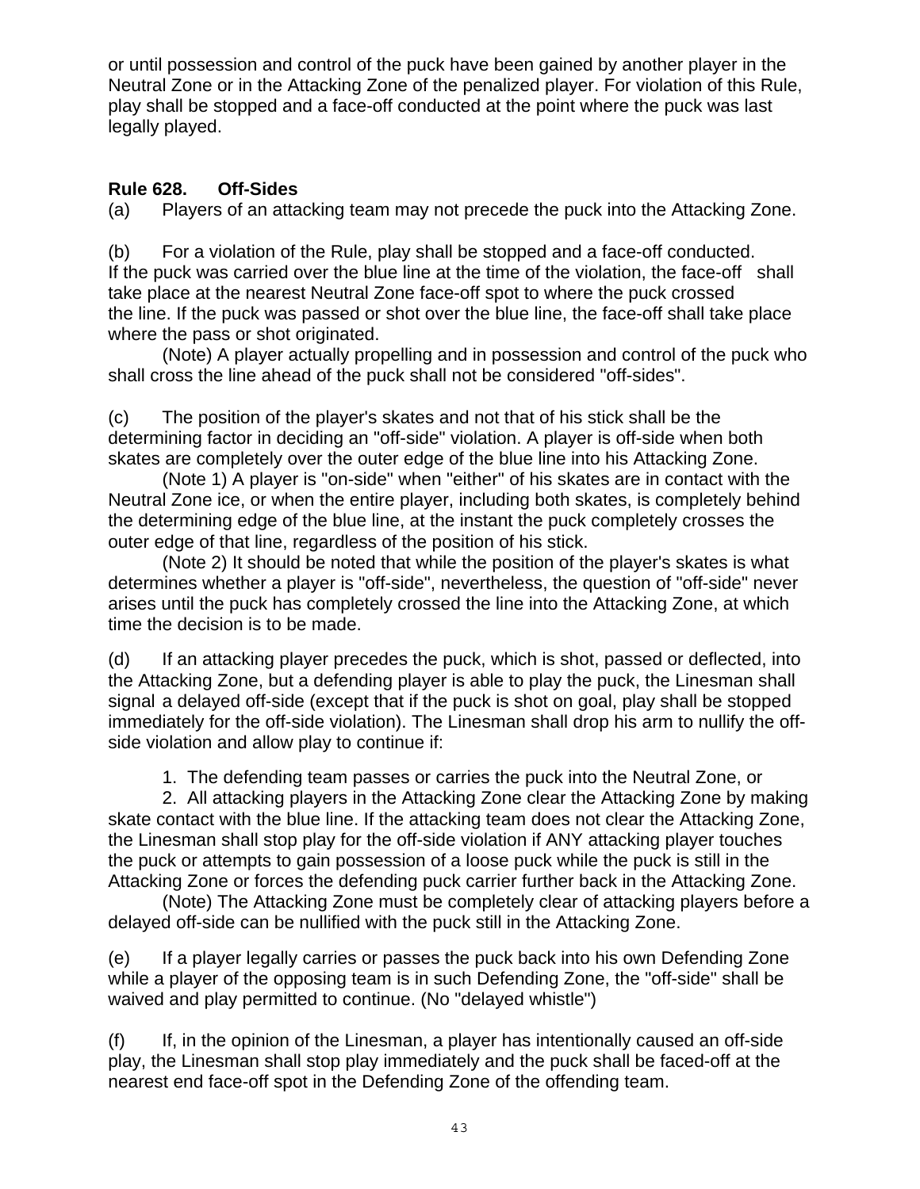or until possession and control of the puck have been gained by another player in the Neutral Zone or in the Attacking Zone of the penalized player. For violation of this Rule, play shall be stopped and a face-off conducted at the point where the puck was last legally played.

### Rule 628. Off-Sides

(a) Players of an attacking team may not precede the puck into the Attacking Zone.

(b) For a violation of the Rule, play shall be stopped and a face-off conducted. If the puck was carried over the blue line at the time of the violation, the face-off shall take place at the nearest Neutral Zone face-off spot to where the puck crossed the line. If the puck was passed or shot over the blue line, the face-off shall take place where the pass or shot originated.

(Note) A player actually propelling and in possession and control of the puck who shall cross the line ahead of the puck shall not be considered "off-sides".

(c) The position of the player's skates and not that of his stick shall be the determining factor in deciding an "off-side" violation. A player is off-side when both skates are completely over the outer edge of the blue line into his Attacking Zone.

(Note 1) A player is "on-side" when "either" of his skates are in contact with the Neutral Zone ice, or when the entire player, including both skates, is completely behind the determining edge of the blue line, at the instant the puck completely crosses the outer edge of that line, regardless of the position of his stick.

(Note 2) It should be noted that while the position of the player's skates is what determines whether a player is "off-side", nevertheless, the question of "off-side" never arises until the puck has completely crossed the line into the Attacking Zone, at which time the decision is to be made.

(d) If an attacking player precedes the puck, which is shot, passed or deflected, into the Attacking Zone, but a defending player is able to play the puck, the Linesman shall signal a delayed off-side (except that if the puck is shot on goal, play shall be stopped immediately for the off-side violation). The Linesman shall drop his arm to nullify the off-side violation and allow play to continue if:

1. The defending team passes or carries the puck into the Neutral Zone, or
2. All attacking players in the Attacking Zone clear the Attacking Zone by making skate contact with the blue line. If the attacking team does not clear the Attacking Zone, the Linesman shall stop play for the off-side violation if ANY attacking player touches the puck or attempts to gain possession of a loose puck while the puck is still in the Attacking Zone or forces the defending puck carrier further back in the Attacking Zone.

(Note) The Attacking Zone must be completely clear of attacking players before a delayed off-side can be nullified with the puck still in the Attacking Zone.

(e) If a player legally carries or passes the puck back into his own Defending Zone while a player of the opposing team is in such Defending Zone, the "off-side" shall be waived and play permitted to continue. (No "delayed whistle")

(f) If, in the opinion of the Linesman, a player has intentionally caused an off-side play, the Linesman shall stop play immediately and the puck shall be faced-off at the nearest end face-off spot in the Defending Zone of the offending team.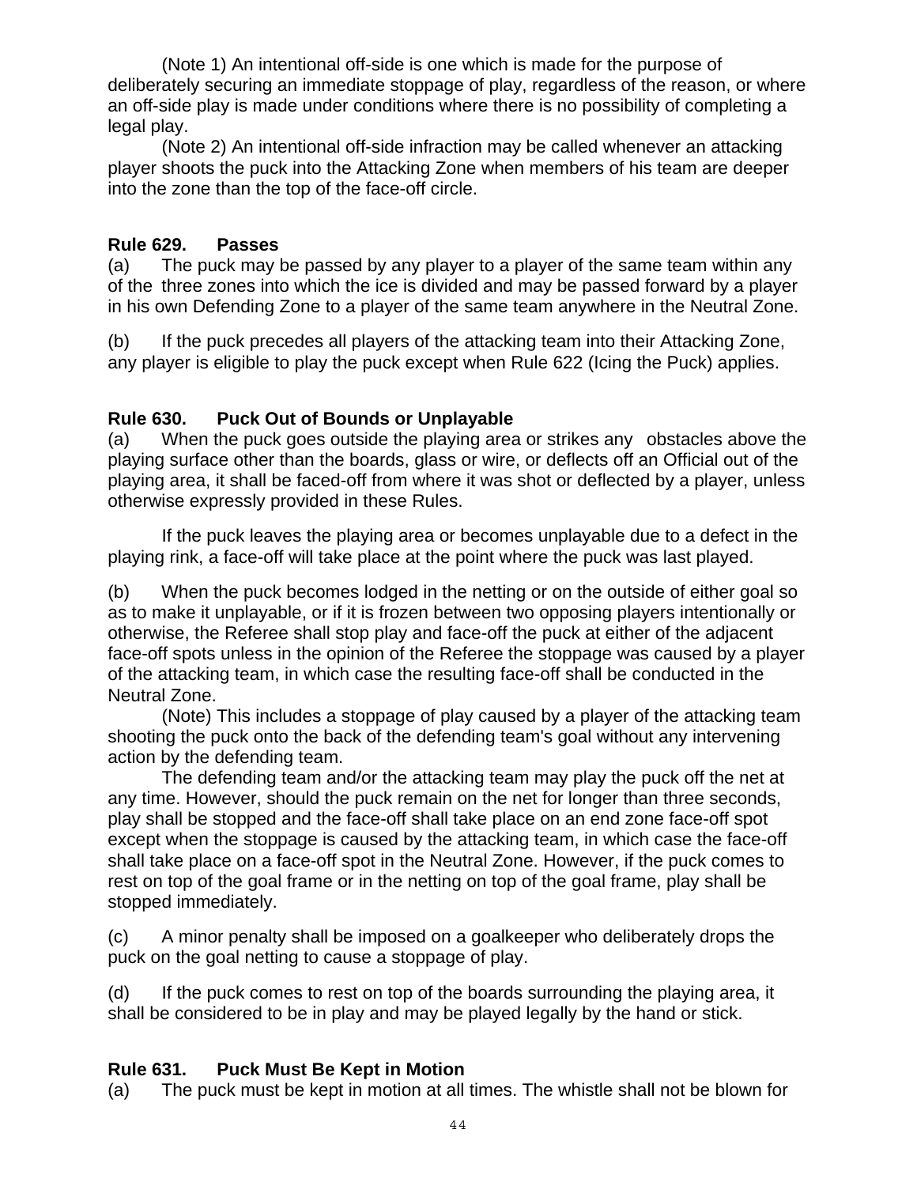(Note 1) An intentional off-side is one which is made for the purpose of deliberately securing an immediate stoppage of play, regardless of the reason, or where an off-side play is made under conditions where there is no possibility of completing a legal play.

(Note 2) An intentional off-side infraction may be called whenever an attacking player shoots the puck into the Attacking Zone when members of his team are deeper into the zone than the top of the face-off circle.

### Rule 629. Passes

(a) The puck may be passed by any player to a player of the same team within any of the three zones into which the ice is divided and may be passed forward by a player in his own Defending Zone to a player of the same team anywhere in the Neutral Zone.

(b) If the puck precedes all players of the attacking team into their Attacking Zone, any player is eligible to play the puck except when Rule 622 (Icing the Puck) applies.

### Rule 630. Puck Out of Bounds or Unplayable

(a) When the puck goes outside the playing area or strikes any obstacles above the playing surface other than the boards, glass or wire, or deflects off an Official out of the playing area, it shall be faced-off from where it was shot or deflected by a player, unless otherwise expressly provided in these Rules.

If the puck leaves the playing area or becomes unplayable due to a defect in the playing rink, a face-off will take place at the point where the puck was last played.

(b) When the puck becomes lodged in the netting or on the outside of either goal so as to make it unplayable, or if it is frozen between two opposing players intentionally or otherwise, the Referee shall stop play and face-off the puck at either of the adjacent face-off spots unless in the opinion of the Referee the stoppage was caused by a player of the attacking team, in which case the resulting face-off shall be conducted in the Neutral Zone.

(Note) This includes a stoppage of play caused by a player of the attacking team shooting the puck onto the back of the defending team's goal without any intervening action by the defending team.

The defending team and/or the attacking team may play the puck off the net at any time. However, should the puck remain on the net for longer than three seconds, play shall be stopped and the face-off shall take place on an end zone face-off spot except when the stoppage is caused by the attacking team, in which case the face-off shall take place on a face-off spot in the Neutral Zone. However, if the puck comes to rest on top of the goal frame or in the netting on top of the goal frame, play shall be stopped immediately.

(c) A minor penalty shall be imposed on a goalkeeper who deliberately drops the puck on the goal netting to cause a stoppage of play.

(d) If the puck comes to rest on top of the boards surrounding the playing area, it shall be considered to be in play and may be played legally by the hand or stick.

### Rule 631. Puck Must Be Kept in Motion

(a) The puck must be kept in motion at all times. The whistle shall not be blown for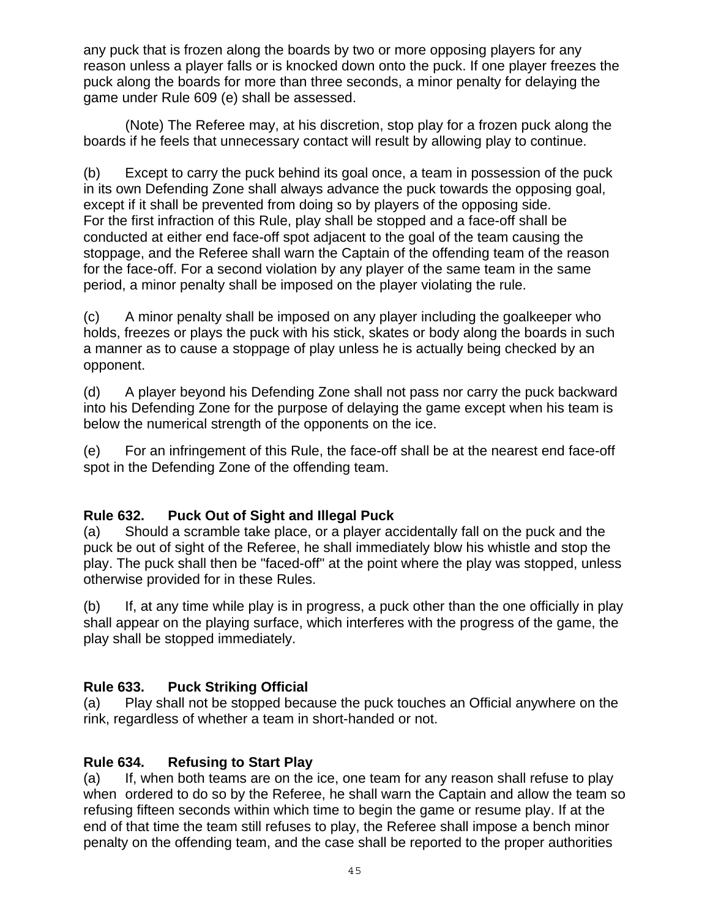any puck that is frozen along the boards by two or more opposing players for any reason unless a player falls or is knocked down onto the puck. If one player freezes the puck along the boards for more than three seconds, a minor penalty for delaying the game under Rule 609 (e) shall be assessed.

(Note) The Referee may, at his discretion, stop play for a frozen puck along the boards if he feels that unnecessary contact will result by allowing play to continue.

(b) Except to carry the puck behind its goal once, a team in possession of the puck in its own Defending Zone shall always advance the puck towards the opposing goal, except if it shall be prevented from doing so by players of the opposing side. For the first infraction of this Rule, play shall be stopped and a face-off shall be conducted at either end face-off spot adjacent to the goal of the team causing the stoppage, and the Referee shall warn the Captain of the offending team of the reason for the face-off. For a second violation by any player of the same team in the same period, a minor penalty shall be imposed on the player violating the rule.

(c) A minor penalty shall be imposed on any player including the goalkeeper who holds, freezes or plays the puck with his stick, skates or body along the boards in such a manner as to cause a stoppage of play unless he is actually being checked by an opponent.

(d) A player beyond his Defending Zone shall not pass nor carry the puck backward into his Defending Zone for the purpose of delaying the game except when his team is below the numerical strength of the opponents on the ice.

(e) For an infringement of this Rule, the face-off shall be at the nearest end face-off spot in the Defending Zone of the offending team.

**Rule 632. Puck Out of Sight and Illegal Puck**

(a) Should a scramble take place, or a player accidentally fall on the puck and the puck be out of sight of the Referee, he shall immediately blow his whistle and stop the play. The puck shall then be "faced-off" at the point where the play was stopped, unless otherwise provided for in these Rules.

(b) If, at any time while play is in progress, a puck other than the one officially in play shall appear on the playing surface, which interferes with the progress of the game, the play shall be stopped immediately.

**Rule 633. Puck Striking Official**

(a) Play shall not be stopped because the puck touches an Official anywhere on the rink, regardless of whether a team in short-handed or not.

**Rule 634. Refusing to Start Play**

(a) If, when both teams are on the ice, one team for any reason shall refuse to play when ordered to do so by the Referee, he shall warn the Captain and allow the team so refusing fifteen seconds within which time to begin the game or resume play. If at the end of that time the team still refuses to play, the Referee shall impose a bench minor penalty on the offending team, and the case shall be reported to the proper authorities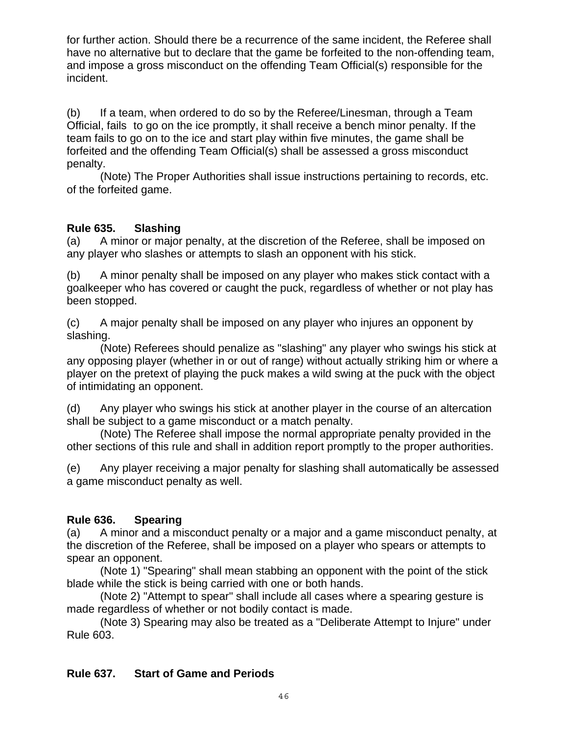for further action. Should there be a recurrence of the same incident, the Referee shall have no alternative but to declare that the game be forfeited to the non-offending team, and impose a gross misconduct on the offending Team Official(s) responsible for the incident.

(b) If a team, when ordered to do so by the Referee/Linesman, through a Team Official, fails to go on the ice promptly, it shall receive a bench minor penalty. If the team fails to go on to the ice and start play within five minutes, the game shall be forfeited and the offending Team Official(s) shall be assessed a gross misconduct penalty.

(Note) The Proper Authorities shall issue instructions pertaining to records, etc. of the forfeited game.

**Rule 635. Slashing**

(a) A minor or major penalty, at the discretion of the Referee, shall be imposed on any player who slashes or attempts to slash an opponent with his stick.

(b) A minor penalty shall be imposed on any player who makes stick contact with a goalkeeper who has covered or caught the puck, regardless of whether or not play has been stopped.

(c) A major penalty shall be imposed on any player who injures an opponent by slashing.

(Note) Referees should penalize as "slashing" any player who swings his stick at any opposing player (whether in or out of range) without actually striking him or where a player on the pretext of playing the puck makes a wild swing at the puck with the object of intimidating an opponent.

(d) Any player who swings his stick at another player in the course of an altercation shall be subject to a game misconduct or a match penalty.

(Note) The Referee shall impose the normal appropriate penalty provided in the other sections of this rule and shall in addition report promptly to the proper authorities.

(e) Any player receiving a major penalty for slashing shall automatically be assessed a game misconduct penalty as well.

**Rule 636. Spearing**

(a) A minor and a misconduct penalty or a major and a game misconduct penalty, at the discretion of the Referee, shall be imposed on a player who spears or attempts to spear an opponent.

(Note 1) "Spearing" shall mean stabbing an opponent with the point of the stick blade while the stick is being carried with one or both hands.

(Note 2) "Attempt to spear" shall include all cases where a spearing gesture is made regardless of whether or not bodily contact is made.

(Note 3) Spearing may also be treated as a "Deliberate Attempt to Injure" under Rule 603.

**Rule 637. Start of Game and Periods**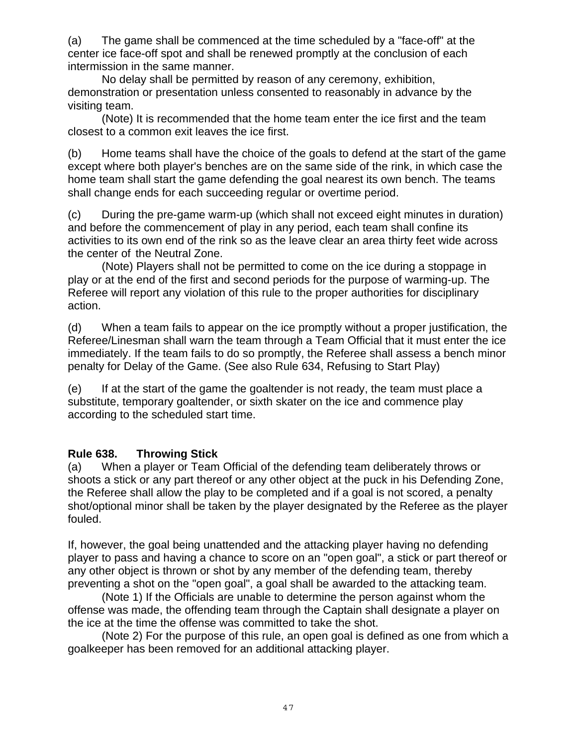(a) The game shall be commenced at the time scheduled by a "face-off" at the center ice face-off spot and shall be renewed promptly at the conclusion of each intermission in the same manner.

No delay shall be permitted by reason of any ceremony, exhibition, demonstration or presentation unless consented to reasonably in advance by the visiting team.

(Note) It is recommended that the home team enter the ice first and the team closest to a common exit leaves the ice first.

(b) Home teams shall have the choice of the goals to defend at the start of the game except where both player's benches are on the same side of the rink, in which case the home team shall start the game defending the goal nearest its own bench. The teams shall change ends for each succeeding regular or overtime period.

(c) During the pre-game warm-up (which shall not exceed eight minutes in duration) and before the commencement of play in any period, each team shall confine its activities to its own end of the rink so as the leave clear an area thirty feet wide across the center of the Neutral Zone.

(Note) Players shall not be permitted to come on the ice during a stoppage in play or at the end of the first and second periods for the purpose of warming-up. The Referee will report any violation of this rule to the proper authorities for disciplinary action.

(d) When a team fails to appear on the ice promptly without a proper justification, the Referee/Linesman shall warn the team through a Team Official that it must enter the ice immediately. If the team fails to do so promptly, the Referee shall assess a bench minor penalty for Delay of the Game. (See also Rule 634, Refusing to Start Play)

(e) If at the start of the game the goaltender is not ready, the team must place a substitute, temporary goaltender, or sixth skater on the ice and commence play according to the scheduled start time.

## Rule 638. Throwing Stick

(a) When a player or Team Official of the defending team deliberately throws or shoots a stick or any part thereof or any other object at the puck in his Defending Zone, the Referee shall allow the play to be completed and if a goal is not scored, a penalty shot/optional minor shall be taken by the player designated by the Referee as the player fouled.

If, however, the goal being unattended and the attacking player having no defending player to pass and having a chance to score on an "open goal", a stick or part thereof or any other object is thrown or shot by any member of the defending team, thereby preventing a shot on the "open goal", a goal shall be awarded to the attacking team.

(Note 1) If the Officials are unable to determine the person against whom the offense was made, the offending team through the Captain shall designate a player on the ice at the time the offense was committed to take the shot.

(Note 2) For the purpose of this rule, an open goal is defined as one from which a goalkeeper has been removed for an additional attacking player.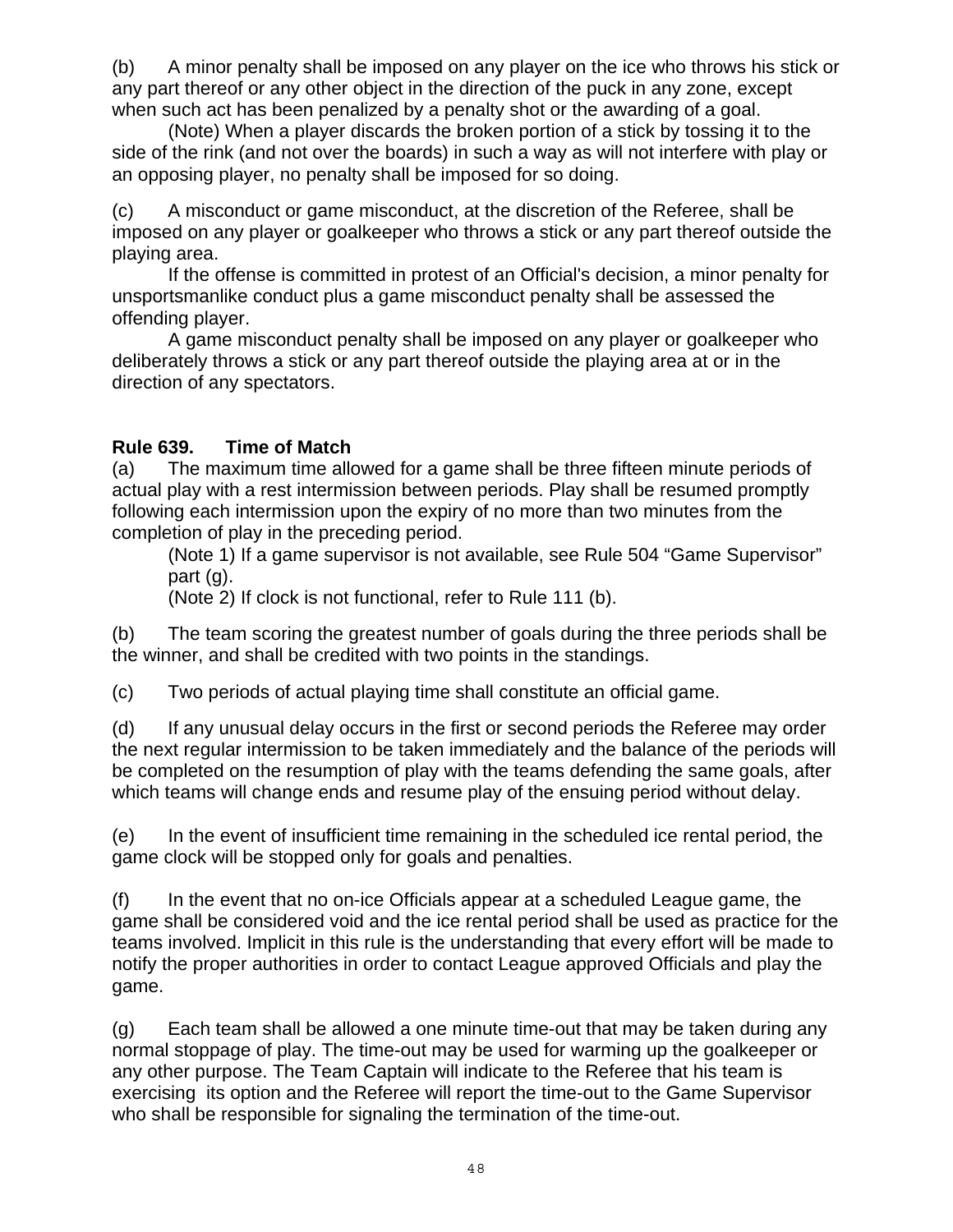(b) A minor penalty shall be imposed on any player on the ice who throws his stick or any part thereof or any other object in the direction of the puck in any zone, except when such act has been penalized by a penalty shot or the awarding of a goal.

(Note) When a player discards the broken portion of a stick by tossing it to the side of the rink (and not over the boards) in such a way as will not interfere with play or an opposing player, no penalty shall be imposed for so doing.

(c) A misconduct or game misconduct, at the discretion of the Referee, shall be imposed on any player or goalkeeper who throws a stick or any part thereof outside the playing area.

If the offense is committed in protest of an Official's decision, a minor penalty for unsportsmanlike conduct plus a game misconduct penalty shall be assessed the offending player.

A game misconduct penalty shall be imposed on any player or goalkeeper who deliberately throws a stick or any part thereof outside the playing area at or in the direction of any spectators.

**Rule 639. Time of Match**

(a) The maximum time allowed for a game shall be three fifteen minute periods of actual play with a rest intermission between periods. Play shall be resumed promptly following each intermission upon the expiry of no more than two minutes from the completion of play in the preceding period.

(Note 1) If a game supervisor is not available, see Rule 504 "Game Supervisor" part (g).

(Note 2) If clock is not functional, refer to Rule 111 (b).

(b) The team scoring the greatest number of goals during the three periods shall be the winner, and shall be credited with two points in the standings.

(c) Two periods of actual playing time shall constitute an official game.

(d) If any unusual delay occurs in the first or second periods the Referee may order the next regular intermission to be taken immediately and the balance of the periods will be completed on the resumption of play with the teams defending the same goals, after which teams will change ends and resume play of the ensuing period without delay.

(e) In the event of insufficient time remaining in the scheduled ice rental period, the game clock will be stopped only for goals and penalties.

(f) In the event that no on-ice Officials appear at a scheduled League game, the game shall be considered void and the ice rental period shall be used as practice for the teams involved. Implicit in this rule is the understanding that every effort will be made to notify the proper authorities in order to contact League approved Officials and play the game.

(g) Each team shall be allowed a one minute time-out that may be taken during any normal stoppage of play. The time-out may be used for warming up the goalkeeper or any other purpose. The Team Captain will indicate to the Referee that his team is exercising its option and the Referee will report the time-out to the Game Supervisor who shall be responsible for signaling the termination of the time-out.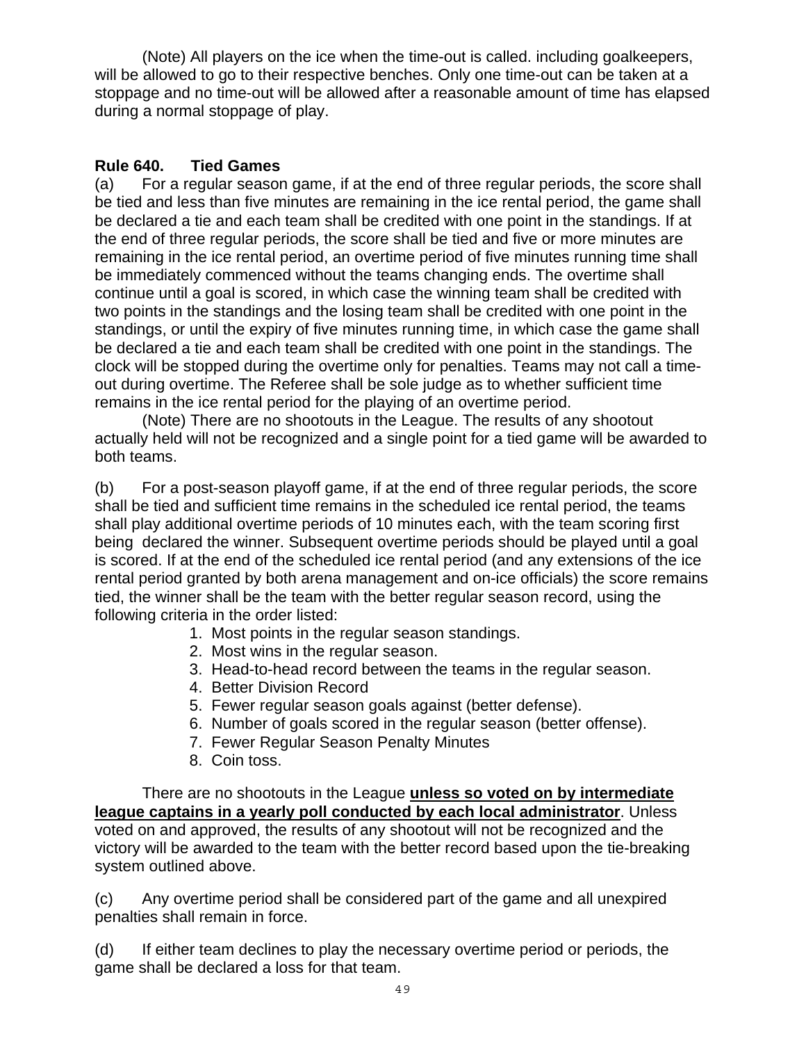(Note) All players on the ice when the time-out is called. including goalkeepers, will be allowed to go to their respective benches. Only one time-out can be taken at a stoppage and no time-out will be allowed after a reasonable amount of time has elapsed during a normal stoppage of play.

**Rule 640. Tied Games**

(a) For a regular season game, if at the end of three regular periods, the score shall be tied and less than five minutes are remaining in the ice rental period, the game shall be declared a tie and each team shall be credited with one point in the standings. If at the end of three regular periods, the score shall be tied and five or more minutes are remaining in the ice rental period, an overtime period of five minutes running time shall be immediately commenced without the teams changing ends. The overtime shall continue until a goal is scored, in which case the winning team shall be credited with two points in the standings and the losing team shall be credited with one point in the standings, or until the expiry of five minutes running time, in which case the game shall be declared a tie and each team shall be credited with one point in the standings. The clock will be stopped during the overtime only for penalties. Teams may not call a time-out during overtime. The Referee shall be sole judge as to whether sufficient time remains in the ice rental period for the playing of an overtime period.

(Note) There are no shootouts in the League. The results of any shootout actually held will not be recognized and a single point for a tied game will be awarded to both teams.

(b) For a post-season playoff game, if at the end of three regular periods, the score shall be tied and sufficient time remains in the scheduled ice rental period, the teams shall play additional overtime periods of 10 minutes each, with the team scoring first being declared the winner. Subsequent overtime periods should be played until a goal is scored. If at the end of the scheduled ice rental period (and any extensions of the ice rental period granted by both arena management and on-ice officials) the score remains tied, the winner shall be the team with the better regular season record, using the following criteria in the order listed:

1. Most points in the regular season standings.
2. Most wins in the regular season.
3. Head-to-head record between the teams in the regular season.
4. Better Division Record
5. Fewer regular season goals against (better defense).
6. Number of goals scored in the regular season (better offense).
7. Fewer Regular Season Penalty Minutes
8. Coin toss.

There are no shootouts in the League **unless so voted on by intermediate league captains in a yearly poll conducted by each local administrator**. Unless voted on and approved, the results of any shootout will not be recognized and the victory will be awarded to the team with the better record based upon the tie-breaking system outlined above.

(c) Any overtime period shall be considered part of the game and all unexpired penalties shall remain in force.

(d) If either team declines to play the necessary overtime period or periods, the game shall be declared a loss for that team.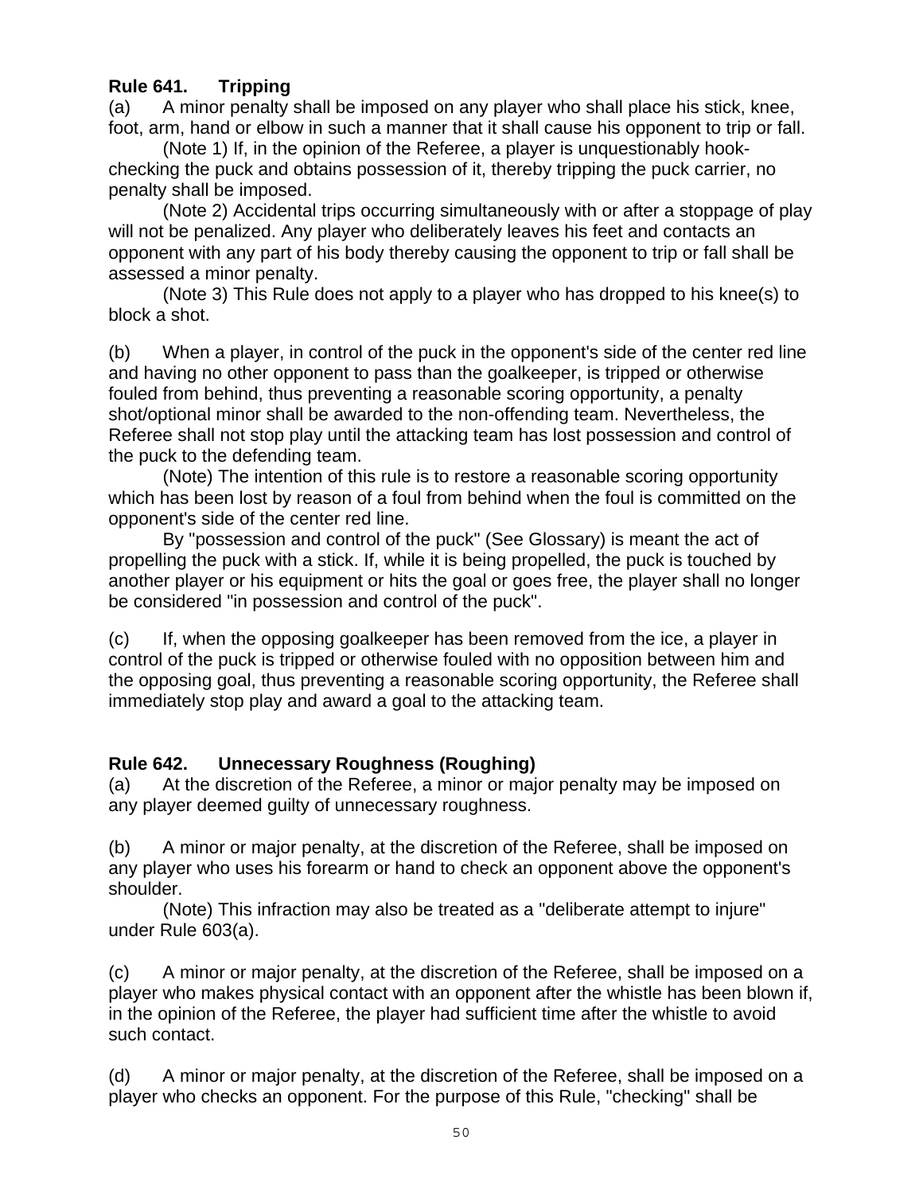### Rule 641. Tripping

(a) A minor penalty shall be imposed on any player who shall place his stick, knee, foot, arm, hand or elbow in such a manner that it shall cause his opponent to trip or fall.

(Note 1) If, in the opinion of the Referee, a player is unquestionably hook-checking the puck and obtains possession of it, thereby tripping the puck carrier, no penalty shall be imposed.

(Note 2) Accidental trips occurring simultaneously with or after a stoppage of play will not be penalized. Any player who deliberately leaves his feet and contacts an opponent with any part of his body thereby causing the opponent to trip or fall shall be assessed a minor penalty.

(Note 3) This Rule does not apply to a player who has dropped to his knee(s) to block a shot.

(b) When a player, in control of the puck in the opponent's side of the center red line and having no other opponent to pass than the goalkeeper, is tripped or otherwise fouled from behind, thus preventing a reasonable scoring opportunity, a penalty shot/optional minor shall be awarded to the non-offending team. Nevertheless, the Referee shall not stop play until the attacking team has lost possession and control of the puck to the defending team.

(Note) The intention of this rule is to restore a reasonable scoring opportunity which has been lost by reason of a foul from behind when the foul is committed on the opponent's side of the center red line.

By "possession and control of the puck" (See Glossary) is meant the act of propelling the puck with a stick. If, while it is being propelled, the puck is touched by another player or his equipment or hits the goal or goes free, the player shall no longer be considered "in possession and control of the puck".

(c) If, when the opposing goalkeeper has been removed from the ice, a player in control of the puck is tripped or otherwise fouled with no opposition between him and the opposing goal, thus preventing a reasonable scoring opportunity, the Referee shall immediately stop play and award a goal to the attacking team.

### Rule 642. Unnecessary Roughness (Roughing)

(a) At the discretion of the Referee, a minor or major penalty may be imposed on any player deemed guilty of unnecessary roughness.

(b) A minor or major penalty, at the discretion of the Referee, shall be imposed on any player who uses his forearm or hand to check an opponent above the opponent's shoulder.

(Note) This infraction may also be treated as a "deliberate attempt to injure" under Rule 603(a).

(c) A minor or major penalty, at the discretion of the Referee, shall be imposed on a player who makes physical contact with an opponent after the whistle has been blown if, in the opinion of the Referee, the player had sufficient time after the whistle to avoid such contact.

(d) A minor or major penalty, at the discretion of the Referee, shall be imposed on a player who checks an opponent. For the purpose of this Rule, "checking" shall be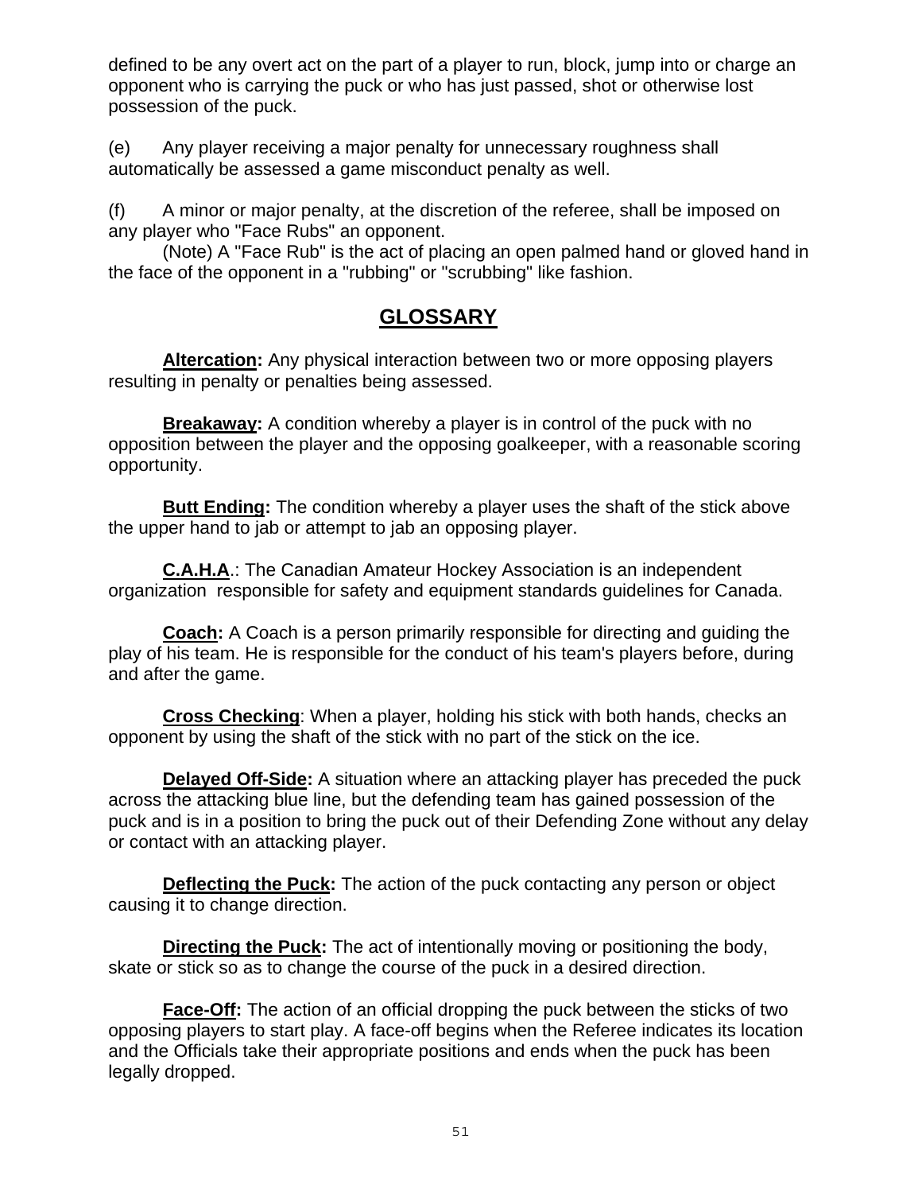defined to be any overt act on the part of a player to run, block, jump into or charge an opponent who is carrying the puck or who has just passed, shot or otherwise lost possession of the puck.

(e) Any player receiving a major penalty for unnecessary roughness shall automatically be assessed a game misconduct penalty as well.

(f) A minor or major penalty, at the discretion of the referee, shall be imposed on any player who "Face Rubs" an opponent.

(Note) A "Face Rub" is the act of placing an open palmed hand or gloved hand in the face of the opponent in a "rubbing" or "scrubbing" like fashion.

## GLOSSARY

**Altercation:** Any physical interaction between two or more opposing players resulting in penalty or penalties being assessed.

**Breakaway:** A condition whereby a player is in control of the puck with no opposition between the player and the opposing goalkeeper, with a reasonable scoring opportunity.

**Butt Ending:** The condition whereby a player uses the shaft of the stick above the upper hand to jab or attempt to jab an opposing player.

**C.A.H.A**.: The Canadian Amateur Hockey Association is an independent organization responsible for safety and equipment standards guidelines for Canada.

**Coach:** A Coach is a person primarily responsible for directing and guiding the play of his team. He is responsible for the conduct of his team's players before, during and after the game.

**Cross Checking**: When a player, holding his stick with both hands, checks an opponent by using the shaft of the stick with no part of the stick on the ice.

**Delayed Off-Side:** A situation where an attacking player has preceded the puck across the attacking blue line, but the defending team has gained possession of the puck and is in a position to bring the puck out of their Defending Zone without any delay or contact with an attacking player.

**Deflecting the Puck:** The action of the puck contacting any person or object causing it to change direction.

**Directing the Puck:** The act of intentionally moving or positioning the body, skate or stick so as to change the course of the puck in a desired direction.

**Face-Off:** The action of an official dropping the puck between the sticks of two opposing players to start play. A face-off begins when the Referee indicates its location and the Officials take their appropriate positions and ends when the puck has been legally dropped.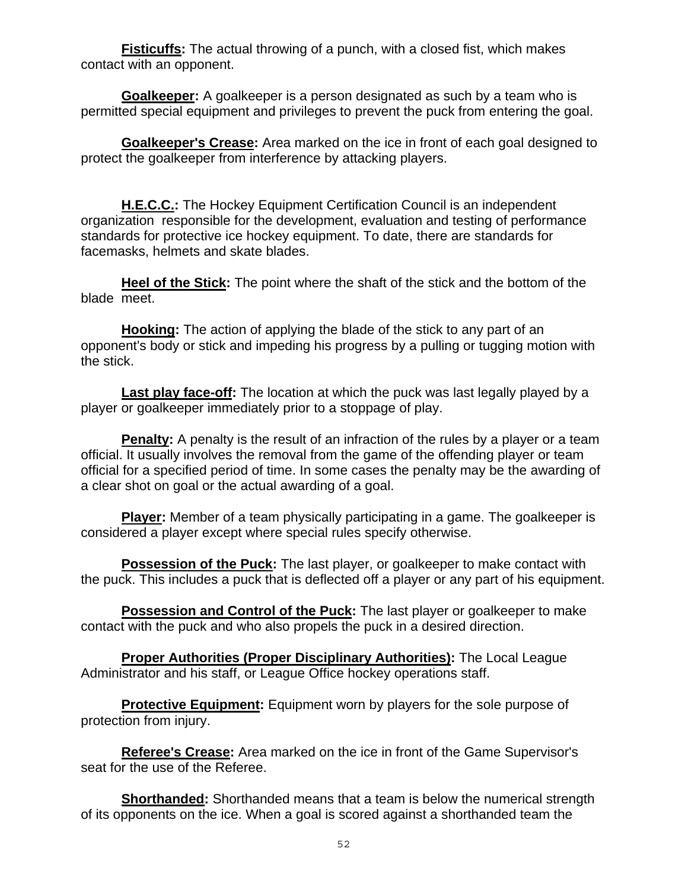**Fisticuffs:** The actual throwing of a punch, with a closed fist, which makes contact with an opponent.

**Goalkeeper:** A goalkeeper is a person designated as such by a team who is permitted special equipment and privileges to prevent the puck from entering the goal.

**Goalkeeper's Crease:** Area marked on the ice in front of each goal designed to protect the goalkeeper from interference by attacking players.

**H.E.C.C.:** The Hockey Equipment Certification Council is an independent organization responsible for the development, evaluation and testing of performance standards for protective ice hockey equipment. To date, there are standards for facemasks, helmets and skate blades.

**Heel of the Stick:** The point where the shaft of the stick and the bottom of the blade meet.

**Hooking:** The action of applying the blade of the stick to any part of an opponent's body or stick and impeding his progress by a pulling or tugging motion with the stick.

**Last play face-off:** The location at which the puck was last legally played by a player or goalkeeper immediately prior to a stoppage of play.

**Penalty:** A penalty is the result of an infraction of the rules by a player or a team official. It usually involves the removal from the game of the offending player or team official for a specified period of time. In some cases the penalty may be the awarding of a clear shot on goal or the actual awarding of a goal.

**Player:** Member of a team physically participating in a game. The goalkeeper is considered a player except where special rules specify otherwise.

**Possession of the Puck:** The last player, or goalkeeper to make contact with the puck. This includes a puck that is deflected off a player or any part of his equipment.

**Possession and Control of the Puck:** The last player or goalkeeper to make contact with the puck and who also propels the puck in a desired direction.

**Proper Authorities (Proper Disciplinary Authorities):** The Local League Administrator and his staff, or League Office hockey operations staff.

**Protective Equipment:** Equipment worn by players for the sole purpose of protection from injury.

**Referee's Crease:** Area marked on the ice in front of the Game Supervisor's seat for the use of the Referee.

**Shorthanded:** Shorthanded means that a team is below the numerical strength of its opponents on the ice. When a goal is scored against a shorthanded team the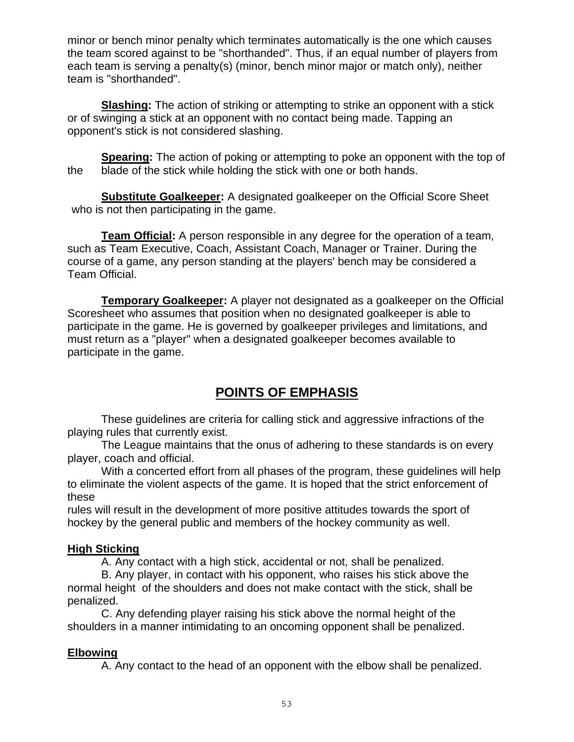minor or bench minor penalty which terminates automatically is the one which causes the team scored against to be "shorthanded". Thus, if an equal number of players from each team is serving a penalty(s) (minor, bench minor major or match only), neither team is "shorthanded".

**Slashing:** The action of striking or attempting to strike an opponent with a stick or of swinging a stick at an opponent with no contact being made. Tapping an opponent's stick is not considered slashing.

**Spearing:** The action of poking or attempting to poke an opponent with the top of the blade of the stick while holding the stick with one or both hands.

**Substitute Goalkeeper:** A designated goalkeeper on the Official Score Sheet who is not then participating in the game.

**Team Official:** A person responsible in any degree for the operation of a team, such as Team Executive, Coach, Assistant Coach, Manager or Trainer. During the course of a game, any person standing at the players' bench may be considered a Team Official.

**Temporary Goalkeeper:** A player not designated as a goalkeeper on the Official Scoresheet who assumes that position when no designated goalkeeper is able to participate in the game. He is governed by goalkeeper privileges and limitations, and must return as a "player" when a designated goalkeeper becomes available to participate in the game.

## POINTS OF EMPHASIS

These guidelines are criteria for calling stick and aggressive infractions of the playing rules that currently exist.

The League maintains that the onus of adhering to these standards is on every player, coach and official.

With a concerted effort from all phases of the program, these guidelines will help to eliminate the violent aspects of the game. It is hoped that the strict enforcement of these rules will result in the development of more positive attitudes towards the sport of hockey by the general public and members of the hockey community as well.

### High Sticking

A. Any contact with a high stick, accidental or not, shall be penalized.

B. Any player, in contact with his opponent, who raises his stick above the normal height of the shoulders and does not make contact with the stick, shall be penalized.

C. Any defending player raising his stick above the normal height of the shoulders in a manner intimidating to an oncoming opponent shall be penalized.

### Elbowing

A. Any contact to the head of an opponent with the elbow shall be penalized.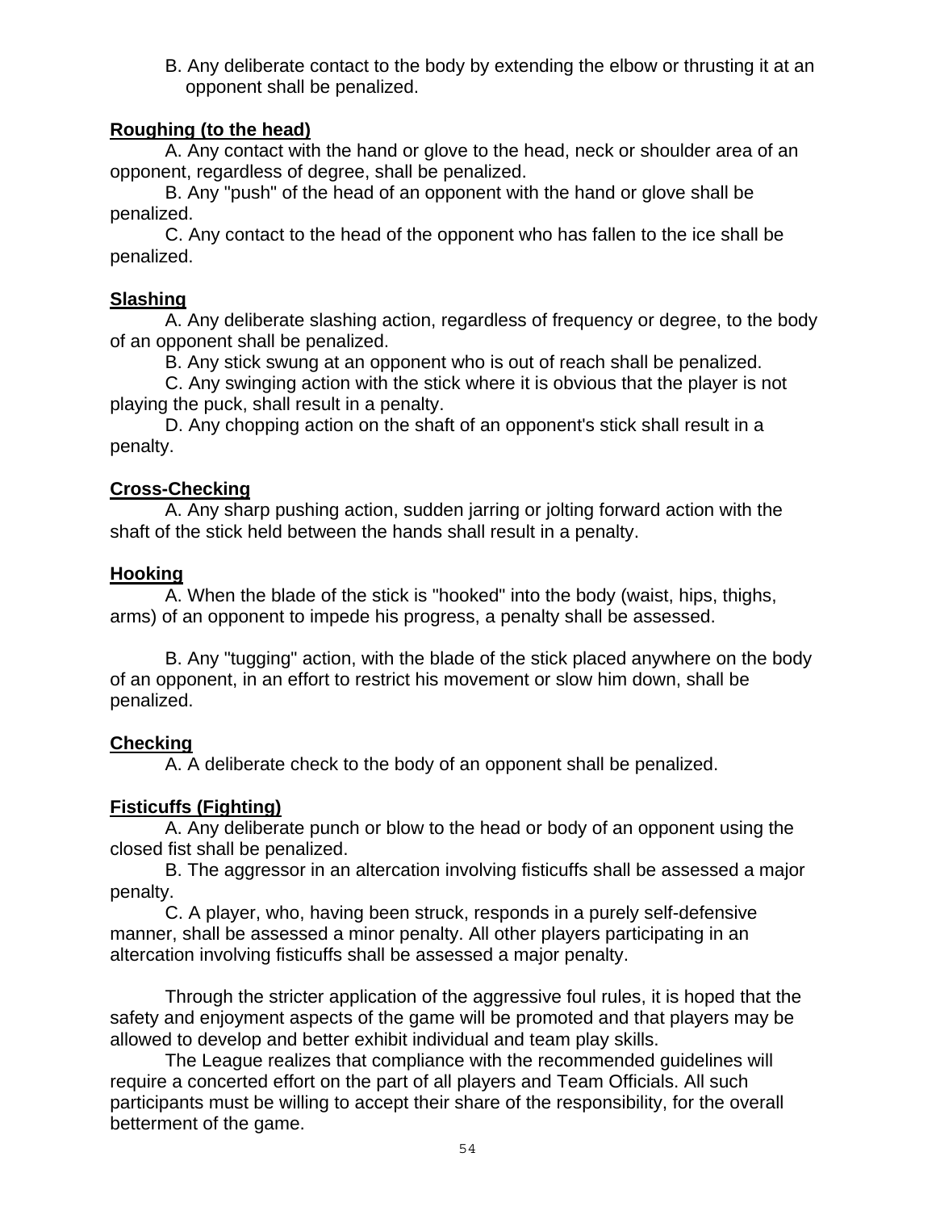B. Any deliberate contact to the body by extending the elbow or thrusting it at an opponent shall be penalized.

**Roughing (to the head)**

A. Any contact with the hand or glove to the head, neck or shoulder area of an opponent, regardless of degree, shall be penalized.

B. Any "push" of the head of an opponent with the hand or glove shall be penalized.

C. Any contact to the head of the opponent who has fallen to the ice shall be penalized.

**Slashing**

A. Any deliberate slashing action, regardless of frequency or degree, to the body of an opponent shall be penalized.

B. Any stick swung at an opponent who is out of reach shall be penalized.

C. Any swinging action with the stick where it is obvious that the player is not playing the puck, shall result in a penalty.

D. Any chopping action on the shaft of an opponent's stick shall result in a penalty.

**Cross-Checking**

A. Any sharp pushing action, sudden jarring or jolting forward action with the shaft of the stick held between the hands shall result in a penalty.

**Hooking**

A. When the blade of the stick is "hooked" into the body (waist, hips, thighs, arms) of an opponent to impede his progress, a penalty shall be assessed.

B. Any "tugging" action, with the blade of the stick placed anywhere on the body of an opponent, in an effort to restrict his movement or slow him down, shall be penalized.

**Checking**

A. A deliberate check to the body of an opponent shall be penalized.

**Fisticuffs (Fighting)**

A. Any deliberate punch or blow to the head or body of an opponent using the closed fist shall be penalized.

B. The aggressor in an altercation involving fisticuffs shall be assessed a major penalty.

C. A player, who, having been struck, responds in a purely self-defensive manner, shall be assessed a minor penalty. All other players participating in an altercation involving fisticuffs shall be assessed a major penalty.

Through the stricter application of the aggressive foul rules, it is hoped that the safety and enjoyment aspects of the game will be promoted and that players may be allowed to develop and better exhibit individual and team play skills.

The League realizes that compliance with the recommended guidelines will require a concerted effort on the part of all players and Team Officials. All such participants must be willing to accept their share of the responsibility, for the overall betterment of the game.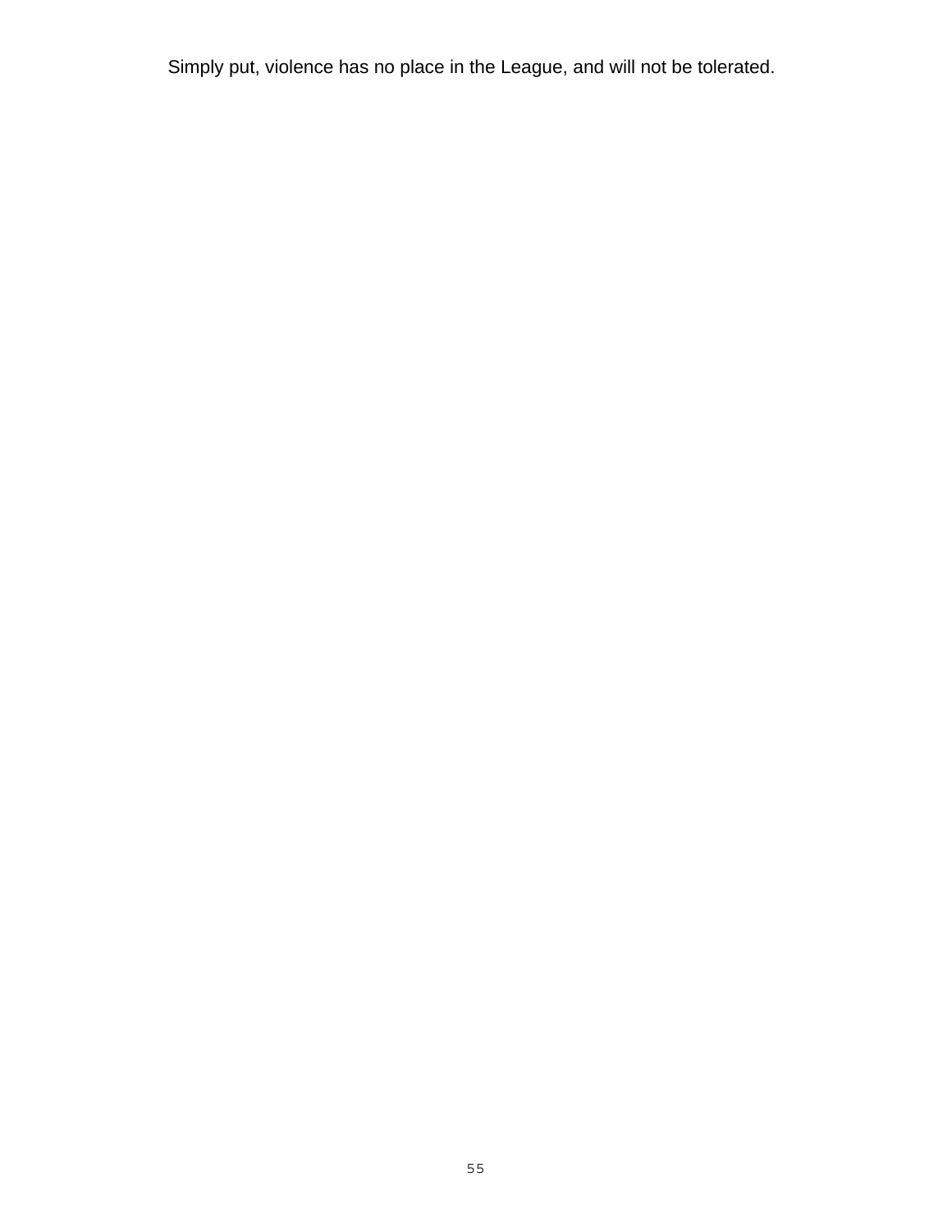Simply put, violence has no place in the League, and will not be tolerated.